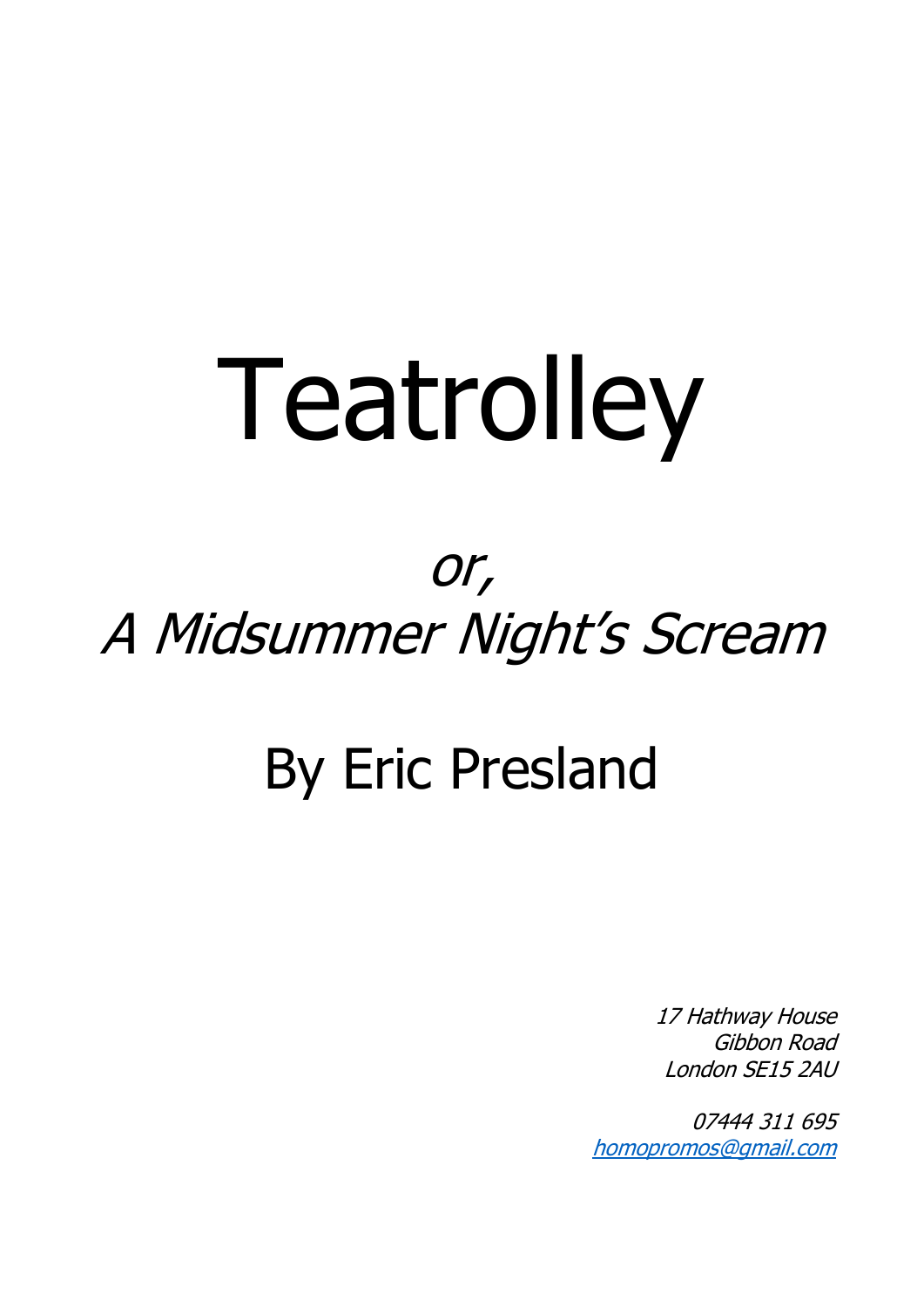# Teatrolley

## *or,*
## *A Midsummer Night's Scream*

## By Eric Presland

*17 Hathway House*
*Gibbon Road*
*London SE15 2AU*

*07444 311 695*
*homopromos@gmail.com*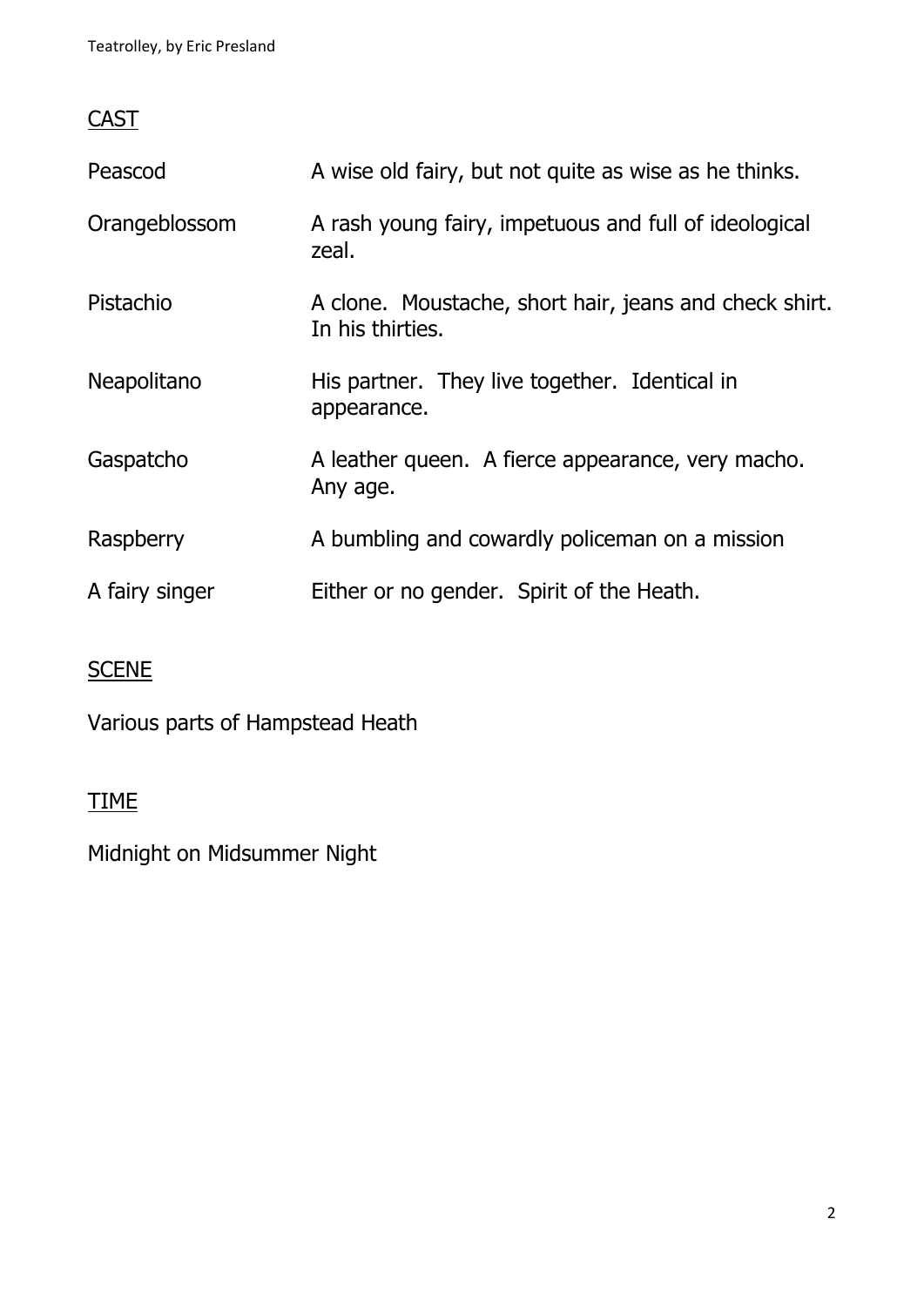## CAST

| | |
|---|---|
| Peascod | A wise old fairy, but not quite as wise as he thinks. |
| Orangeblossom | A rash young fairy, impetuous and full of ideological zeal. |
| Pistachio | A clone. Moustache, short hair, jeans and check shirt. In his thirties. |
| Neapolitano | His partner. They live together. Identical in appearance. |
| Gaspatcho | A leather queen. A fierce appearance, very macho. Any age. |
| Raspberry | A bumbling and cowardly policeman on a mission |
| A fairy singer | Either or no gender. Spirit of the Heath. |

## SCENE

Various parts of Hampstead Heath

## TIME

Midnight on Midsummer Night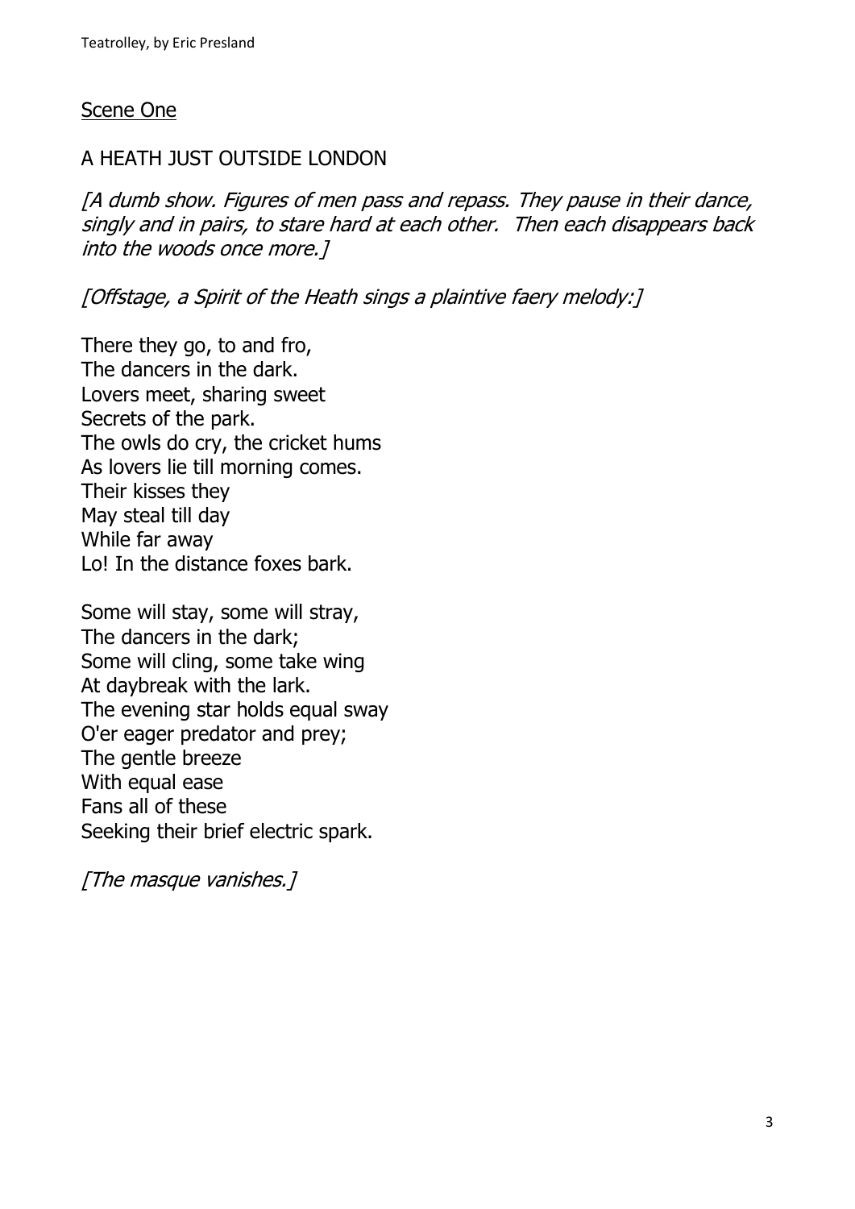## Scene One

A HEATH JUST OUTSIDE LONDON

*[A dumb show. Figures of men pass and repass. They pause in their dance, singly and in pairs, to stare hard at each other. Then each disappears back into the woods once more.]*

*[Offstage, a Spirit of the Heath sings a plaintive faery melody:]*

There they go, to and fro,
The dancers in the dark.
Lovers meet, sharing sweet
Secrets of the park.
The owls do cry, the cricket hums
As lovers lie till morning comes.
Their kisses they
May steal till day
While far away
Lo! In the distance foxes bark.

Some will stay, some will stray,
The dancers in the dark;
Some will cling, some take wing
At daybreak with the lark.
The evening star holds equal sway
O'er eager predator and prey;
The gentle breeze
With equal ease
Fans all of these
Seeking their brief electric spark.

*[The masque vanishes.]*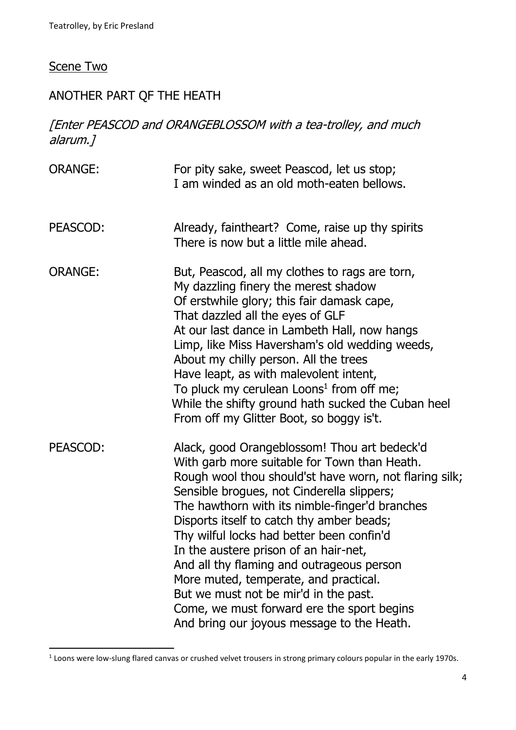## Scene Two

ANOTHER PART QF THE HEATH

*[Enter PEASCOD and ORANGEBLOSSOM with a tea-trolley, and much alarum.]*

ORANGE:
For pity sake, sweet Peascod, let us stop;
I am winded as an old moth-eaten bellows.

PEASCOD:
Already, faintheart? Come, raise up thy spirits
There is now but a little mile ahead.

ORANGE:
But, Peascod, all my clothes to rags are torn,
My dazzling finery the merest shadow
Of erstwhile glory; this fair damask cape,
That dazzled all the eyes of GLF
At our last dance in Lambeth Hall, now hangs
Limp, like Miss Haversham's old wedding weeds,
About my chilly person. All the trees
Have leapt, as with malevolent intent,
To pluck my cerulean Loons[1] from off me;
While the shifty ground hath sucked the Cuban heel
From off my Glitter Boot, so boggy is't.

PEASCOD:
Alack, good Orangeblossom! Thou art bedeck'd
With garb more suitable for Town than Heath.
Rough wool thou should'st have worn, not flaring silk;
Sensible brogues, not Cinderella slippers;
The hawthorn with its nimble-finger'd branches
Disports itself to catch thy amber beads;
Thy wilful locks had better been confin'd
In the austere prison of an hair-net,
And all thy flaming and outrageous person
More muted, temperate, and practical.
But we must not be mir'd in the past.
Come, we must forward ere the sport begins
And bring our joyous message to the Heath.

---

[1] Loons were low-slung flared canvas or crushed velvet trousers in strong primary colours popular in the early 1970s.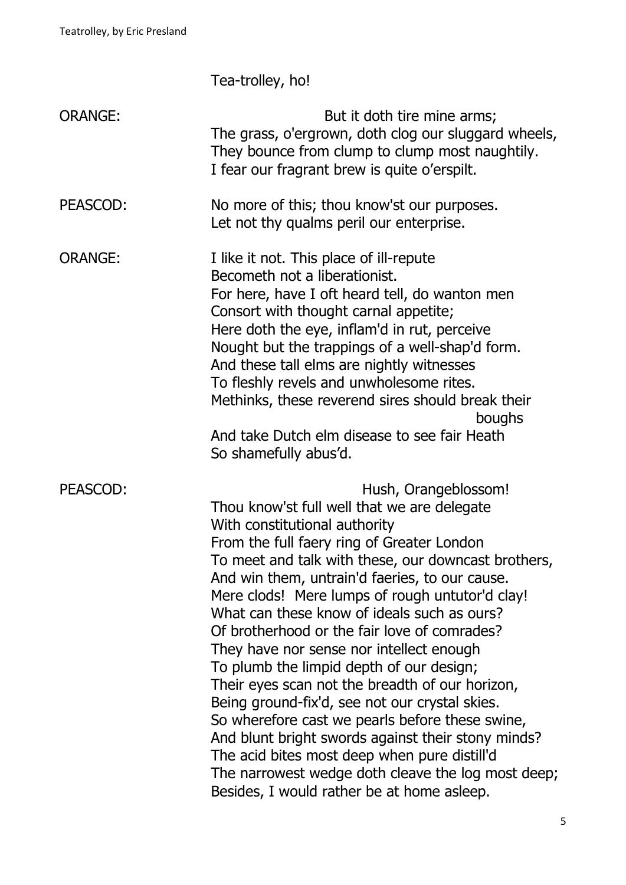Tea-trolley, ho!

ORANGE: But it doth tire mine arms;
The grass, o'ergrown, doth clog our sluggard wheels,
They bounce from clump to clump most naughtily.
I fear our fragrant brew is quite o'erspilt.

PEASCOD: No more of this; thou know'st our purposes.
Let not thy qualms peril our enterprise.

ORANGE: I like it not. This place of ill-repute
Becometh not a liberationist.
For here, have I oft heard tell, do wanton men
Consort with thought carnal appetite;
Here doth the eye, inflam'd in rut, perceive
Nought but the trappings of a well-shap'd form.
And these tall elms are nightly witnesses
To fleshly revels and unwholesome rites.
Methinks, these reverend sires should break their boughs
And take Dutch elm disease to see fair Heath
So shamefully abus'd.

PEASCOD: Hush, Orangeblossom!
Thou know'st full well that we are delegate
With constitutional authority
From the full faery ring of Greater London
To meet and talk with these, our downcast brothers,
And win them, untrain'd faeries, to our cause.
Mere clods! Mere lumps of rough untutor'd clay!
What can these know of ideals such as ours?
Of brotherhood or the fair love of comrades?
They have nor sense nor intellect enough
To plumb the limpid depth of our design;
Their eyes scan not the breadth of our horizon,
Being ground-fix'd, see not our crystal skies.
So wherefore cast we pearls before these swine,
And blunt bright swords against their stony minds?
The acid bites most deep when pure distill'd
The narrowest wedge doth cleave the log most deep;
Besides, I would rather be at home asleep.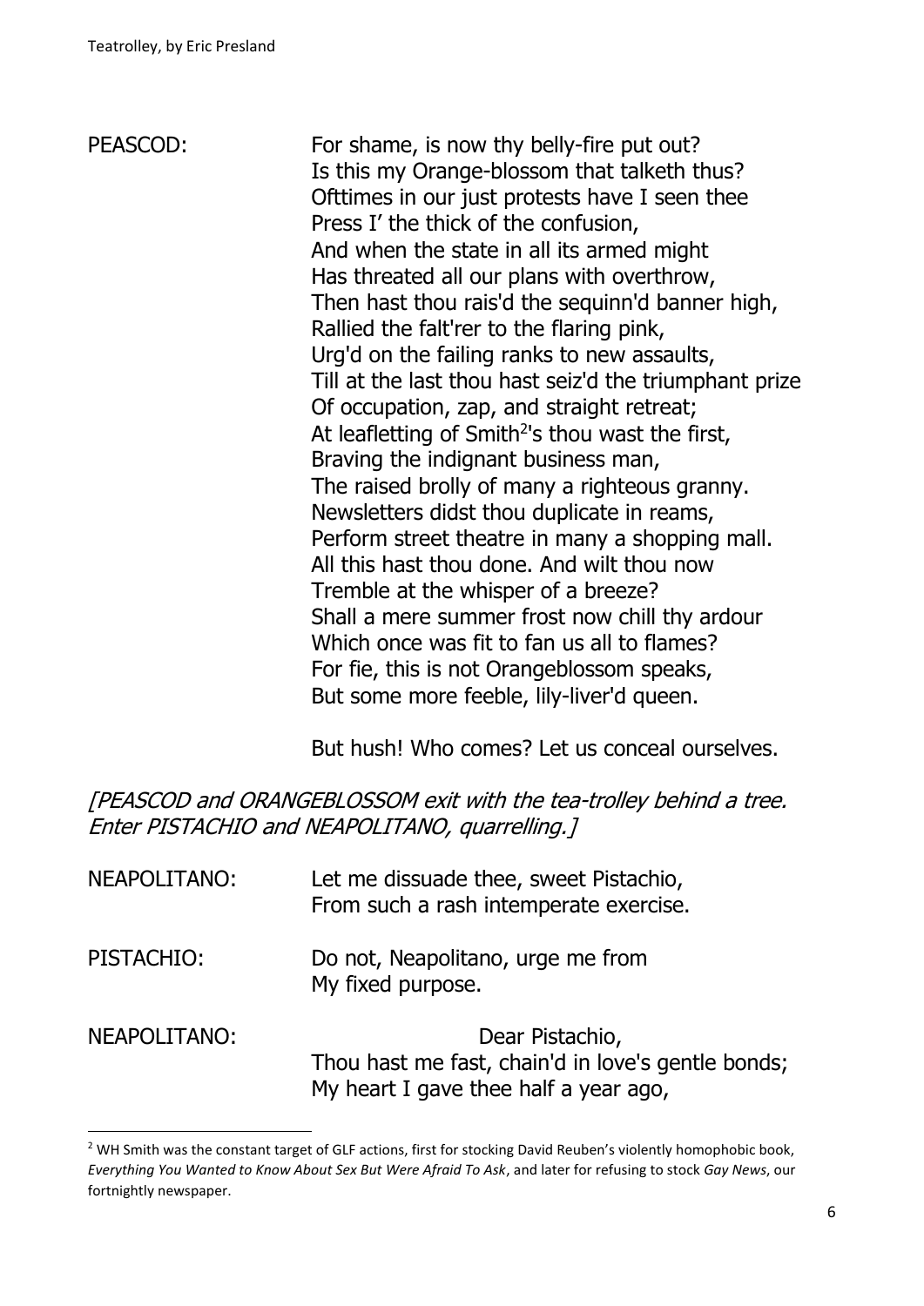PEASCOD: For shame, is now thy belly-fire put out?
Is this my Orange-blossom that talketh thus?
Ofttimes in our just protests have I seen thee
Press I' the thick of the confusion,
And when the state in all its armed might
Has threated all our plans with overthrow,
Then hast thou rais'd the sequinn'd banner high,
Rallied the falt'rer to the flaring pink,
Urg'd on the failing ranks to new assaults,
Till at the last thou hast seiz'd the triumphant prize
Of occupation, zap, and straight retreat;
At leafletting of Smith[2]'s thou wast the first,
Braving the indignant business man,
The raised brolly of many a righteous granny.
Newsletters didst thou duplicate in reams,
Perform street theatre in many a shopping mall.
All this hast thou done. And wilt thou now
Tremble at the whisper of a breeze?
Shall a mere summer frost now chill thy ardour
Which once was fit to fan us all to flames?
For fie, this is not Orangeblossom speaks,
But some more feeble, lily-liver'd queen.

But hush! Who comes? Let us conceal ourselves.

*[PEASCOD and ORANGEBLOSSOM exit with the tea-trolley behind a tree. Enter PISTACHIO and NEAPOLITANO, quarrelling.]*

NEAPOLITANO: Let me dissuade thee, sweet Pistachio,
From such a rash intemperate exercise.

PISTACHIO: Do not, Neapolitano, urge me from
My fixed purpose.

NEAPOLITANO: Dear Pistachio,
Thou hast me fast, chain'd in love's gentle bonds;
My heart I gave thee half a year ago,

---

[2] WH Smith was the constant target of GLF actions, first for stocking David Reuben's violently homophobic book, *Everything You Wanted to Know About Sex But Were Afraid To Ask*, and later for refusing to stock *Gay News*, our fortnightly newspaper.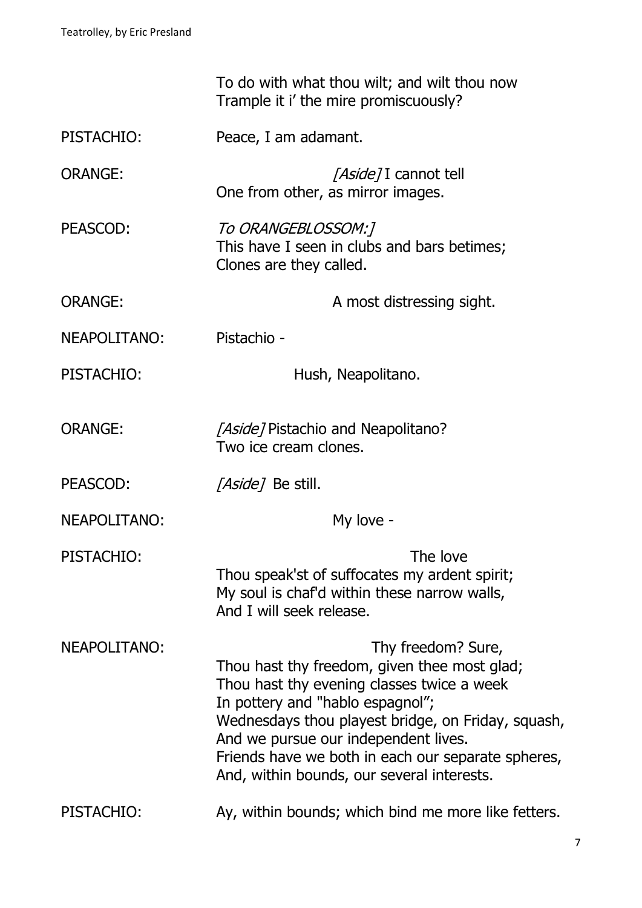To do with what thou wilt; and wilt thou now
Trample it i' the mire promiscuously?

PISTACHIO: Peace, I am adamant.

ORANGE: *[Aside]* I cannot tell
One from other, as mirror images.

PEASCOD: *To ORANGEBLOSSOM:]*
This have I seen in clubs and bars betimes;
Clones are they called.

ORANGE: A most distressing sight.

NEAPOLITANO: Pistachio -

PISTACHIO: Hush, Neapolitano.

ORANGE: *[Aside]* Pistachio and Neapolitano?
Two ice cream clones.

PEASCOD: *[Aside]* Be still.

NEAPOLITANO: My love -

PISTACHIO: The love
Thou speak'st of suffocates my ardent spirit;
My soul is chaf'd within these narrow walls,
And I will seek release.

NEAPOLITANO: Thy freedom? Sure,
Thou hast thy freedom, given thee most glad;
Thou hast thy evening classes twice a week
In pottery and "hablo espagnol";
Wednesdays thou playest bridge, on Friday, squash,
And we pursue our independent lives.
Friends have we both in each our separate spheres,
And, within bounds, our several interests.

PISTACHIO: Ay, within bounds; which bind me more like fetters.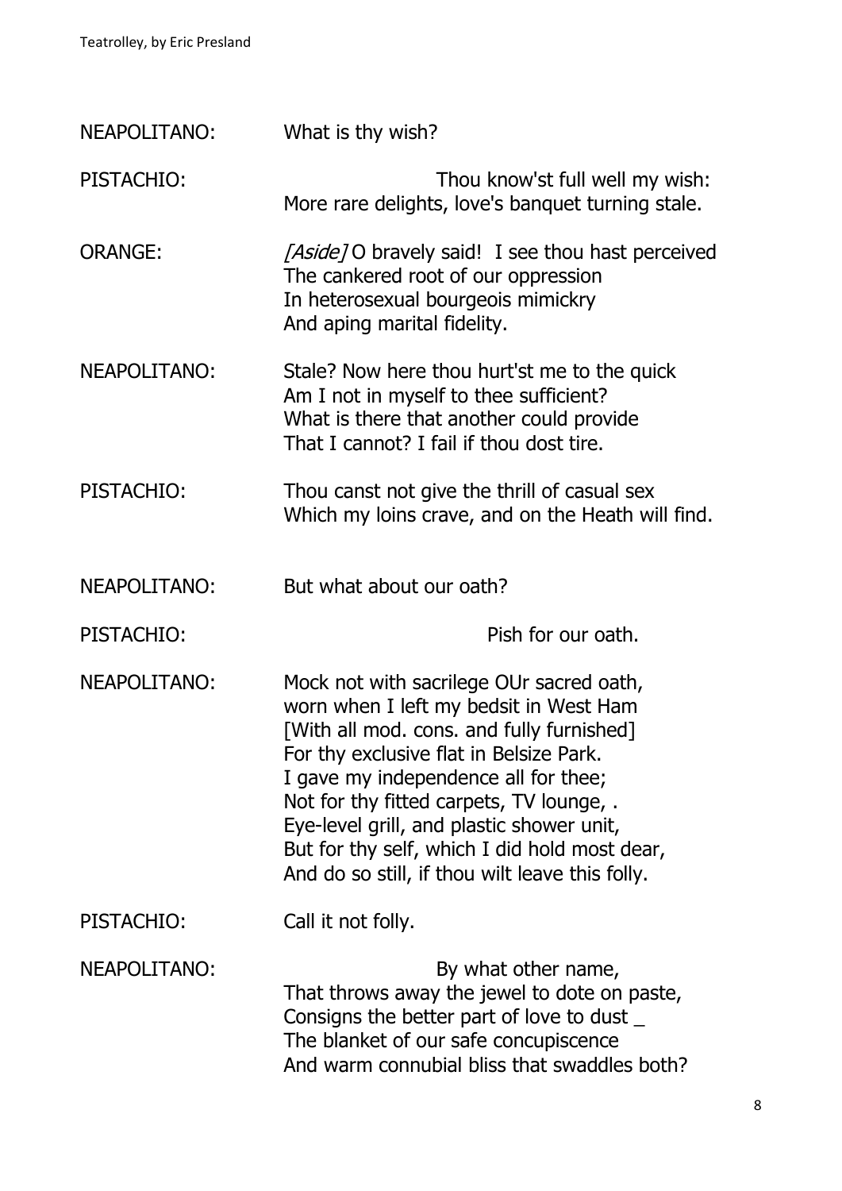NEAPOLITANO: What is thy wish?

PISTACHIO: Thou know'st full well my wish:
More rare delights, love's banquet turning stale.

ORANGE: *[Aside]* O bravely said! I see thou hast perceived
The cankered root of our oppression
In heterosexual bourgeois mimickry
And aping marital fidelity.

NEAPOLITANO: Stale? Now here thou hurt'st me to the quick
Am I not in myself to thee sufficient?
What is there that another could provide
That I cannot? I fail if thou dost tire.

PISTACHIO: Thou canst not give the thrill of casual sex
Which my loins crave, and on the Heath will find.

NEAPOLITANO: But what about our oath?

PISTACHIO: Pish for our oath.

NEAPOLITANO: Mock not with sacrilege OUr sacred oath,
worn when I left my bedsit in West Ham
[With all mod. cons. and fully furnished]
For thy exclusive flat in Belsize Park.
I gave my independence all for thee;
Not for thy fitted carpets, TV lounge, .
Eye-level grill, and plastic shower unit,
But for thy self, which I did hold most dear,
And do so still, if thou wilt leave this folly.

PISTACHIO: Call it not folly.

NEAPOLITANO: By what other name,
That throws away the jewel to dote on paste,
Consigns the better part of love to dust _
The blanket of our safe concupiscence
And warm connubial bliss that swaddles both?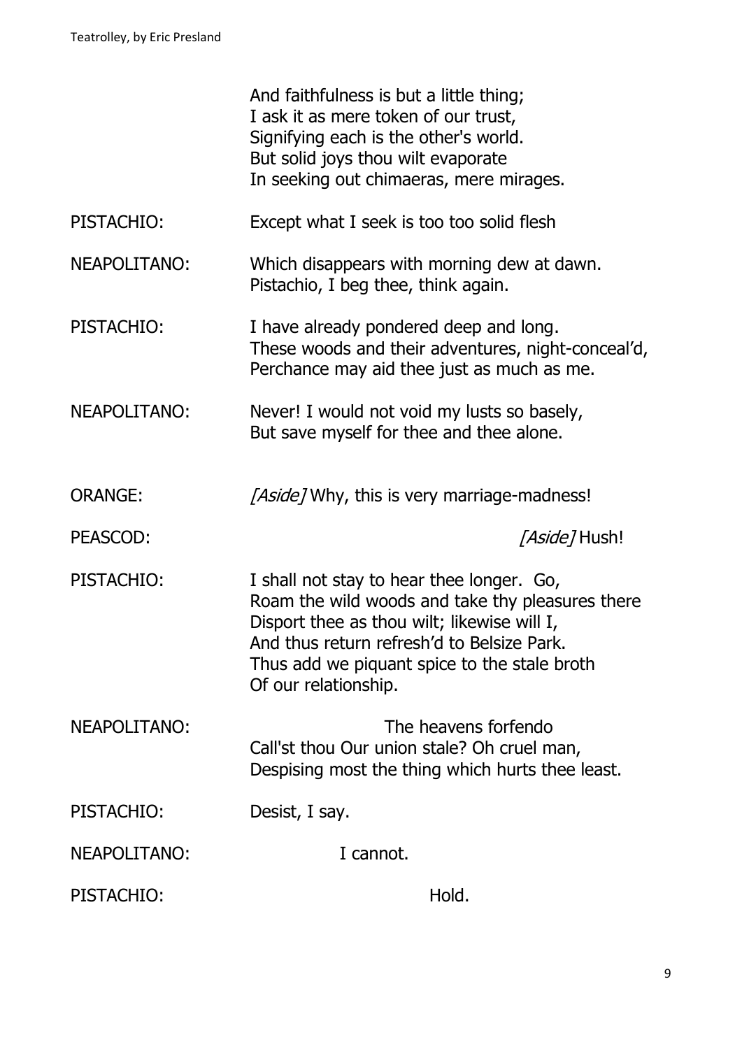And faithfulness is but a little thing;
I ask it as mere token of our trust,
Signifying each is the other's world.
But solid joys thou wilt evaporate
In seeking out chimaeras, mere mirages.

PISTACHIO: Except what I seek is too too solid flesh

NEAPOLITANO: Which disappears with morning dew at dawn.
Pistachio, I beg thee, think again.

PISTACHIO: I have already pondered deep and long.
These woods and their adventures, night-conceal'd,
Perchance may aid thee just as much as me.

NEAPOLITANO: Never! I would not void my lusts so basely,
But save myself for thee and thee alone.

ORANGE: *[Aside]* Why, this is very marriage-madness!

PEASCOD: *[Aside]* Hush!

PISTACHIO: I shall not stay to hear thee longer. Go,
Roam the wild woods and take thy pleasures there
Disport thee as thou wilt; likewise will I,
And thus return refresh'd to Belsize Park.
Thus add we piquant spice to the stale broth
Of our relationship.

NEAPOLITANO: The heavens forfendo
Call'st thou Our union stale? Oh cruel man,
Despising most the thing which hurts thee least.

PISTACHIO: Desist, I say.

NEAPOLITANO: I cannot.

PISTACHIO: Hold.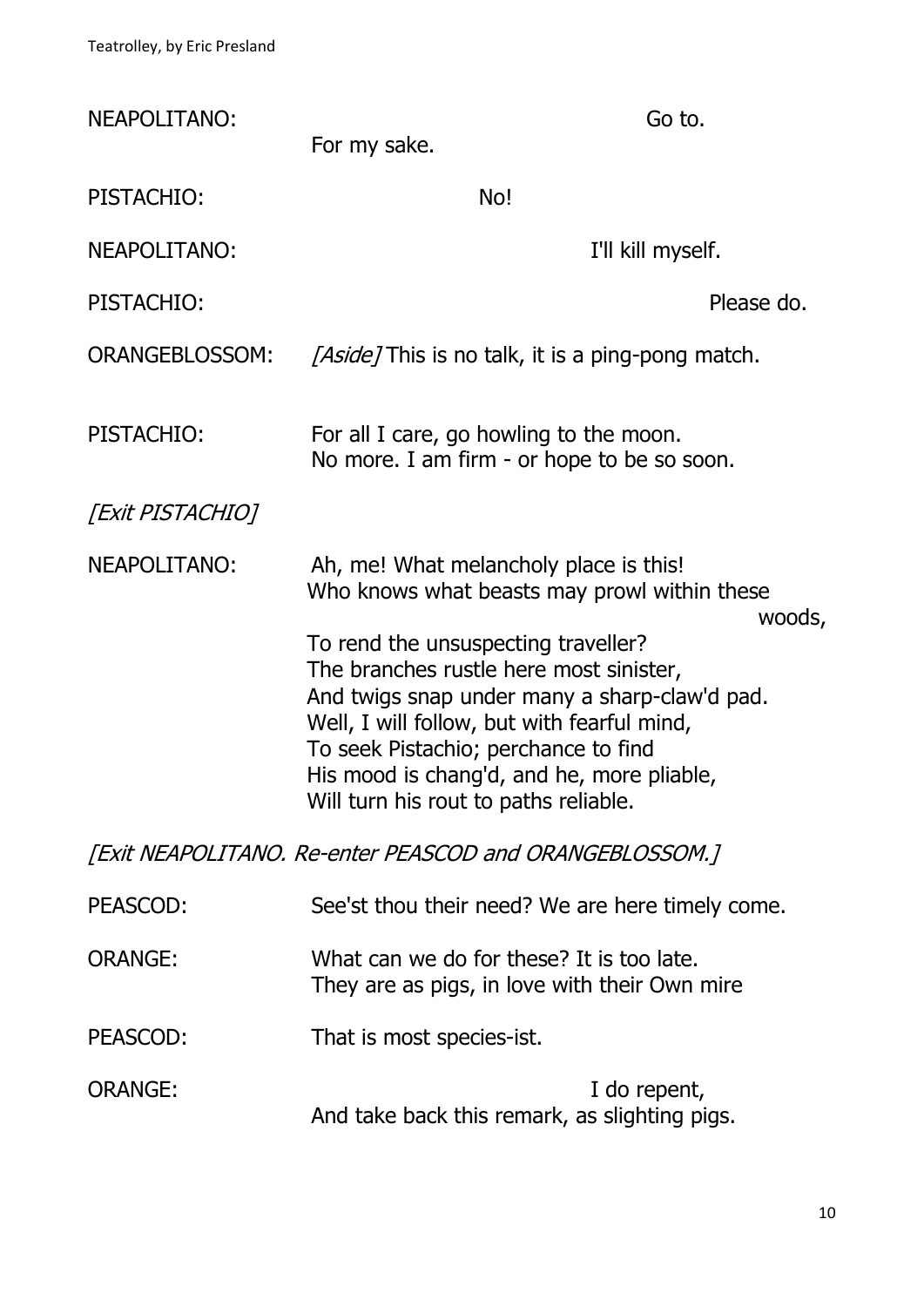NEAPOLITANO: Go to.
For my sake.

PISTACHIO: No!

NEAPOLITANO: I'll kill myself.

PISTACHIO: Please do.

ORANGEBLOSSOM: *[Aside]* This is no talk, it is a ping-pong match.

PISTACHIO: For all I care, go howling to the moon.
No more. I am firm - or hope to be so soon.

*[Exit PISTACHIO]*

NEAPOLITANO: Ah, me! What melancholy place is this!
Who knows what beasts may prowl within these woods,
To rend the unsuspecting traveller?
The branches rustle here most sinister,
And twigs snap under many a sharp-claw'd pad.
Well, I will follow, but with fearful mind,
To seek Pistachio; perchance to find
His mood is chang'd, and he, more pliable,
Will turn his rout to paths reliable.

*[Exit NEAPOLITANO. Re-enter PEASCOD and ORANGEBLOSSOM.]*

PEASCOD: See'st thou their need? We are here timely come.

ORANGE: What can we do for these? It is too late.
They are as pigs, in love with their Own mire

PEASCOD: That is most species-ist.

ORANGE: I do repent,
And take back this remark, as slighting pigs.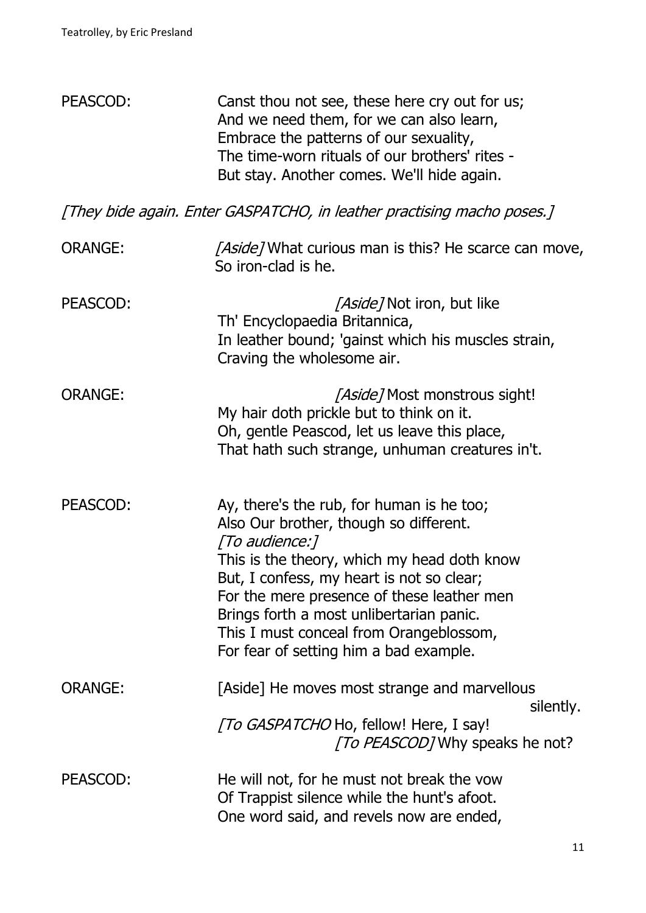PEASCOD: Canst thou not see, these here cry out for us;
And we need them, for we can also learn,
Embrace the patterns of our sexuality,
The time-worn rituals of our brothers' rites -
But stay. Another comes. We'll hide again.

*[They bide again. Enter GASPATCHO, in leather practising macho poses.]*

ORANGE: *[Aside]* What curious man is this? He scarce can move,
So iron-clad is he.

PEASCOD: *[Aside]* Not iron, but like
Th' Encyclopaedia Britannica,
In leather bound; 'gainst which his muscles strain,
Craving the wholesome air.

ORANGE: *[Aside]* Most monstrous sight!
My hair doth prickle but to think on it.
Oh, gentle Peascod, let us leave this place,
That hath such strange, unhuman creatures in't.

PEASCOD: Ay, there's the rub, for human is he too;
Also Our brother, though so different.
*[To audience:]*
This is the theory, which my head doth know
But, I confess, my heart is not so clear;
For the mere presence of these leather men
Brings forth a most unlibertarian panic.
This I must conceal from Orangeblossom,
For fear of setting him a bad example.

ORANGE: [Aside] He moves most strange and marvellous silently.
*[To GASPATCHO* Ho, fellow! Here, I say!
*[To PEASCOD]* Why speaks he not?

PEASCOD: He will not, for he must not break the vow
Of Trappist silence while the hunt's afoot.
One word said, and revels now are ended,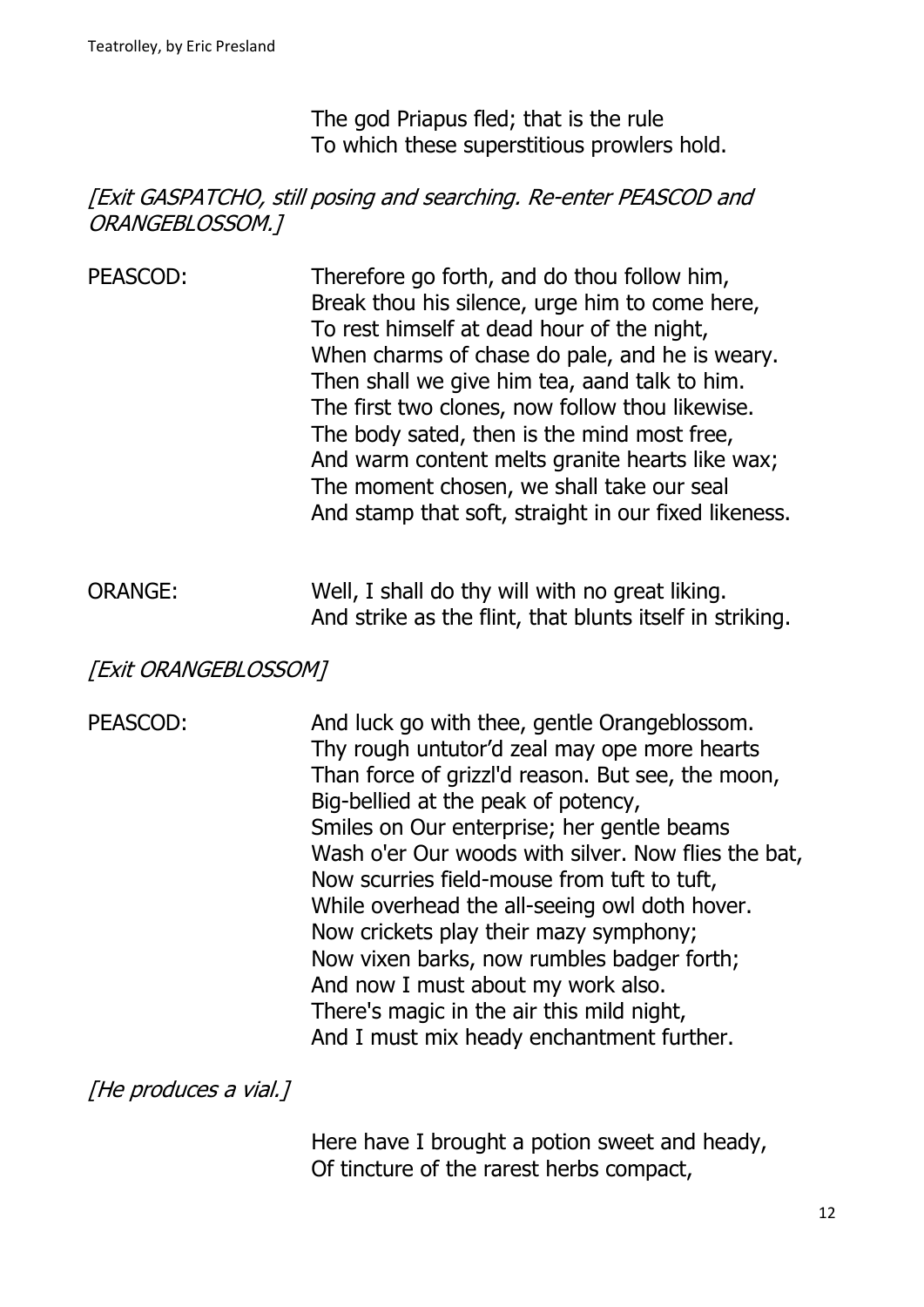The god Priapus fled; that is the rule
To which these superstitious prowlers hold.

*[Exit GASPATCHO, still posing and searching. Re-enter PEASCOD and ORANGEBLOSSOM.]*

PEASCOD: Therefore go forth, and do thou follow him,
Break thou his silence, urge him to come here,
To rest himself at dead hour of the night,
When charms of chase do pale, and he is weary.
Then shall we give him tea, aand talk to him.
The first two clones, now follow thou likewise.
The body sated, then is the mind most free,
And warm content melts granite hearts like wax;
The moment chosen, we shall take our seal
And stamp that soft, straight in our fixed likeness.

ORANGE: Well, I shall do thy will with no great liking.
And strike as the flint, that blunts itself in striking.

*[Exit ORANGEBLOSSOM]*

PEASCOD: And luck go with thee, gentle Orangeblossom.
Thy rough untutor'd zeal may ope more hearts
Than force of grizzl'd reason. But see, the moon,
Big-bellied at the peak of potency,
Smiles on Our enterprise; her gentle beams
Wash o'er Our woods with silver. Now flies the bat,
Now scurries field-mouse from tuft to tuft,
While overhead the all-seeing owl doth hover.
Now crickets play their mazy symphony;
Now vixen barks, now rumbles badger forth;
And now I must about my work also.
There's magic in the air this mild night,
And I must mix heady enchantment further.

*[He produces a vial.]*

Here have I brought a potion sweet and heady,
Of tincture of the rarest herbs compact,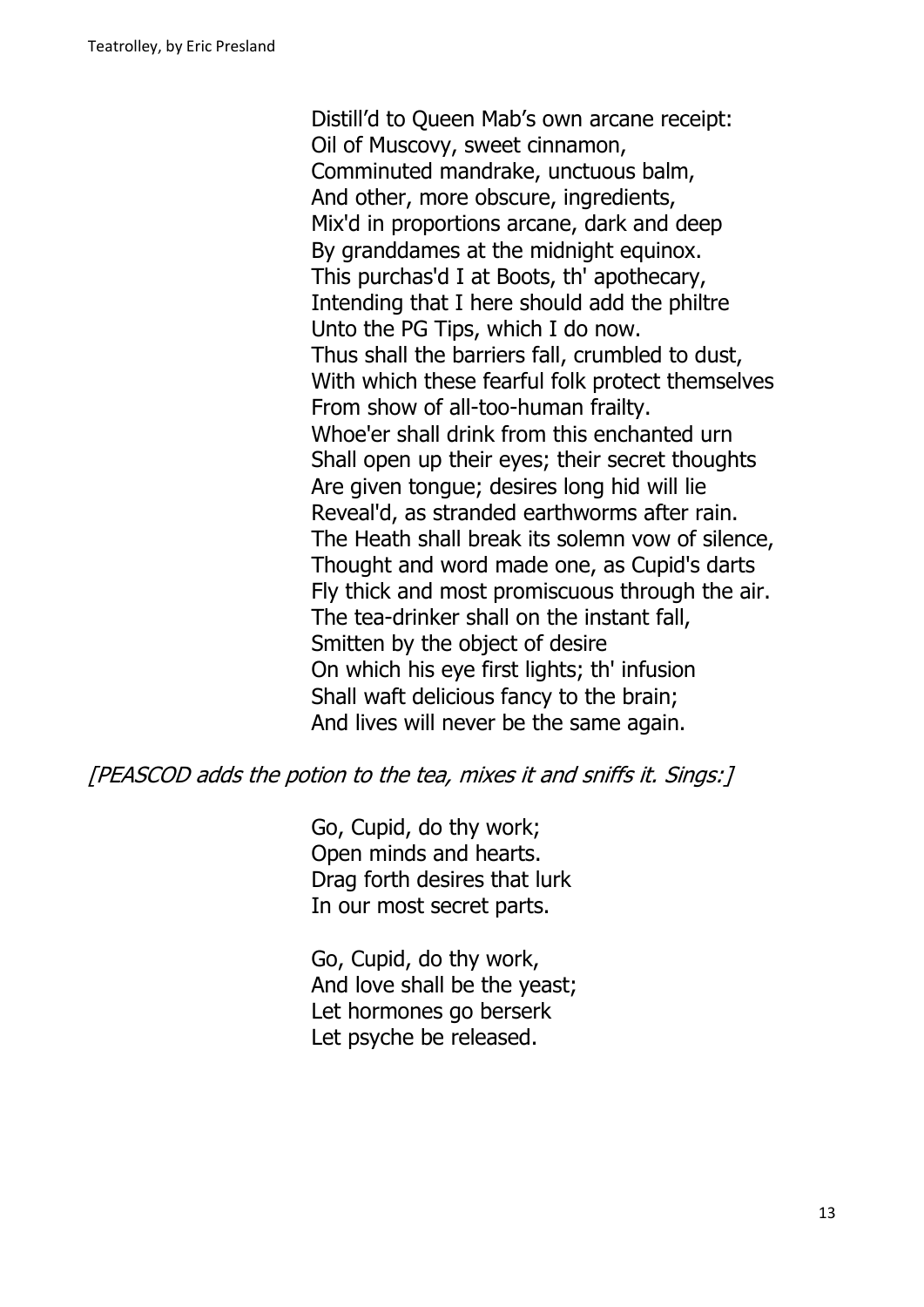Distill'd to Queen Mab's own arcane receipt:
Oil of Muscovy, sweet cinnamon,
Comminuted mandrake, unctuous balm,
And other, more obscure, ingredients,
Mix'd in proportions arcane, dark and deep
By granddames at the midnight equinox.
This purchas'd I at Boots, th' apothecary,
Intending that I here should add the philtre
Unto the PG Tips, which I do now.
Thus shall the barriers fall, crumbled to dust,
With which these fearful folk protect themselves
From show of all-too-human frailty.
Whoe'er shall drink from this enchanted urn
Shall open up their eyes; their secret thoughts
Are given tongue; desires long hid will lie
Reveal'd, as stranded earthworms after rain.
The Heath shall break its solemn vow of silence,
Thought and word made one, as Cupid's darts
Fly thick and most promiscuous through the air.
The tea-drinker shall on the instant fall,
Smitten by the object of desire
On which his eye first lights; th' infusion
Shall waft delicious fancy to the brain;
And lives will never be the same again.

*[PEASCOD adds the potion to the tea, mixes it and sniffs it. Sings:]*

Go, Cupid, do thy work;
Open minds and hearts.
Drag forth desires that lurk
In our most secret parts.

Go, Cupid, do thy work,
And love shall be the yeast;
Let hormones go berserk
Let psyche be released.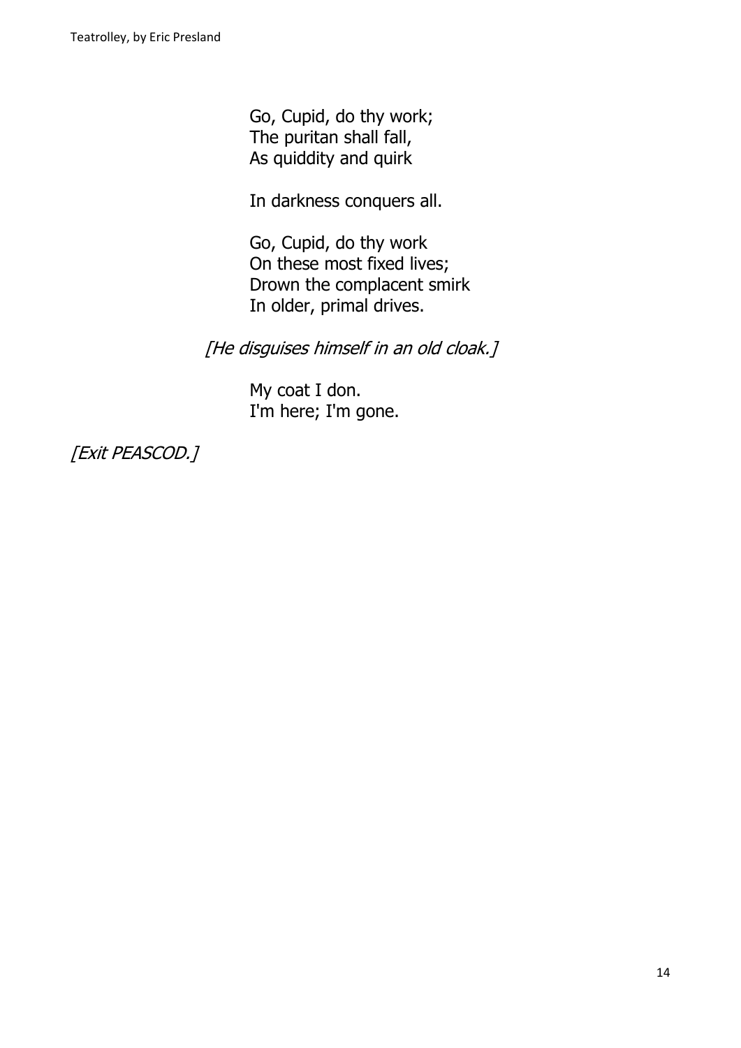Go, Cupid, do thy work;
The puritan shall fall,
As quiddity and quirk

In darkness conquers all.

Go, Cupid, do thy work
On these most fixed lives;
Drown the complacent smirk
In older, primal drives.

*[He disguises himself in an old cloak.]*

My coat I don.
I'm here; I'm gone.

*[Exit PEASCOD.]*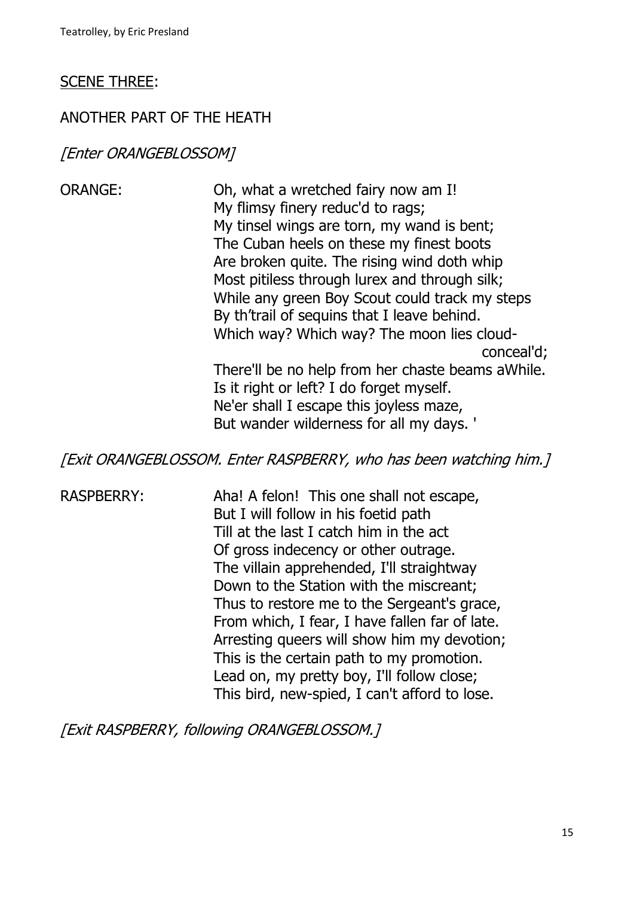## <u>SCENE THREE</u>:

ANOTHER PART OF THE HEATH

*[Enter ORANGEBLOSSOM]*

ORANGE: Oh, what a wretched fairy now am I!
My flimsy finery reduc'd to rags;
My tinsel wings are torn, my wand is bent;
The Cuban heels on these my finest boots
Are broken quite. The rising wind doth whip
Most pitiless through lurex and through silk;
While any green Boy Scout could track my steps
By th'trail of sequins that I leave behind.
Which way? Which way? The moon lies cloud-conceal'd;
There'll be no help from her chaste beams aWhile.
Is it right or left? I do forget myself.
Ne'er shall I escape this joyless maze,
But wander wilderness for all my days. '

*[Exit ORANGEBLOSSOM. Enter RASPBERRY, who has been watching him.]*

RASPBERRY: Aha! A felon! This one shall not escape,
But I will follow in his foetid path
Till at the last I catch him in the act
Of gross indecency or other outrage.
The villain apprehended, I'll straightway
Down to the Station with the miscreant;
Thus to restore me to the Sergeant's grace,
From which, I fear, I have fallen far of late.
Arresting queers will show him my devotion;
This is the certain path to my promotion.
Lead on, my pretty boy, I'll follow close;
This bird, new-spied, I can't afford to lose.

*[Exit RASPBERRY, following ORANGEBLOSSOM.]*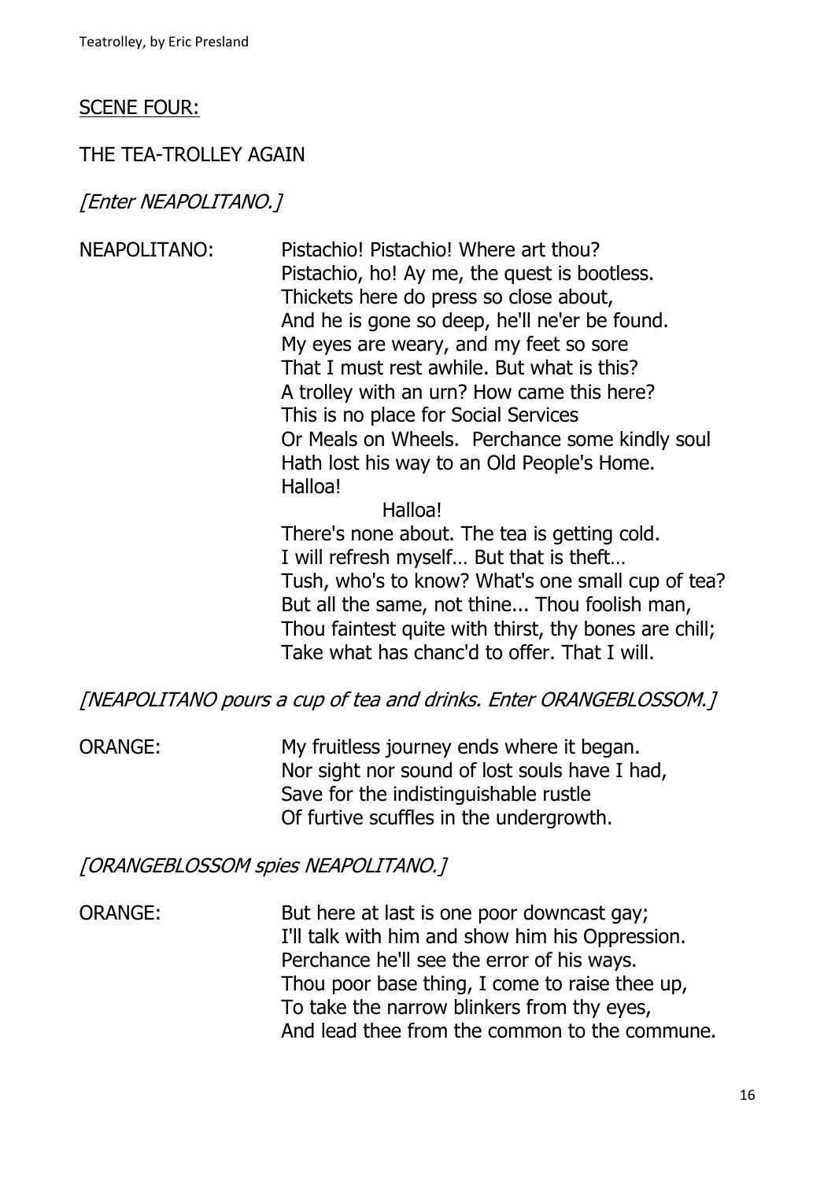SCENE FOUR:

THE TEA-TROLLEY AGAIN

*[Enter NEAPOLITANO.]*

NEAPOLITANO: Pistachio! Pistachio! Where art thou?
Pistachio, ho! Ay me, the quest is bootless.
Thickets here do press so close about,
And he is gone so deep, he'll ne'er be found.
My eyes are weary, and my feet so sore
That I must rest awhile. But what is this?
A trolley with an urn? How came this here?
This is no place for Social Services
Or Meals on Wheels. Perchance some kindly soul
Hath lost his way to an Old People's Home.
Halloa!
Halloa!
There's none about. The tea is getting cold.
I will refresh myself… But that is theft…
Tush, who's to know? What's one small cup of tea?
But all the same, not thine... Thou foolish man,
Thou faintest quite with thirst, thy bones are chill;
Take what has chanc'd to offer. That I will.

*[NEAPOLITANO pours a cup of tea and drinks. Enter ORANGEBLOSSOM.]*

ORANGE: My fruitless journey ends where it began.
Nor sight nor sound of lost souls have I had,
Save for the indistinguishable rustle
Of furtive scuffles in the undergrowth.

*[ORANGEBLOSSOM spies NEAPOLITANO.]*

ORANGE: But here at last is one poor downcast gay;
I'll talk with him and show him his Oppression.
Perchance he'll see the error of his ways.
Thou poor base thing, I come to raise thee up,
To take the narrow blinkers from thy eyes,
And lead thee from the common to the commune.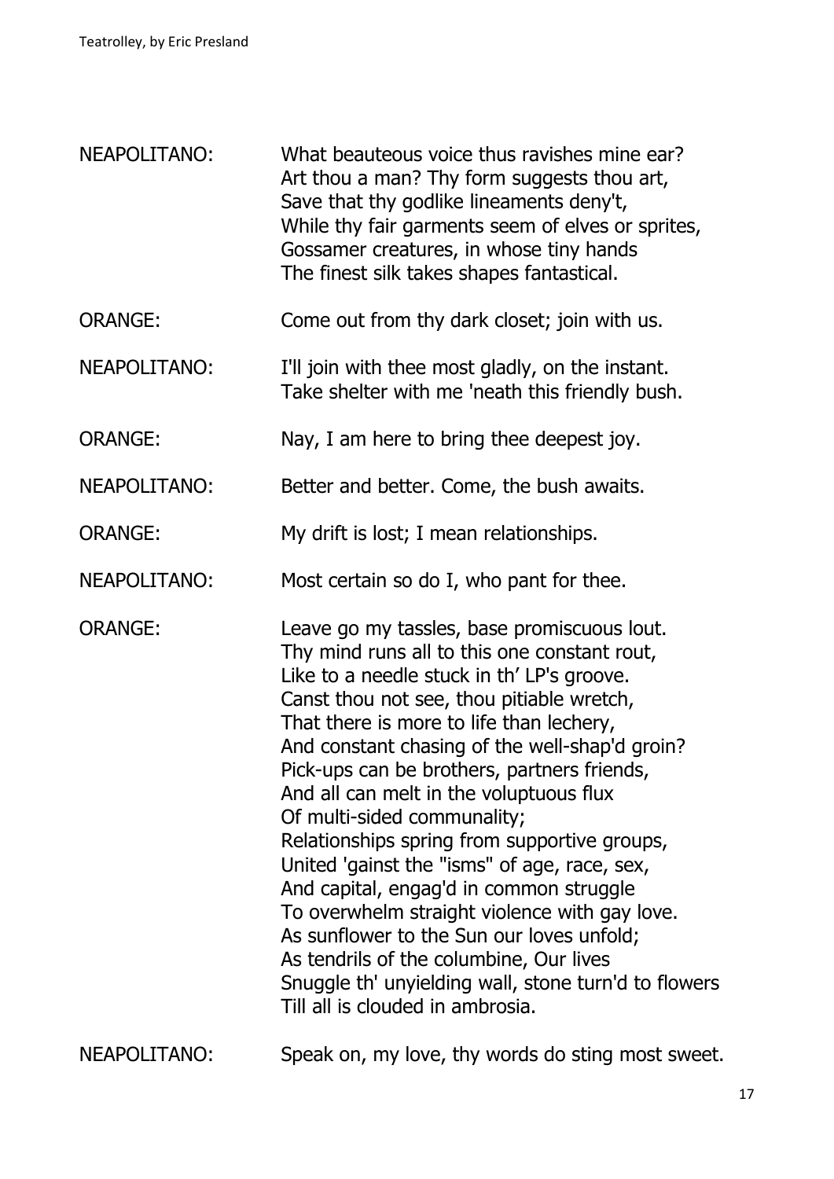NEAPOLITANO: What beauteous voice thus ravishes mine ear?
Art thou a man? Thy form suggests thou art,
Save that thy godlike lineaments deny't,
While thy fair garments seem of elves or sprites,
Gossamer creatures, in whose tiny hands
The finest silk takes shapes fantastical.

ORANGE: Come out from thy dark closet; join with us.

NEAPOLITANO: I'll join with thee most gladly, on the instant.
Take shelter with me 'neath this friendly bush.

ORANGE: Nay, I am here to bring thee deepest joy.

NEAPOLITANO: Better and better. Come, the bush awaits.

ORANGE: My drift is lost; I mean relationships.

NEAPOLITANO: Most certain so do I, who pant for thee.

ORANGE: Leave go my tassles, base promiscuous lout.
Thy mind runs all to this one constant rout,
Like to a needle stuck in th' LP's groove.
Canst thou not see, thou pitiable wretch,
That there is more to life than lechery,
And constant chasing of the well-shap'd groin?
Pick-ups can be brothers, partners friends,
And all can melt in the voluptuous flux
Of multi-sided communality;
Relationships spring from supportive groups,
United 'gainst the "isms" of age, race, sex,
And capital, engag'd in common struggle
To overwhelm straight violence with gay love.
As sunflower to the Sun our loves unfold;
As tendrils of the columbine, Our lives
Snuggle th' unyielding wall, stone turn'd to flowers
Till all is clouded in ambrosia.

NEAPOLITANO: Speak on, my love, thy words do sting most sweet.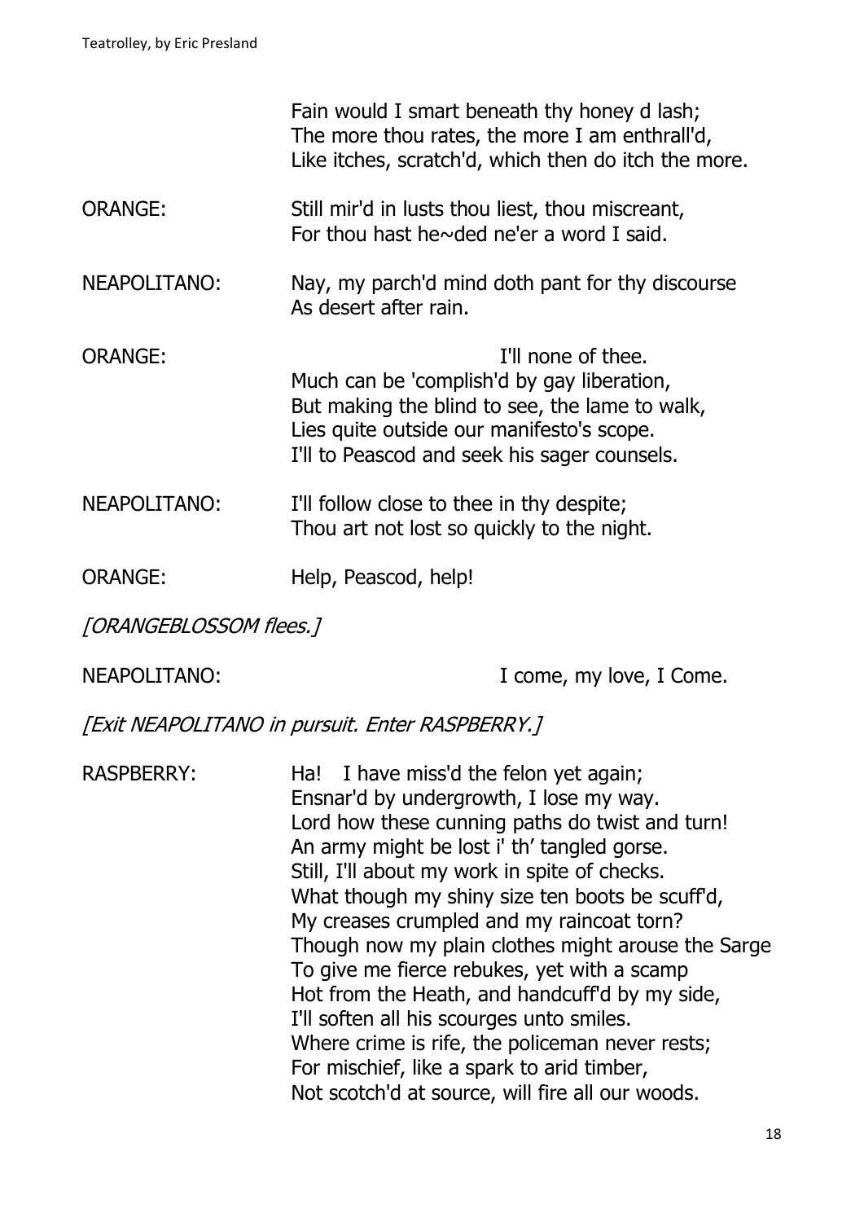Fain would I smart beneath thy honey d lash;
The more thou rates, the more I am enthrall'd,
Like itches, scratch'd, which then do itch the more.

ORANGE: Still mir'd in lusts thou liest, thou miscreant,
For thou hast he~ded ne'er a word I said.

NEAPOLITANO: Nay, my parch'd mind doth pant for thy discourse
As desert after rain.

ORANGE: I'll none of thee.
Much can be 'complish'd by gay liberation,
But making the blind to see, the lame to walk,
Lies quite outside our manifesto's scope.
I'll to Peascod and seek his sager counsels.

NEAPOLITANO: I'll follow close to thee in thy despite;
Thou art not lost so quickly to the night.

ORANGE: Help, Peascod, help!

*[ORANGEBLOSSOM flees.]*

NEAPOLITANO: I come, my love, I Come.

*[Exit NEAPOLITANO in pursuit. Enter RASPBERRY.]*

RASPBERRY: Ha! I have miss'd the felon yet again;
Ensnar'd by undergrowth, I lose my way.
Lord how these cunning paths do twist and turn!
An army might be lost i' th' tangled gorse.
Still, I'll about my work in spite of checks.
What though my shiny size ten boots be scuff'd,
My creases crumpled and my raincoat torn?
Though now my plain clothes might arouse the Sarge
To give me fierce rebukes, yet with a scamp
Hot from the Heath, and handcuff'd by my side,
I'll soften all his scourges unto smiles.
Where crime is rife, the policeman never rests;
For mischief, like a spark to arid timber,
Not scotch'd at source, will fire all our woods.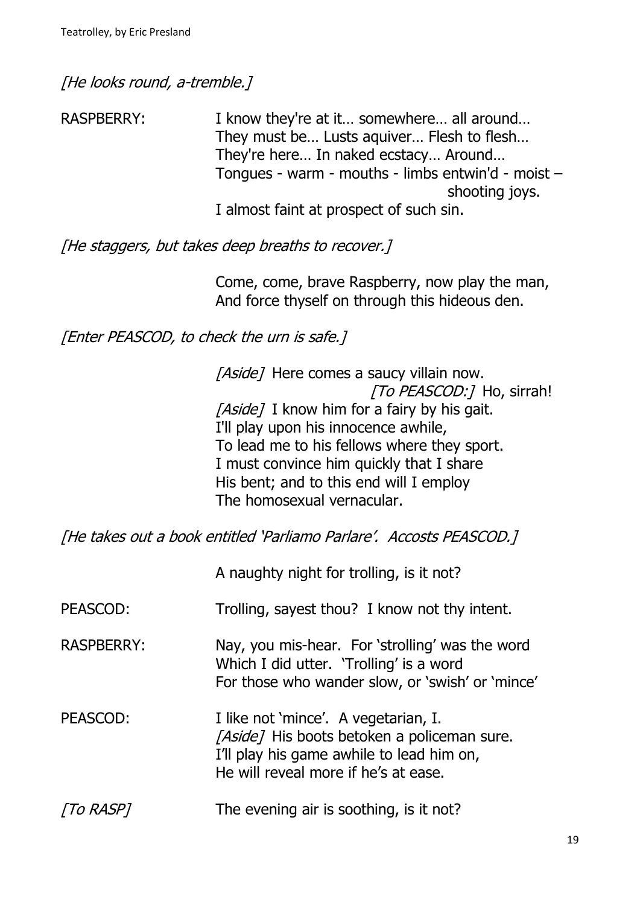*[He looks round, a-tremble.]*

RASPBERRY: I know they're at it… somewhere… all around…
They must be… Lusts aquiver… Flesh to flesh…
They're here… In naked ecstacy… Around…
Tongues - warm - mouths - limbs entwin'd - moist –
shooting joys.
I almost faint at prospect of such sin.

*[He staggers, but takes deep breaths to recover.]*

Come, come, brave Raspberry, now play the man,
And force thyself on through this hideous den.

*[Enter PEASCOD, to check the urn is safe.]*

*[Aside]* Here comes a saucy villain now.
*[To PEASCOD:]* Ho, sirrah!
*[Aside]* I know him for a fairy by his gait.
I'll play upon his innocence awhile,
To lead me to his fellows where they sport.
I must convince him quickly that I share
His bent; and to this end will I employ
The homosexual vernacular.

*[He takes out a book entitled 'Parliamo Parlare'. Accosts PEASCOD.]*

A naughty night for trolling, is it not?

PEASCOD: Trolling, sayest thou? I know not thy intent.

RASPBERRY: Nay, you mis-hear. For 'strolling' was the word
Which I did utter. 'Trolling' is a word
For those who wander slow, or 'swish' or 'mince'

PEASCOD: I like not 'mince'. A vegetarian, I.
*[Aside]* His boots betoken a policeman sure.
I'll play his game awhile to lead him on,
He will reveal more if he's at ease.

*[To RASP]* The evening air is soothing, is it not?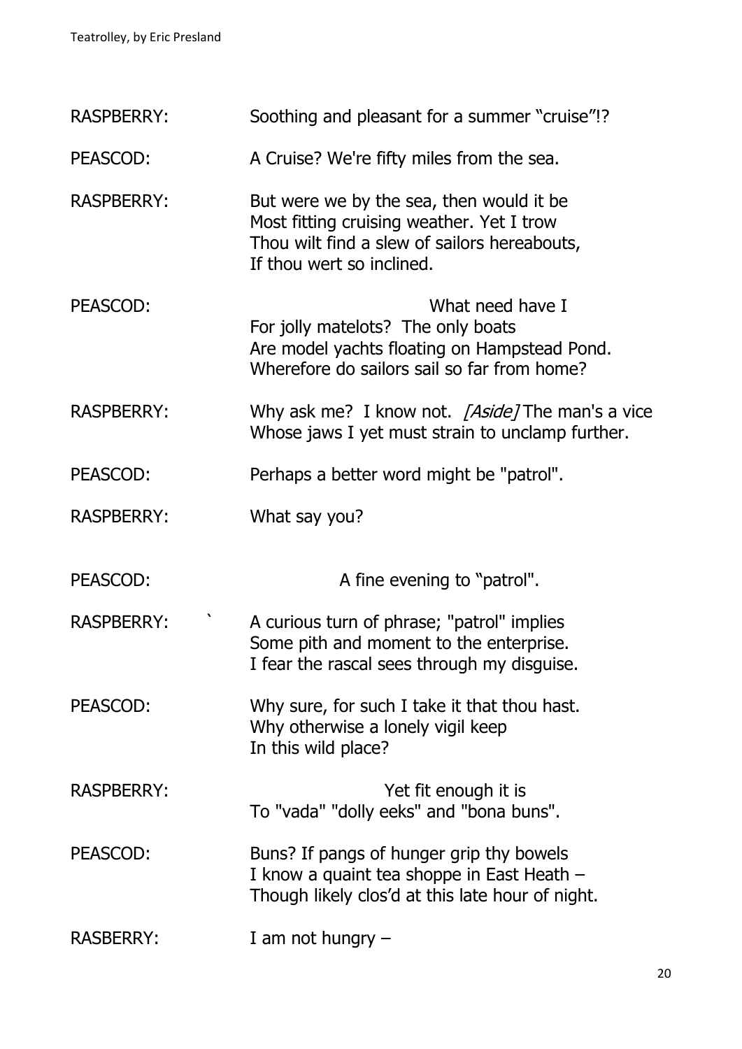RASPBERRY: Soothing and pleasant for a summer "cruise"!?

PEASCOD: A Cruise? We're fifty miles from the sea.

RASPBERRY: But were we by the sea, then would it be
Most fitting cruising weather. Yet I trow
Thou wilt find a slew of sailors hereabouts,
If thou wert so inclined.

PEASCOD: What need have I
For jolly matelots? The only boats
Are model yachts floating on Hampstead Pond.
Wherefore do sailors sail so far from home?

RASPBERRY: Why ask me? I know not. *[Aside]* The man's a vice
Whose jaws I yet must strain to unclamp further.

PEASCOD: Perhaps a better word might be "patrol".

RASPBERRY: What say you?

PEASCOD: A fine evening to "patrol".

RASPBERRY: ` A curious turn of phrase; "patrol" implies
Some pith and moment to the enterprise.
I fear the rascal sees through my disguise.

PEASCOD: Why sure, for such I take it that thou hast.
Why otherwise a lonely vigil keep
In this wild place?

RASPBERRY: Yet fit enough it is
To "vada" "dolly eeks" and "bona buns".

PEASCOD: Buns? If pangs of hunger grip thy bowels
I know a quaint tea shoppe in East Heath –
Though likely clos'd at this late hour of night.

RASBERRY: I am not hungry –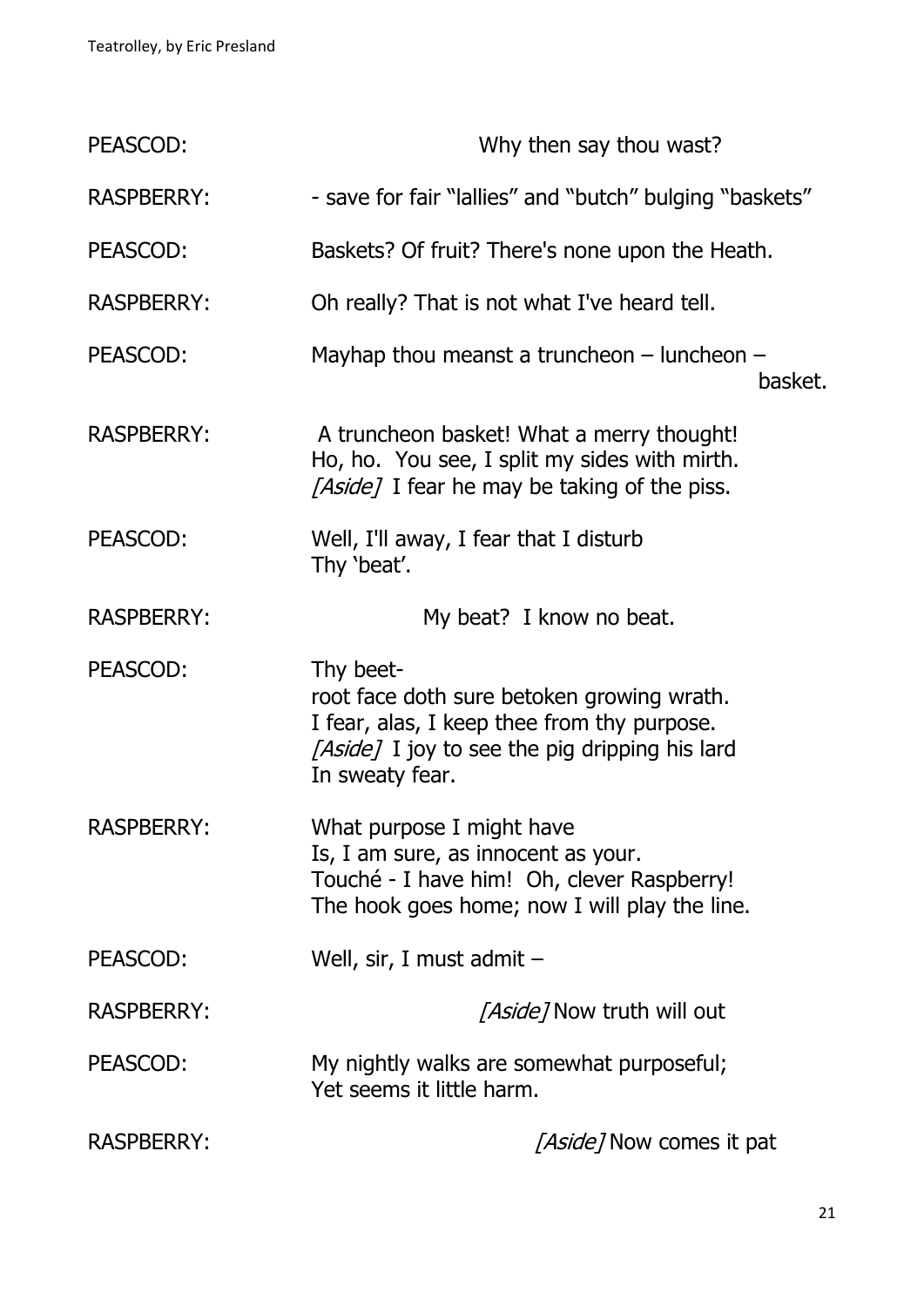PEASCOD: Why then say thou wast?

RASPBERRY: - save for fair "lallies" and "butch" bulging "baskets"

PEASCOD: Baskets? Of fruit? There's none upon the Heath.

RASPBERRY: Oh really? That is not what I've heard tell.

PEASCOD: Mayhap thou meanst a truncheon – luncheon – basket.

RASPBERRY: A truncheon basket! What a merry thought!
Ho, ho. You see, I split my sides with mirth.
*[Aside]* I fear he may be taking of the piss.

PEASCOD: Well, I'll away, I fear that I disturb
Thy 'beat'.

RASPBERRY: My beat? I know no beat.

PEASCOD: Thy beet-
root face doth sure betoken growing wrath.
I fear, alas, I keep thee from thy purpose.
*[Aside]* I joy to see the pig dripping his lard
In sweaty fear.

RASPBERRY: What purpose I might have
Is, I am sure, as innocent as your.
Touché - I have him! Oh, clever Raspberry!
The hook goes home; now I will play the line.

PEASCOD: Well, sir, I must admit –

RASPBERRY: *[Aside]* Now truth will out

PEASCOD: My nightly walks are somewhat purposeful;
Yet seems it little harm.

RASPBERRY: *[Aside]* Now comes it pat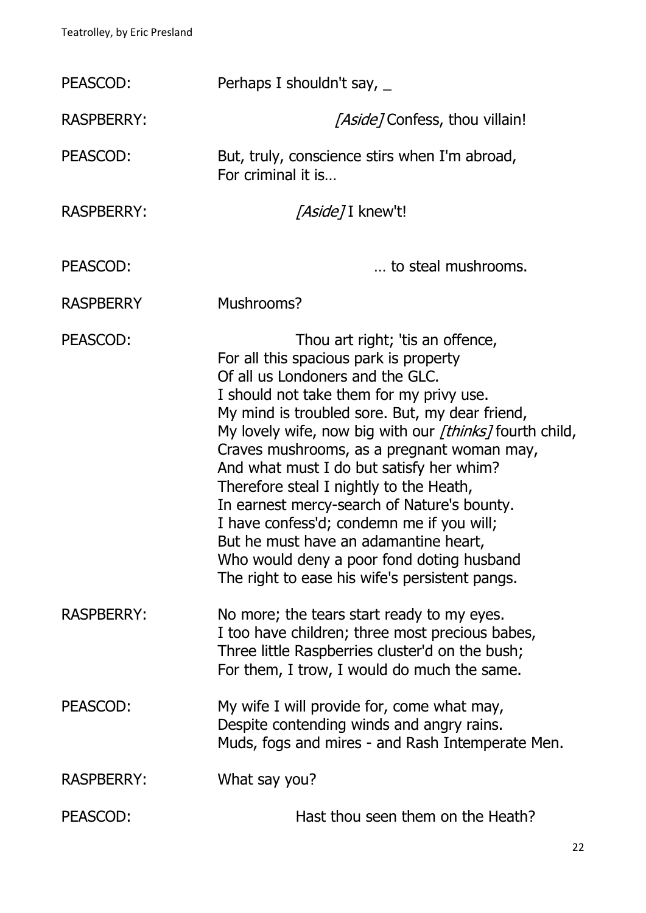PEASCOD: Perhaps I shouldn't say, _

RASPBERRY: *[Aside]* Confess, thou villain!

PEASCOD: But, truly, conscience stirs when I'm abroad,
For criminal it is…

RASPBERRY: *[Aside]* I knew't!

PEASCOD: … to steal mushrooms.

RASPBERRY Mushrooms?

PEASCOD: Thou art right; 'tis an offence,
For all this spacious park is property
Of all us Londoners and the GLC.
I should not take them for my privy use.
My mind is troubled sore. But, my dear friend,
My lovely wife, now big with our *[thinks]* fourth child,
Craves mushrooms, as a pregnant woman may,
And what must I do but satisfy her whim?
Therefore steal I nightly to the Heath,
In earnest mercy-search of Nature's bounty.
I have confess'd; condemn me if you will;
But he must have an adamantine heart,
Who would deny a poor fond doting husband
The right to ease his wife's persistent pangs.

RASPBERRY: No more; the tears start ready to my eyes.
I too have children; three most precious babes,
Three little Raspberries cluster'd on the bush;
For them, I trow, I would do much the same.

PEASCOD: My wife I will provide for, come what may,
Despite contending winds and angry rains.
Muds, fogs and mires - and Rash Intemperate Men.

RASPBERRY: What say you?

PEASCOD: Hast thou seen them on the Heath?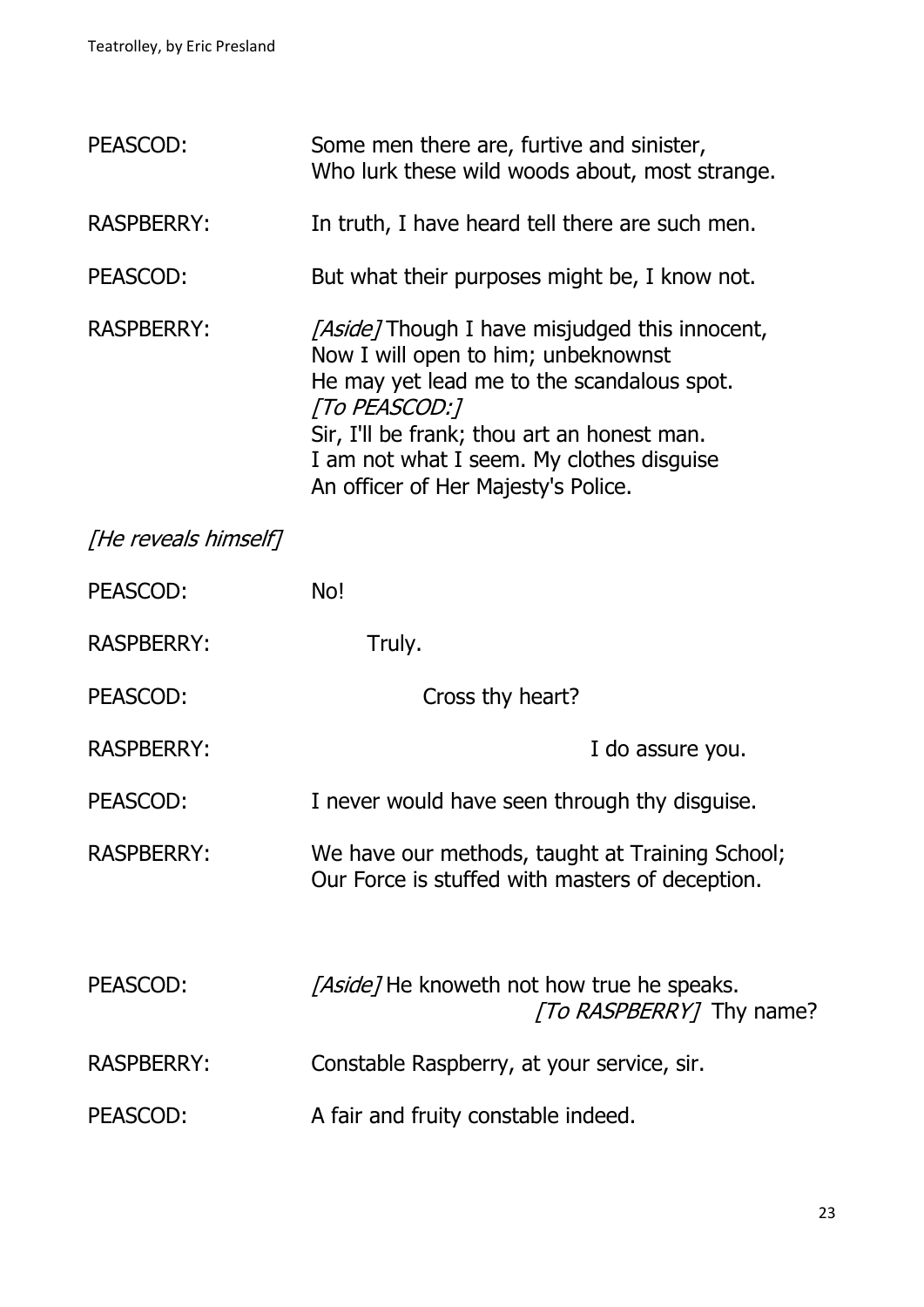PEASCOD: Some men there are, furtive and sinister,
Who lurk these wild woods about, most strange.

RASPBERRY: In truth, I have heard tell there are such men.

PEASCOD: But what their purposes might be, I know not.

RASPBERRY: *[Aside]* Though I have misjudged this innocent,
Now I will open to him; unbeknownst
He may yet lead me to the scandalous spot.
*[To PEASCOD:]*
Sir, I'll be frank; thou art an honest man.
I am not what I seem. My clothes disguise
An officer of Her Majesty's Police.

*[He reveals himself]*

PEASCOD: No!

RASPBERRY: Truly.

PEASCOD: Cross thy heart?

RASPBERRY: I do assure you.

PEASCOD: I never would have seen through thy disguise.

RASPBERRY: We have our methods, taught at Training School;
Our Force is stuffed with masters of deception.

PEASCOD: *[Aside]* He knoweth not how true he speaks.
*[To RASPBERRY]* Thy name?

RASPBERRY: Constable Raspberry, at your service, sir.

PEASCOD: A fair and fruity constable indeed.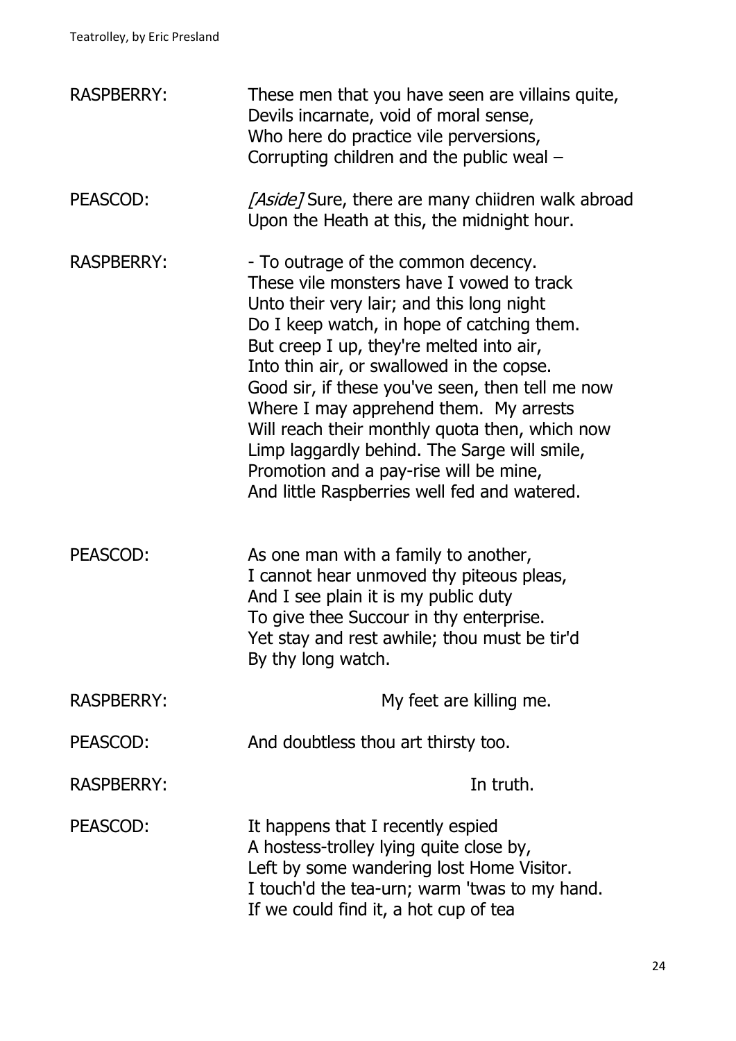RASPBERRY: These men that you have seen are villains quite,
Devils incarnate, void of moral sense,
Who here do practice vile perversions,
Corrupting children and the public weal –

PEASCOD: *[Aside]* Sure, there are many chiidren walk abroad
Upon the Heath at this, the midnight hour.

RASPBERRY: - To outrage of the common decency.
These vile monsters have I vowed to track
Unto their very lair; and this long night
Do I keep watch, in hope of catching them.
But creep I up, they're melted into air,
Into thin air, or swallowed in the copse.
Good sir, if these you've seen, then tell me now
Where I may apprehend them. My arrests
Will reach their monthly quota then, which now
Limp laggardly behind. The Sarge will smile,
Promotion and a pay-rise will be mine,
And little Raspberries well fed and watered.

PEASCOD: As one man with a family to another,
I cannot hear unmoved thy piteous pleas,
And I see plain it is my public duty
To give thee Succour in thy enterprise.
Yet stay and rest awhile; thou must be tir'd
By thy long watch.

RASPBERRY: My feet are killing me.

PEASCOD: And doubtless thou art thirsty too.

RASPBERRY: In truth.

PEASCOD: It happens that I recently espied
A hostess-trolley lying quite close by,
Left by some wandering lost Home Visitor.
I touch'd the tea-urn; warm 'twas to my hand.
If we could find it, a hot cup of tea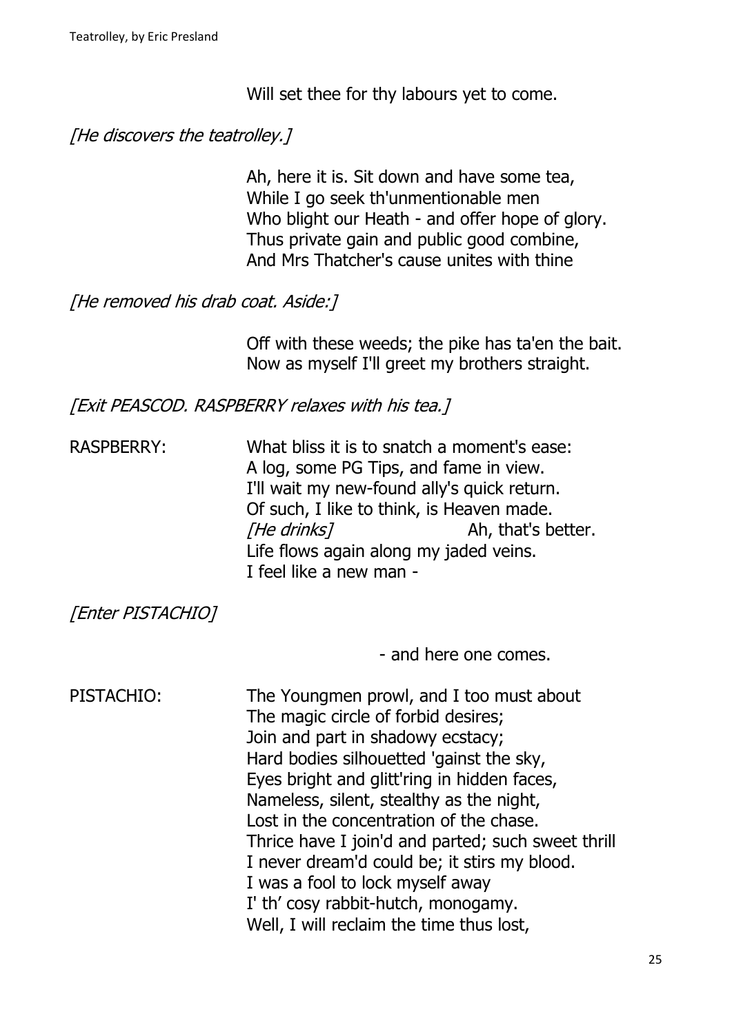Will set thee for thy labours yet to come.

*[He discovers the teatrolley.]*

Ah, here it is. Sit down and have some tea,
While I go seek th'unmentionable men
Who blight our Heath - and offer hope of glory.
Thus private gain and public good combine,
And Mrs Thatcher's cause unites with thine

*[He removed his drab coat. Aside:]*

Off with these weeds; the pike has ta'en the bait.
Now as myself I'll greet my brothers straight.

*[Exit PEASCOD. RASPBERRY relaxes with his tea.]*

RASPBERRY: What bliss it is to snatch a moment's ease:
A log, some PG Tips, and fame in view.
I'll wait my new-found ally's quick return.
Of such, I like to think, is Heaven made.
*[He drinks]* Ah, that's better.
Life flows again along my jaded veins.
I feel like a new man -

*[Enter PISTACHIO]*

\- and here one comes.

PISTACHIO: The Youngmen prowl, and I too must about
The magic circle of forbid desires;
Join and part in shadowy ecstacy;
Hard bodies silhouetted 'gainst the sky,
Eyes bright and glitt'ring in hidden faces,
Nameless, silent, stealthy as the night,
Lost in the concentration of the chase.
Thrice have I join'd and parted; such sweet thrill
I never dream'd could be; it stirs my blood.
I was a fool to lock myself away
I' th' cosy rabbit-hutch, monogamy.
Well, I will reclaim the time thus lost,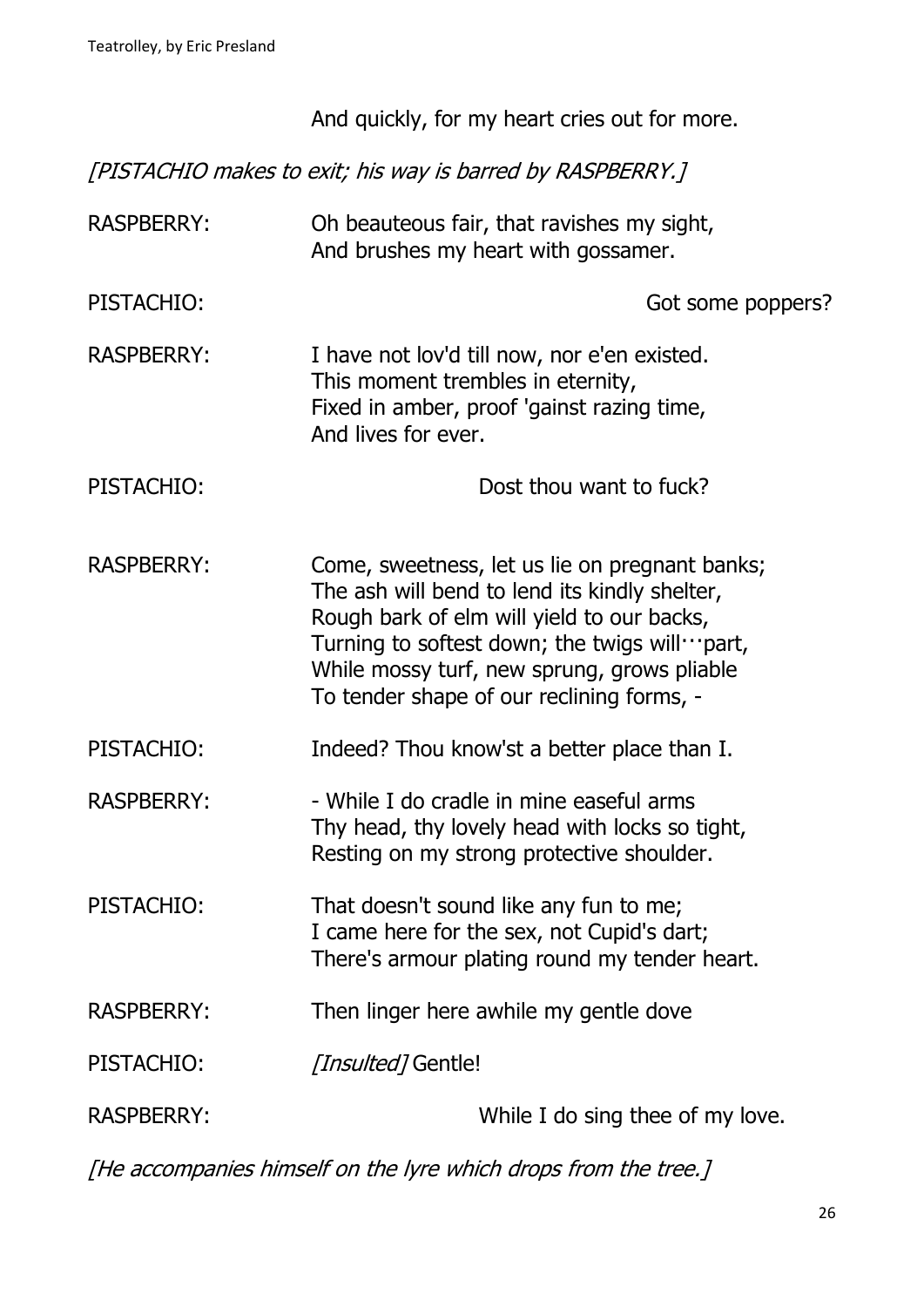And quickly, for my heart cries out for more.

*[PISTACHIO makes to exit; his way is barred by RASPBERRY.]*

RASPBERRY: Oh beauteous fair, that ravishes my sight,
And brushes my heart with gossamer.

PISTACHIO: Got some poppers?

RASPBERRY: I have not lov'd till now, nor e'en existed.
This moment trembles in eternity,
Fixed in amber, proof 'gainst razing time,
And lives for ever.

PISTACHIO: Dost thou want to fuck?

RASPBERRY: Come, sweetness, let us lie on pregnant banks;
The ash will bend to lend its kindly shelter,
Rough bark of elm will yield to our backs,
Turning to softest down; the twigs will···part,
While mossy turf, new sprung, grows pliable
To tender shape of our reclining forms, -

PISTACHIO: Indeed? Thou know'st a better place than I.

RASPBERRY: - While I do cradle in mine easeful arms
Thy head, thy lovely head with locks so tight,
Resting on my strong protective shoulder.

PISTACHIO: That doesn't sound like any fun to me;
I came here for the sex, not Cupid's dart;
There's armour plating round my tender heart.

RASPBERRY: Then linger here awhile my gentle dove

PISTACHIO: *[Insulted]* Gentle!

RASPBERRY: While I do sing thee of my love.

*[He accompanies himself on the lyre which drops from the tree.]*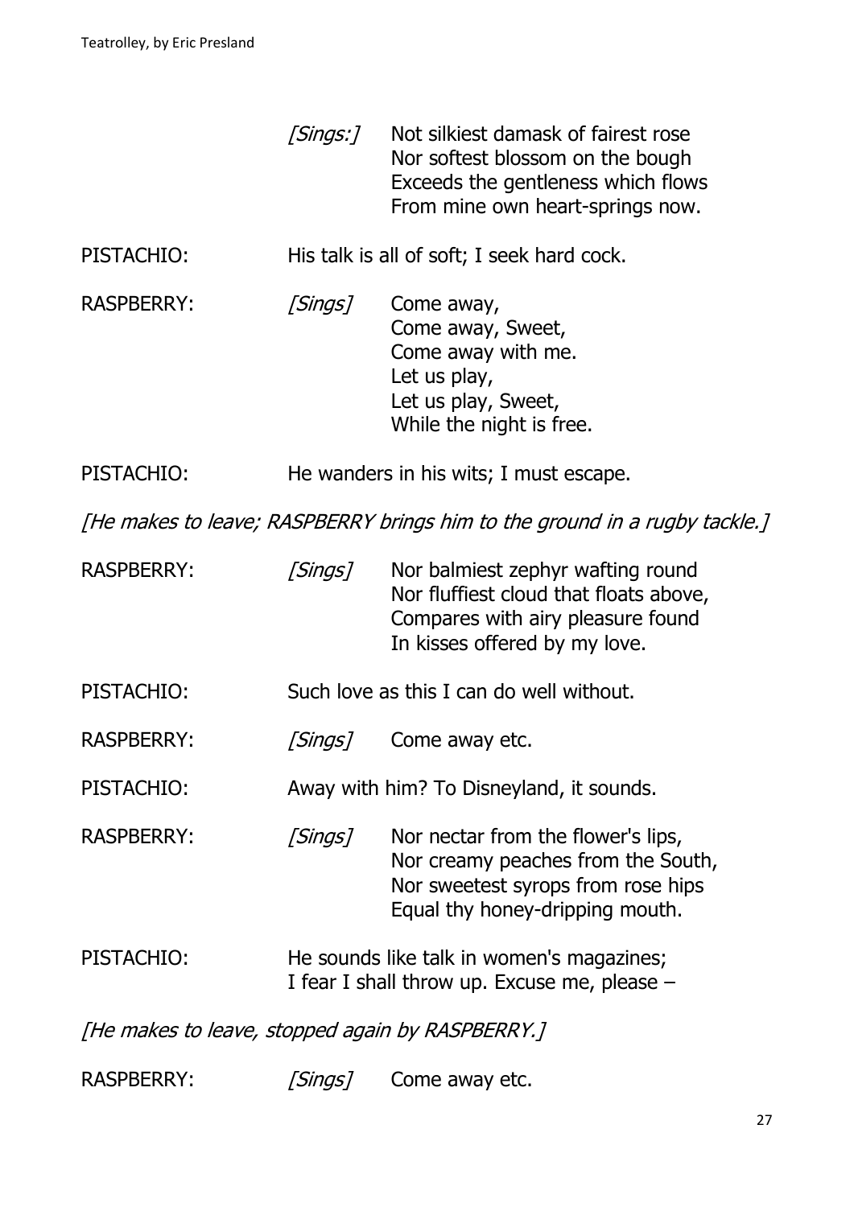*[Sings:]* Not silkiest damask of fairest rose
Nor softest blossom on the bough
Exceeds the gentleness which flows
From mine own heart-springs now.

PISTACHIO: His talk is all of soft; I seek hard cock.

RASPBERRY: *[Sings]* Come away,
Come away, Sweet,
Come away with me.
Let us play,
Let us play, Sweet,
While the night is free.

PISTACHIO: He wanders in his wits; I must escape.

*[He makes to leave; RASPBERRY brings him to the ground in a rugby tackle.]*

RASPBERRY: *[Sings]* Nor balmiest zephyr wafting round
Nor fluffiest cloud that floats above,
Compares with airy pleasure found
In kisses offered by my love.

PISTACHIO: Such love as this I can do well without.

RASPBERRY: *[Sings]* Come away etc.

PISTACHIO: Away with him? To Disneyland, it sounds.

RASPBERRY: *[Sings]* Nor nectar from the flower's lips,
Nor creamy peaches from the South,
Nor sweetest syrops from rose hips
Equal thy honey-dripping mouth.

PISTACHIO: He sounds like talk in women's magazines;
I fear I shall throw up. Excuse me, please –

*[He makes to leave, stopped again by RASPBERRY.]*

RASPBERRY: *[Sings]* Come away etc.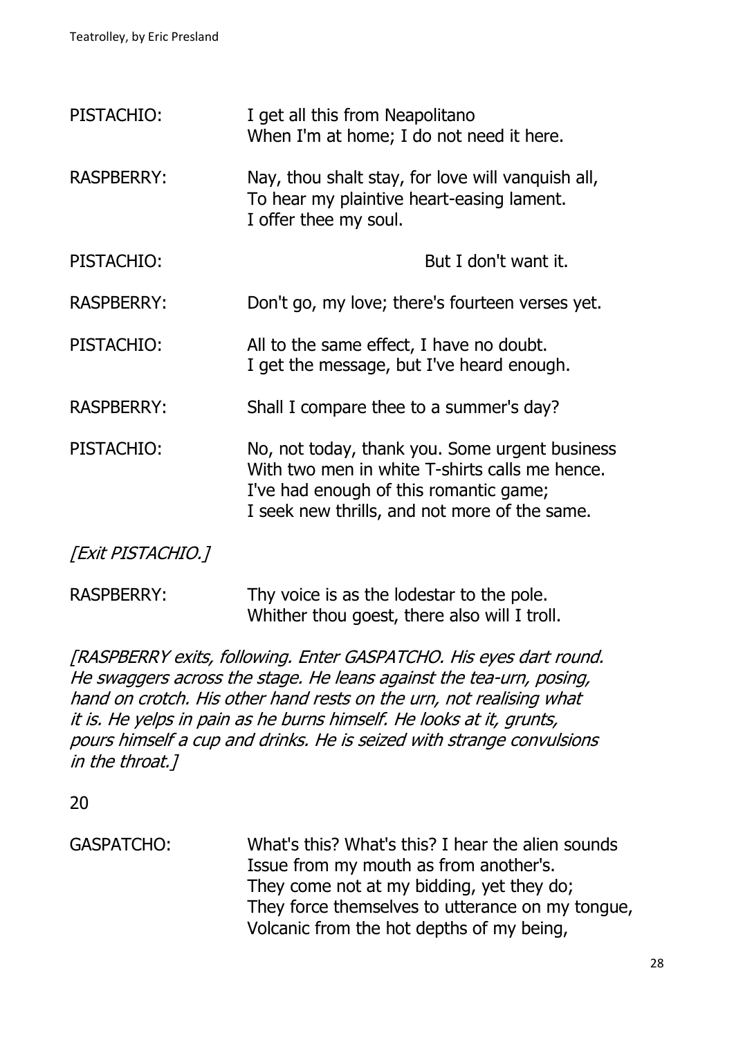PISTACHIO: I get all this from Neapolitano
When I'm at home; I do not need it here.

RASPBERRY: Nay, thou shalt stay, for love will vanquish all,
To hear my plaintive heart-easing lament.
I offer thee my soul.

PISTACHIO: But I don't want it.

RASPBERRY: Don't go, my love; there's fourteen verses yet.

PISTACHIO: All to the same effect, I have no doubt.
I get the message, but I've heard enough.

RASPBERRY: Shall I compare thee to a summer's day?

PISTACHIO: No, not today, thank you. Some urgent business
With two men in white T-shirts calls me hence.
I've had enough of this romantic game;
I seek new thrills, and not more of the same.

*[Exit PISTACHIO.]*

RASPBERRY: Thy voice is as the lodestar to the pole.
Whither thou goest, there also will I troll.

*[RASPBERRY exits, following. Enter GASPATCHO. His eyes dart round. He swaggers across the stage. He leans against the tea-urn, posing, hand on crotch. His other hand rests on the urn, not realising what it is. He yelps in pain as he burns himself. He looks at it, grunts, pours himself a cup and drinks. He is seized with strange convulsions in the throat.]*

20

GASPATCHO: What's this? What's this? I hear the alien sounds
Issue from my mouth as from another's.
They come not at my bidding, yet they do;
They force themselves to utterance on my tongue,
Volcanic from the hot depths of my being,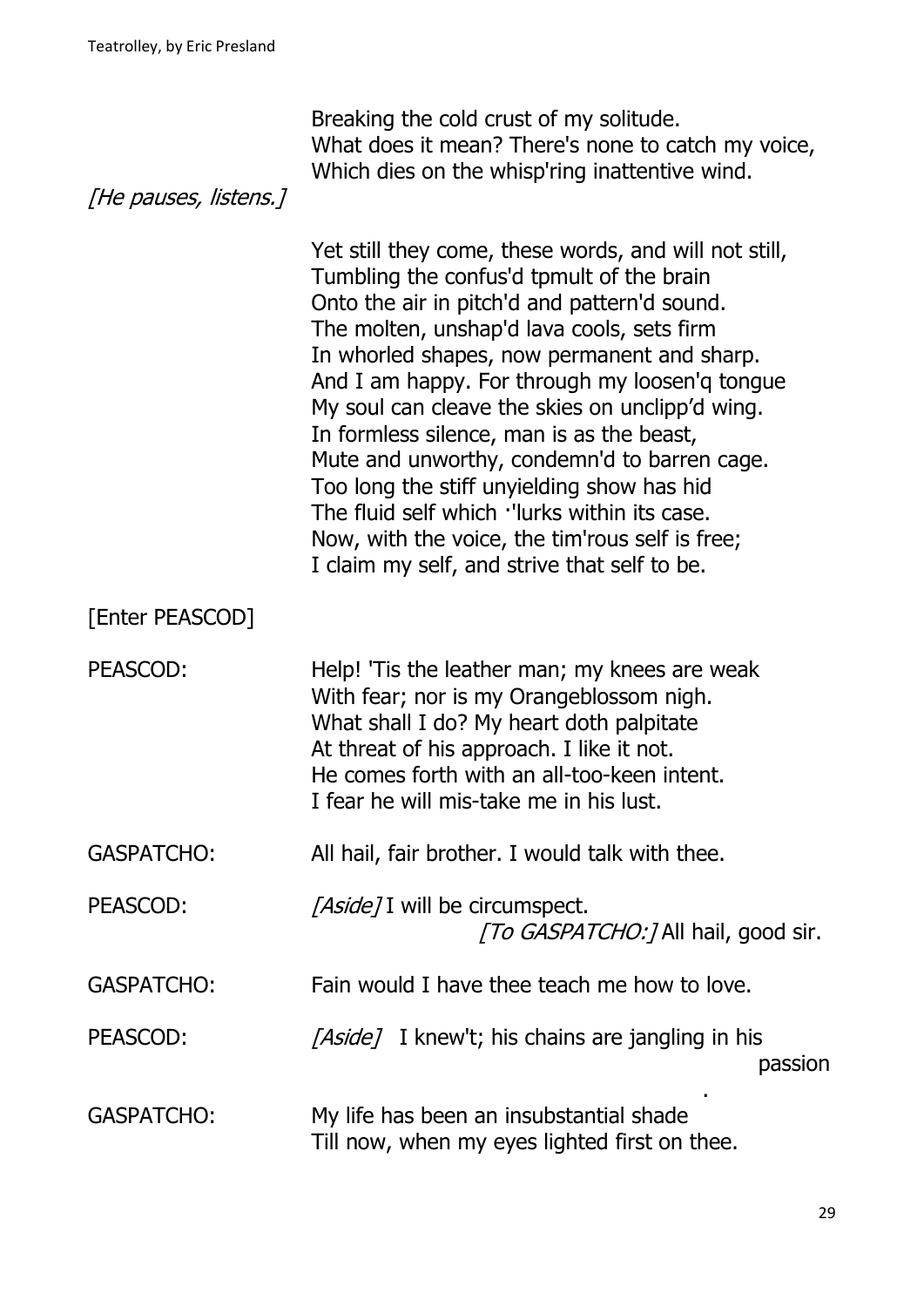Breaking the cold crust of my solitude.
What does it mean? There's none to catch my voice,
Which dies on the whisp'ring inattentive wind.

*[He pauses, listens.]*

Yet still they come, these words, and will not still,
Tumbling the confus'd tpmult of the brain
Onto the air in pitch'd and pattern'd sound.
The molten, unshap'd lava cools, sets firm
In whorled shapes, now permanent and sharp.
And I am happy. For through my loosen'q tongue
My soul can cleave the skies on unclipp'd wing.
In formless silence, man is as the beast,
Mute and unworthy, condemn'd to barren cage.
Too long the stiff unyielding show has hid
The fluid self which ·'lurks within its case.
Now, with the voice, the tim'rous self is free;
I claim my self, and strive that self to be.

[Enter PEASCOD]

PEASCOD: Help! 'Tis the leather man; my knees are weak
With fear; nor is my Orangeblossom nigh.
What shall I do? My heart doth palpitate
At threat of his approach. I like it not.
He comes forth with an all-too-keen intent.
I fear he will mis-take me in his lust.

GASPATCHO: All hail, fair brother. I would talk with thee.

PEASCOD: *[Aside]* I will be circumspect.
*[To GASPATCHO:]* All hail, good sir.

GASPATCHO: Fain would I have thee teach me how to love.

PEASCOD: *[Aside]* I knew't; his chains are jangling in his passion
.

GASPATCHO: My life has been an insubstantial shade
Till now, when my eyes lighted first on thee.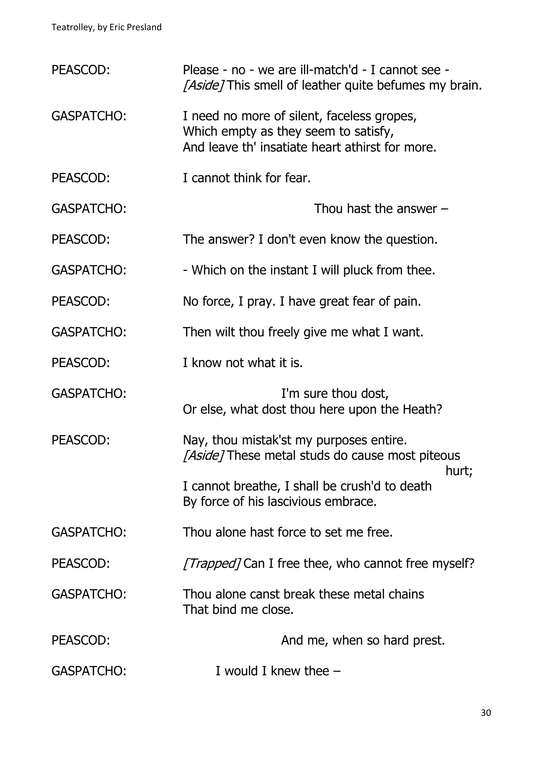PEASCOD: Please - no - we are ill-match'd - I cannot see - *[Aside]* This smell of leather quite befumes my brain.

GASPATCHO: I need no more of silent, faceless gropes,
Which empty as they seem to satisfy,
And leave th' insatiate heart athirst for more.

PEASCOD: I cannot think for fear.

GASPATCHO: Thou hast the answer –

PEASCOD: The answer? I don't even know the question.

GASPATCHO: - Which on the instant I will pluck from thee.

PEASCOD: No force, I pray. I have great fear of pain.

GASPATCHO: Then wilt thou freely give me what I want.

PEASCOD: I know not what it is.

GASPATCHO: I'm sure thou dost,
Or else, what dost thou here upon the Heath?

PEASCOD: Nay, thou mistak'st my purposes entire.
*[Aside]* These metal studs do cause most piteous hurt;
I cannot breathe, I shall be crush'd to death
By force of his lascivious embrace.

GASPATCHO: Thou alone hast force to set me free.

PEASCOD: *[Trapped]* Can I free thee, who cannot free myself?

GASPATCHO: Thou alone canst break these metal chains
That bind me close.

PEASCOD: And me, when so hard prest.

GASPATCHO: I would I knew thee –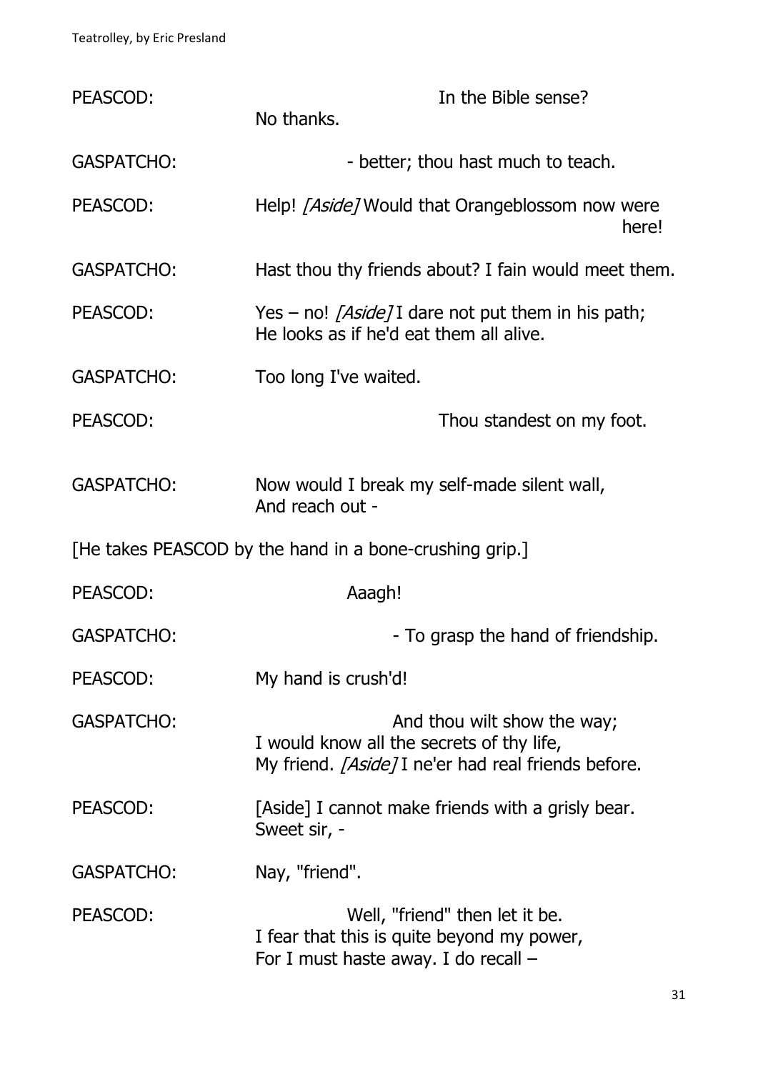PEASCOD: In the Bible sense?
No thanks.

GASPATCHO: - better; thou hast much to teach.

PEASCOD: Help! *[Aside]* Would that Orangeblossom now were here!

GASPATCHO: Hast thou thy friends about? I fain would meet them.

PEASCOD: Yes – no! *[Aside]* I dare not put them in his path;
He looks as if he'd eat them all alive.

GASPATCHO: Too long I've waited.

PEASCOD: Thou standest on my foot.

GASPATCHO: Now would I break my self-made silent wall,
And reach out -

[He takes PEASCOD by the hand in a bone-crushing grip.]

PEASCOD: Aaagh!

GASPATCHO: - To grasp the hand of friendship.

PEASCOD: My hand is crush'd!

GASPATCHO: And thou wilt show the way;
I would know all the secrets of thy life,
My friend. *[Aside]* I ne'er had real friends before.

PEASCOD: [Aside] I cannot make friends with a grisly bear.
Sweet sir, -

GASPATCHO: Nay, "friend".

PEASCOD: Well, "friend" then let it be.
I fear that this is quite beyond my power,
For I must haste away. I do recall –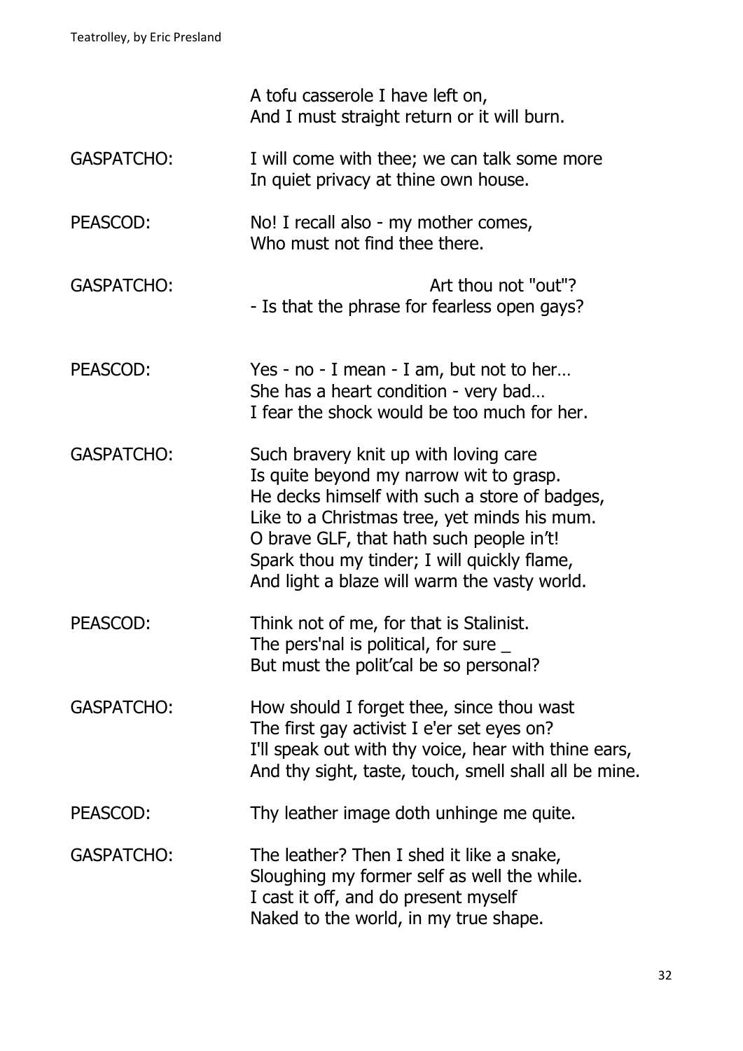A tofu casserole I have left on,
And I must straight return or it will burn.

GASPATCHO: I will come with thee; we can talk some more
In quiet privacy at thine own house.

PEASCOD: No! I recall also - my mother comes,
Who must not find thee there.

GASPATCHO: Art thou not "out"?
- Is that the phrase for fearless open gays?

PEASCOD: Yes - no - I mean - I am, but not to her…
She has a heart condition - very bad…
I fear the shock would be too much for her.

GASPATCHO: Such bravery knit up with loving care
Is quite beyond my narrow wit to grasp.
He decks himself with such a store of badges,
Like to a Christmas tree, yet minds his mum.
O brave GLF, that hath such people in't!
Spark thou my tinder; I will quickly flame,
And light a blaze will warm the vasty world.

PEASCOD: Think not of me, for that is Stalinist.
The pers'nal is political, for sure _
But must the polit'cal be so personal?

GASPATCHO: How should I forget thee, since thou wast
The first gay activist I e'er set eyes on?
I'll speak out with thy voice, hear with thine ears,
And thy sight, taste, touch, smell shall all be mine.

PEASCOD: Thy leather image doth unhinge me quite.

GASPATCHO: The leather? Then I shed it like a snake,
Sloughing my former self as well the while.
I cast it off, and do present myself
Naked to the world, in my true shape.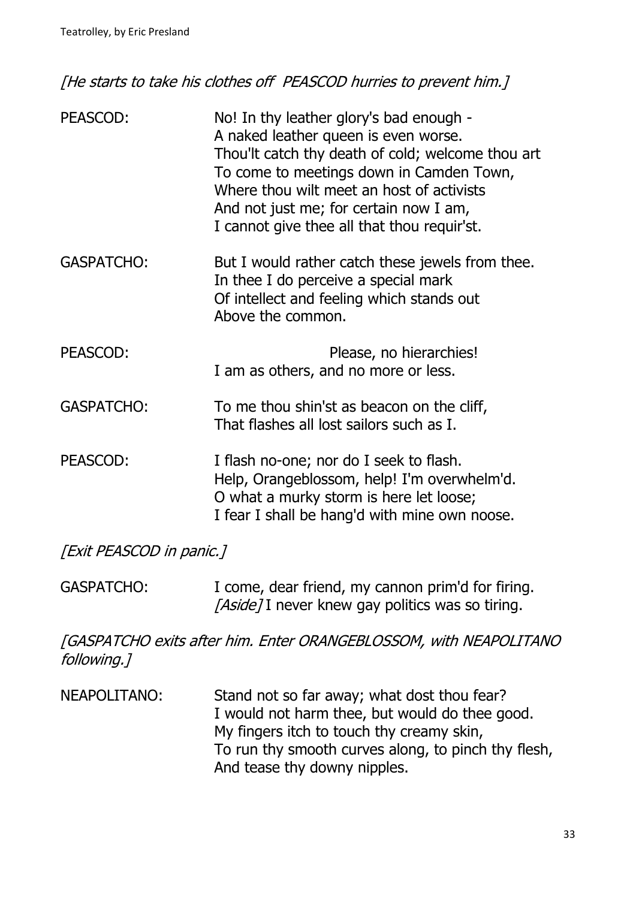*[He starts to take his clothes off  PEASCOD hurries to prevent him.]*

PEASCOD: No! In thy leather glory's bad enough -
A naked leather queen is even worse.
Thou'lt catch thy death of cold; welcome thou art
To come to meetings down in Camden Town,
Where thou wilt meet an host of activists
And not just me; for certain now I am,
I cannot give thee all that thou requir'st.

GASPATCHO: But I would rather catch these jewels from thee.
In thee I do perceive a special mark
Of intellect and feeling which stands out
Above the common.

PEASCOD: Please, no hierarchies!
I am as others, and no more or less.

GASPATCHO: To me thou shin'st as beacon on the cliff,
That flashes all lost sailors such as I.

PEASCOD: I flash no-one; nor do I seek to flash.
Help, Orangeblossom, help! I'm overwhelm'd.
O what a murky storm is here let loose;
I fear I shall be hang'd with mine own noose.

*[Exit PEASCOD in panic.]*

GASPATCHO: I come, dear friend, my cannon prim'd for firing.
*[Aside]* I never knew gay politics was so tiring.

*[GASPATCHO exits after him. Enter ORANGEBLOSSOM, with NEAPOLITANO following.]*

NEAPOLITANO: Stand not so far away; what dost thou fear?
I would not harm thee, but would do thee good.
My fingers itch to touch thy creamy skin,
To run thy smooth curves along, to pinch thy flesh,
And tease thy downy nipples.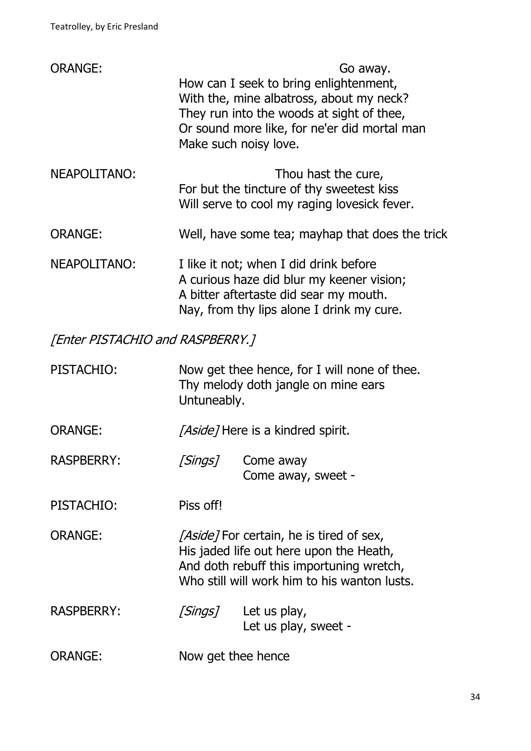ORANGE: Go away.
How can I seek to bring enlightenment,
With the, mine albatross, about my neck?
They run into the woods at sight of thee,
Or sound more like, for ne'er did mortal man
Make such noisy love.

NEAPOLITANO: Thou hast the cure,
For but the tincture of thy sweetest kiss
Will serve to cool my raging lovesick fever.

ORANGE: Well, have some tea; mayhap that does the trick

NEAPOLITANO: I like it not; when I did drink before
A curious haze did blur my keener vision;
A bitter aftertaste did sear my mouth.
Nay, from thy lips alone I drink my cure.

*[Enter PISTACHIO and RASPBERRY.]*

PISTACHIO: Now get thee hence, for I will none of thee.
Thy melody doth jangle on mine ears
Untuneably.

ORANGE: *[Aside]* Here is a kindred spirit.

RASPBERRY: *[Sings]* Come away
Come away, sweet -

PISTACHIO: Piss off!

ORANGE: *[Aside]* For certain, he is tired of sex,
His jaded life out here upon the Heath,
And doth rebuff this importuning wretch,
Who still will work him to his wanton lusts.

RASPBERRY: *[Sings]* Let us play,
Let us play, sweet -

ORANGE: Now get thee hence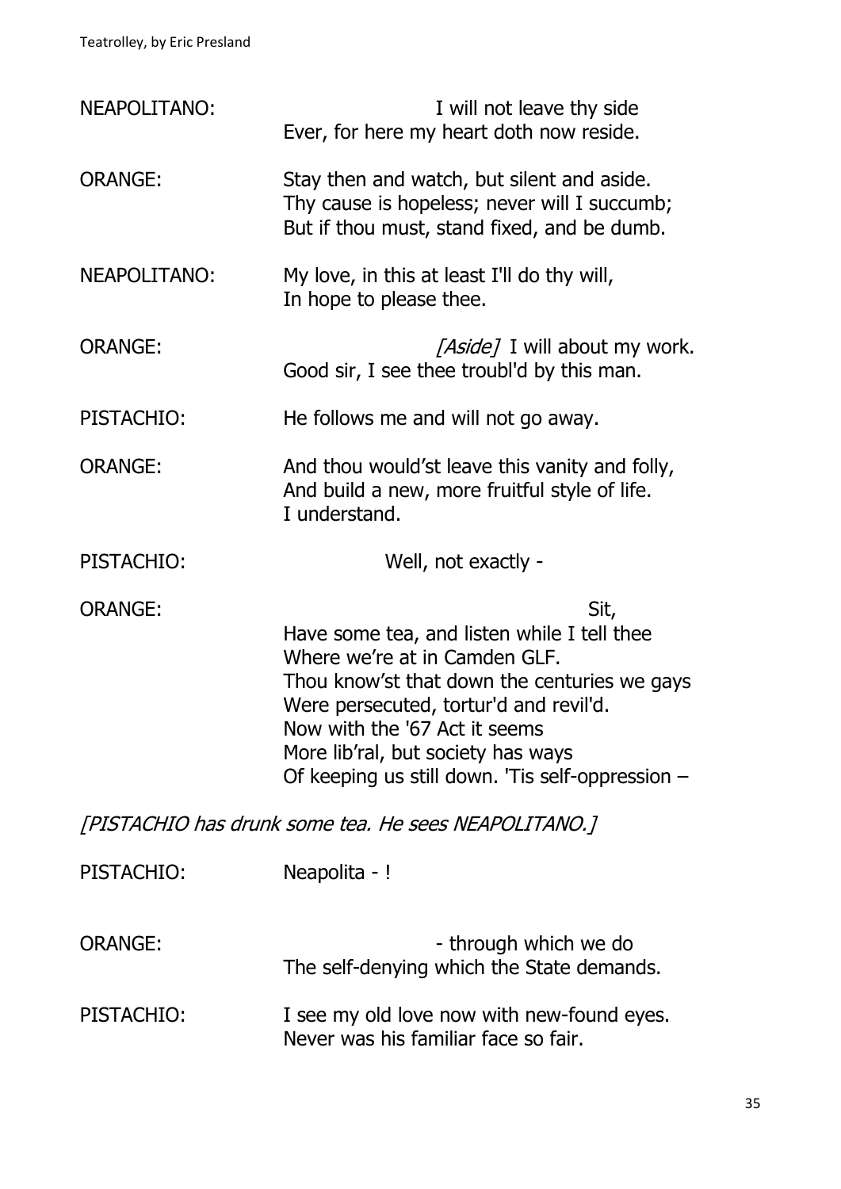NEAPOLITANO: I will not leave thy side
Ever, for here my heart doth now reside.

ORANGE: Stay then and watch, but silent and aside.
Thy cause is hopeless; never will I succumb;
But if thou must, stand fixed, and be dumb.

NEAPOLITANO: My love, in this at least I'll do thy will,
In hope to please thee.

ORANGE: *[Aside]* I will about my work.
Good sir, I see thee troubl'd by this man.

PISTACHIO: He follows me and will not go away.

ORANGE: And thou would'st leave this vanity and folly,
And build a new, more fruitful style of life.
I understand.

PISTACHIO: Well, not exactly -

ORANGE: Sit,
Have some tea, and listen while I tell thee
Where we're at in Camden GLF.
Thou know'st that down the centuries we gays
Were persecuted, tortur'd and revil'd.
Now with the '67 Act it seems
More lib'ral, but society has ways
Of keeping us still down. 'Tis self-oppression –

*[PISTACHIO has drunk some tea. He sees NEAPOLITANO.]*

PISTACHIO: Neapolita - !

ORANGE: - through which we do
The self-denying which the State demands.

PISTACHIO: I see my old love now with new-found eyes.
Never was his familiar face so fair.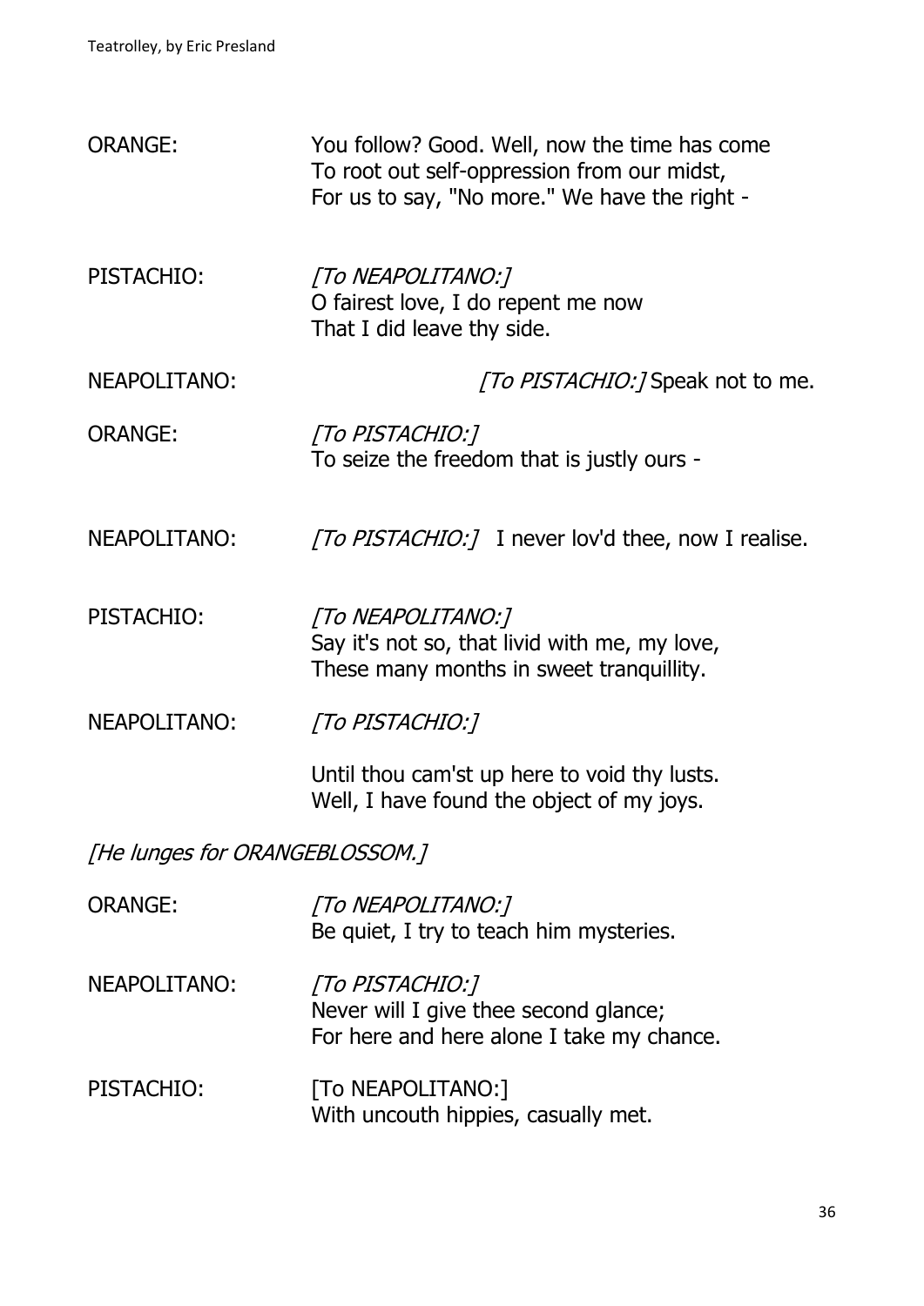ORANGE: You follow? Good. Well, now the time has come
To root out self-oppression from our midst,
For us to say, "No more." We have the right -

PISTACHIO: *[To NEAPOLITANO:]*
O fairest love, I do repent me now
That I did leave thy side.

NEAPOLITANO: *[To PISTACHIO:]* Speak not to me.

ORANGE: *[To PISTACHIO:]*
To seize the freedom that is justly ours -

NEAPOLITANO: *[To PISTACHIO:]* I never lov'd thee, now I realise.

PISTACHIO: *[To NEAPOLITANO:]*
Say it's not so, that livid with me, my love,
These many months in sweet tranquillity.

NEAPOLITANO: *[To PISTACHIO:]*

Until thou cam'st up here to void thy lusts.
Well, I have found the object of my joys.

*[He lunges for ORANGEBLOSSOM.]*

ORANGE: *[To NEAPOLITANO:]*
Be quiet, I try to teach him mysteries.

NEAPOLITANO: *[To PISTACHIO:]*
Never will I give thee second glance;
For here and here alone I take my chance.

PISTACHIO: [To NEAPOLITANO:]
With uncouth hippies, casually met.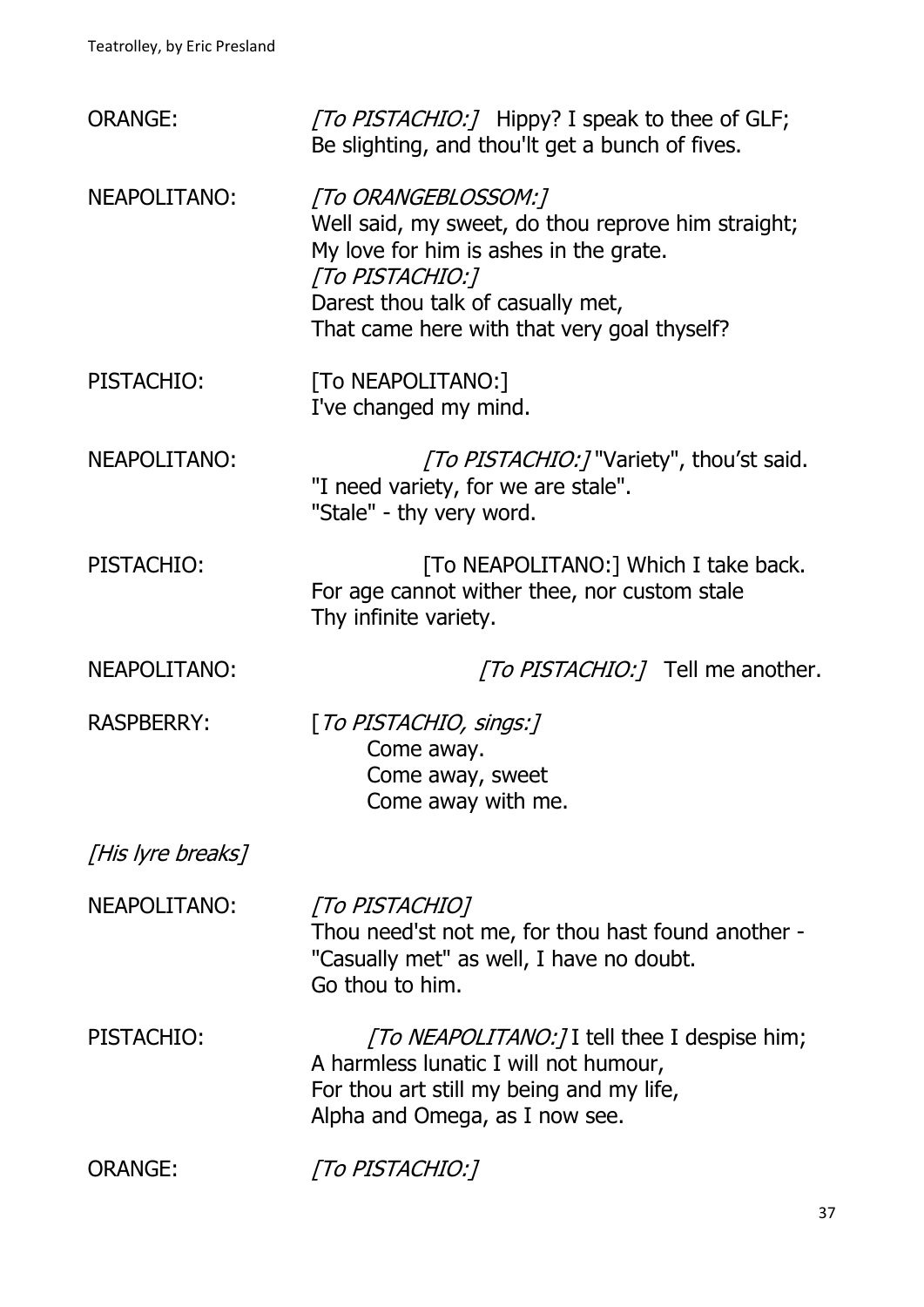ORANGE: *[To PISTACHIO:]* Hippy? I speak to thee of GLF;
Be slighting, and thou'lt get a bunch of fives.

NEAPOLITANO: *[To ORANGEBLOSSOM:]*
Well said, my sweet, do thou reprove him straight;
My love for him is ashes in the grate.
*[To PISTACHIO:]*
Darest thou talk of casually met,
That came here with that very goal thyself?

PISTACHIO: [To NEAPOLITANO:]
I've changed my mind.

NEAPOLITANO: *[To PISTACHIO:]* "Variety", thou'st said.
"I need variety, for we are stale".
"Stale" - thy very word.

PISTACHIO: [To NEAPOLITANO:] Which I take back.
For age cannot wither thee, nor custom stale
Thy infinite variety.

NEAPOLITANO: *[To PISTACHIO:]* Tell me another.

RASPBERRY: [*To PISTACHIO, sings:]*
Come away.
Come away, sweet
Come away with me.

*[His lyre breaks]*

NEAPOLITANO: *[To PISTACHIO]*
Thou need'st not me, for thou hast found another -
"Casually met" as well, I have no doubt.
Go thou to him.

PISTACHIO: *[To NEAPOLITANO:]* I tell thee I despise him;
A harmless lunatic I will not humour,
For thou art still my being and my life,
Alpha and Omega, as I now see.

ORANGE: *[To PISTACHIO:]*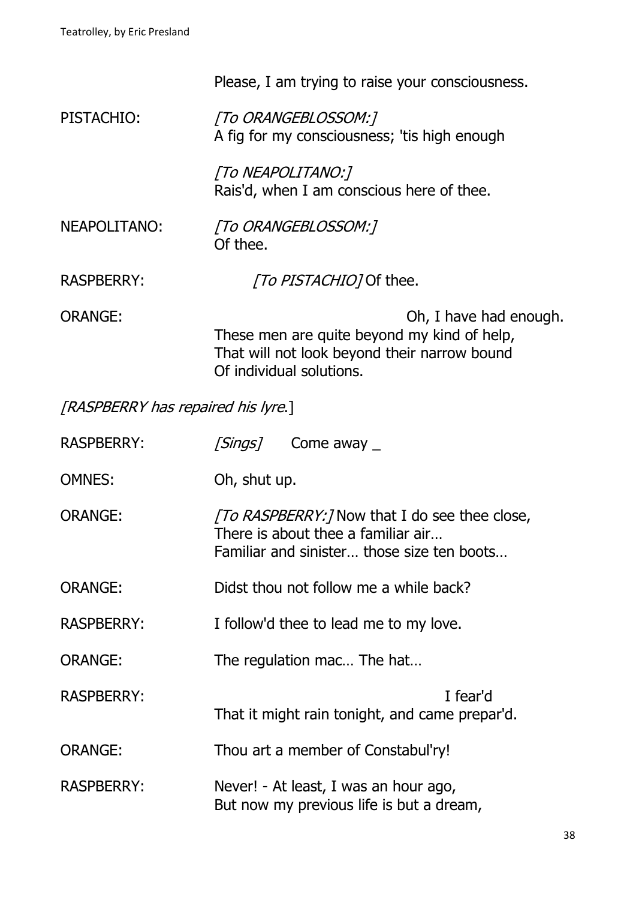Please, I am trying to raise your consciousness.

PISTACHIO: *[To ORANGEBLOSSOM:]*
A fig for my consciousness; 'tis high enough

*[To NEAPOLITANO:]*
Rais'd, when I am conscious here of thee.

NEAPOLITANO: *[To ORANGEBLOSSOM:]*
Of thee.

RASPBERRY: *[To PISTACHIO]* Of thee.

ORANGE: Oh, I have had enough.
These men are quite beyond my kind of help,
That will not look beyond their narrow bound
Of individual solutions.

*[RASPBERRY has repaired his lyre.]*

RASPBERRY: *[Sings]* Come away _

OMNES: Oh, shut up.

ORANGE: *[To RASPBERRY:]* Now that I do see thee close,
There is about thee a familiar air…
Familiar and sinister… those size ten boots…

ORANGE: Didst thou not follow me a while back?

RASPBERRY: I follow'd thee to lead me to my love.

ORANGE: The regulation mac… The hat…

RASPBERRY: I fear'd
That it might rain tonight, and came prepar'd.

ORANGE: Thou art a member of Constabul'ry!

RASPBERRY: Never! - At least, I was an hour ago,
But now my previous life is but a dream,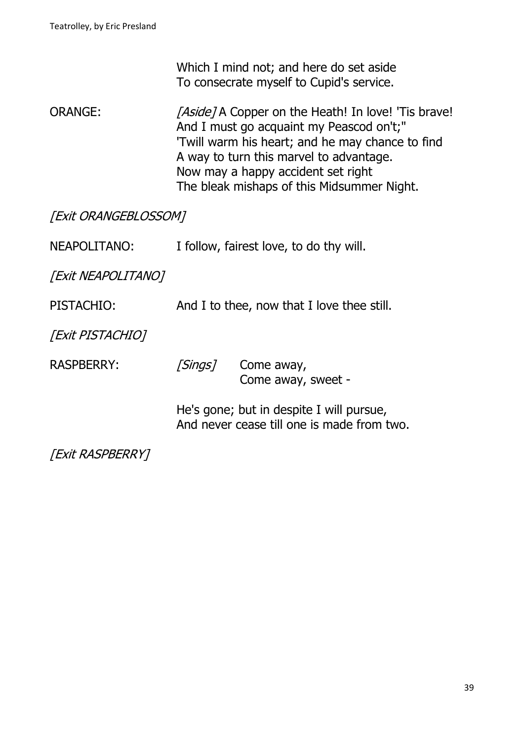Which I mind not; and here do set aside
To consecrate myself to Cupid's service.

ORANGE: *[Aside]* A Copper on the Heath! In love! 'Tis brave!
And I must go acquaint my Peascod on't;"
'Twill warm his heart; and he may chance to find
A way to turn this marvel to advantage.
Now may a happy accident set right
The bleak mishaps of this Midsummer Night.

*[Exit ORANGEBLOSSOM]*

NEAPOLITANO: I follow, fairest love, to do thy will.

*[Exit NEAPOLITANO]*

PISTACHIO: And I to thee, now that I love thee still.

*[Exit PISTACHIO]*

RASPBERRY: *[Sings]* Come away,
Come away, sweet -

He's gone; but in despite I will pursue,
And never cease till one is made from two.

*[Exit RASPBERRY]*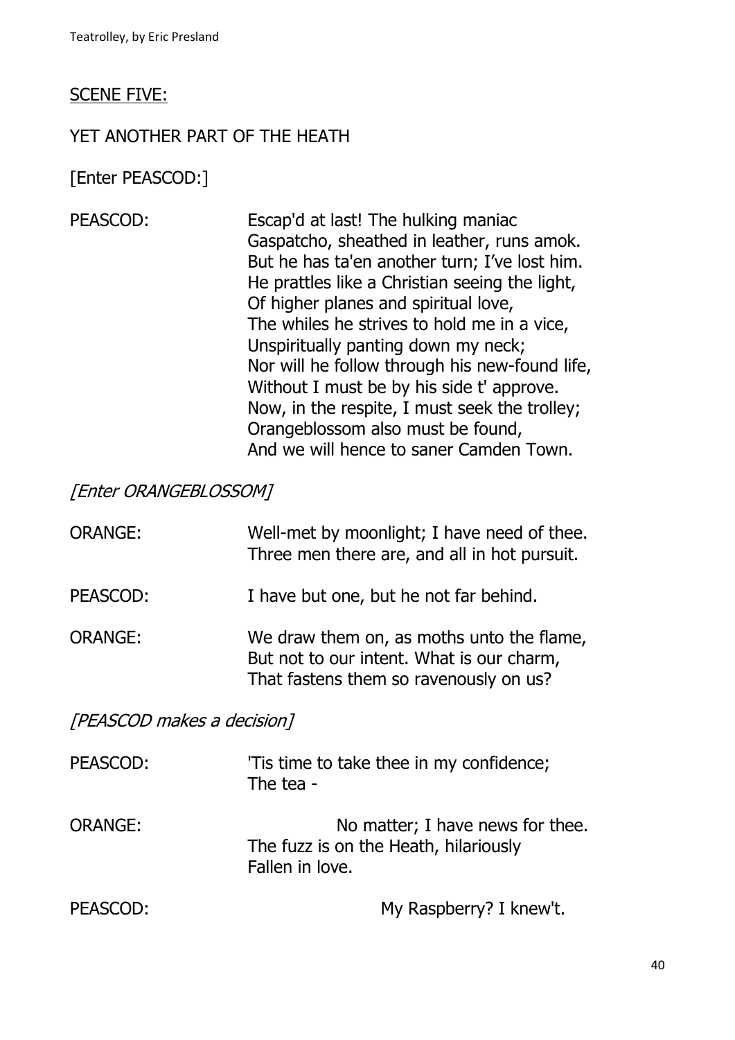SCENE FIVE:

YET ANOTHER PART OF THE HEATH

[Enter PEASCOD:]

PEASCOD: Escap'd at last! The hulking maniac
Gaspatcho, sheathed in leather, runs amok.
But he has ta'en another turn; I've lost him.
He prattles like a Christian seeing the light,
Of higher planes and spiritual love,
The whiles he strives to hold me in a vice,
Unspiritually panting down my neck;
Nor will he follow through his new-found life,
Without I must be by his side t' approve.
Now, in the respite, I must seek the trolley;
Orangeblossom also must be found,
And we will hence to saner Camden Town.

*[Enter ORANGEBLOSSOM]*

ORANGE: Well-met by moonlight; I have need of thee.
Three men there are, and all in hot pursuit.

PEASCOD: I have but one, but he not far behind.

ORANGE: We draw them on, as moths unto the flame,
But not to our intent. What is our charm,
That fastens them so ravenously on us?

*[PEASCOD makes a decision]*

PEASCOD: 'Tis time to take thee in my confidence;
The tea -

ORANGE: No matter; I have news for thee.
The fuzz is on the Heath, hilariously
Fallen in love.

PEASCOD: My Raspberry? I knew't.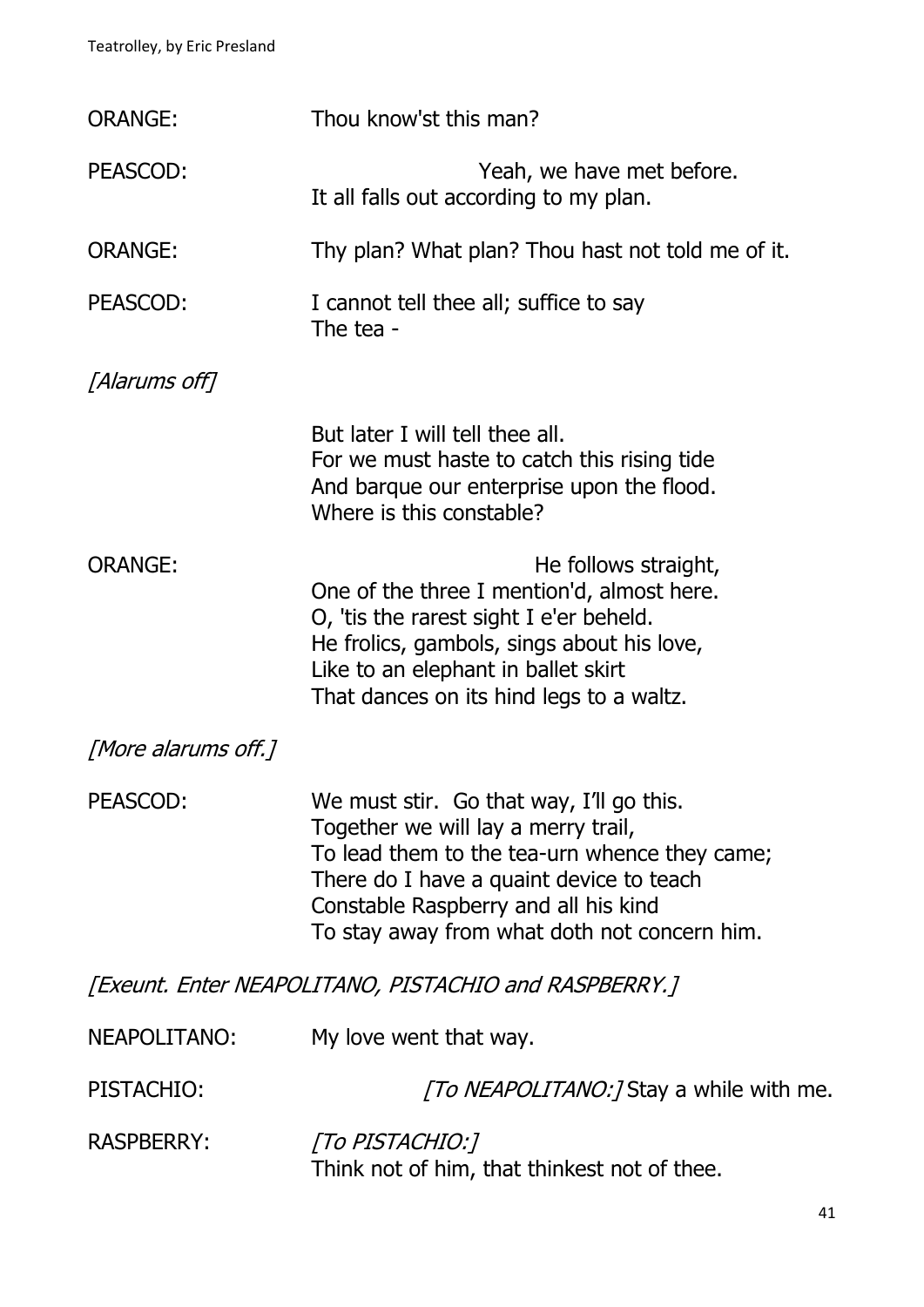ORANGE: Thou know'st this man?

PEASCOD: Yeah, we have met before.
It all falls out according to my plan.

ORANGE: Thy plan? What plan? Thou hast not told me of it.

PEASCOD: I cannot tell thee all; suffice to say
The tea -

*[Alarums off]*

But later I will tell thee all.
For we must haste to catch this rising tide
And barque our enterprise upon the flood.
Where is this constable?

ORANGE: He follows straight,
One of the three I mention'd, almost here.
O, 'tis the rarest sight I e'er beheld.
He frolics, gambols, sings about his love,
Like to an elephant in ballet skirt
That dances on its hind legs to a waltz.

*[More alarums off.]*

PEASCOD: We must stir. Go that way, I'll go this.
Together we will lay a merry trail,
To lead them to the tea-urn whence they came;
There do I have a quaint device to teach
Constable Raspberry and all his kind
To stay away from what doth not concern him.

*[Exeunt. Enter NEAPOLITANO, PISTACHIO and RASPBERRY.]*

NEAPOLITANO: My love went that way.

PISTACHIO: *[To NEAPOLITANO:]* Stay a while with me.

RASPBERRY: *[To PISTACHIO:]*
Think not of him, that thinkest not of thee.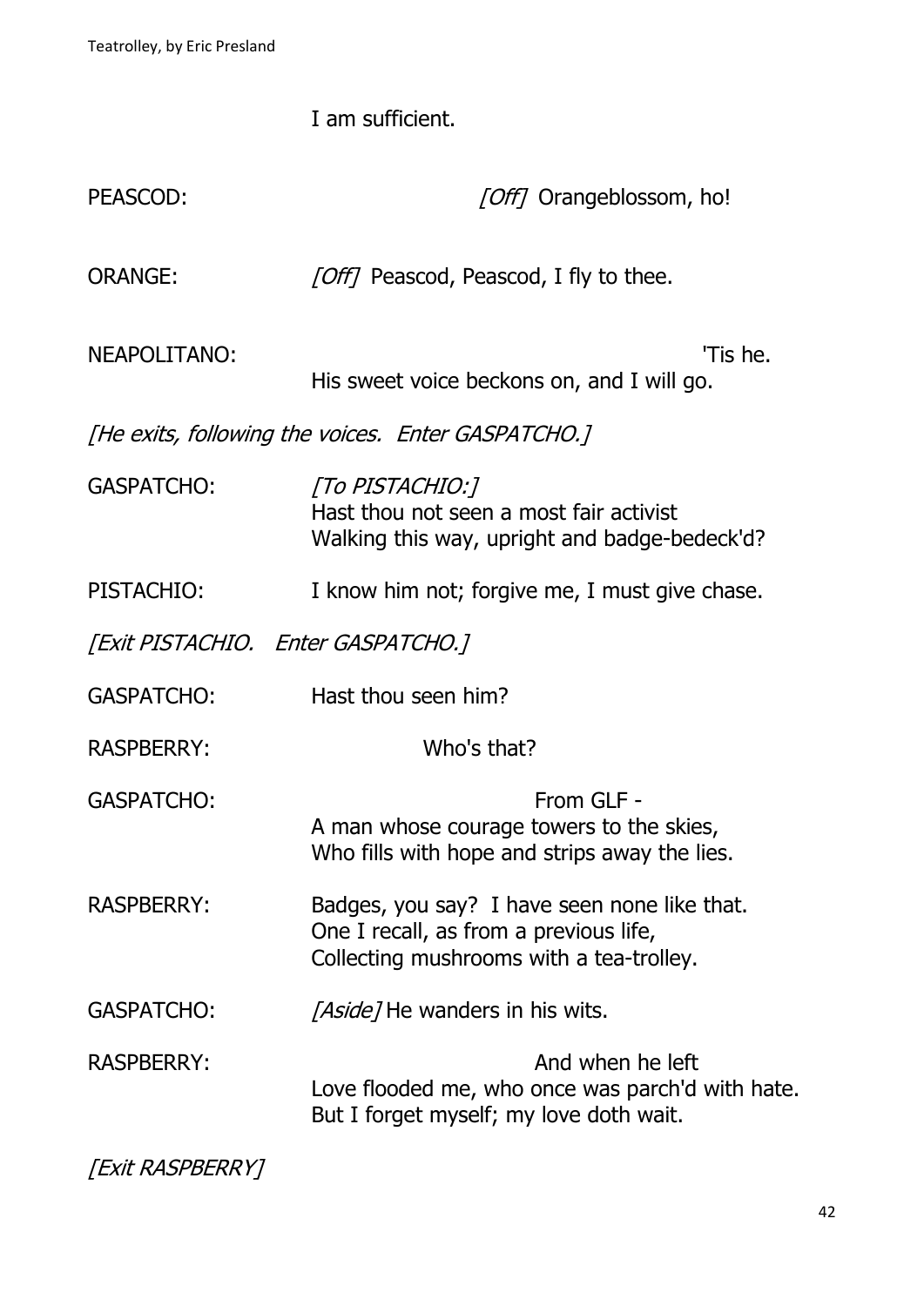I am sufficient.

PEASCOD: [Off] Orangeblossom, ho!

ORANGE: [Off] Peascod, Peascod, I fly to thee.

NEAPOLITANO: 'Tis he.
His sweet voice beckons on, and I will go.

*[He exits, following the voices. Enter GASPATCHO.]*

GASPATCHO: *[To PISTACHIO:]*
Hast thou not seen a most fair activist
Walking this way, upright and badge-bedeck'd?

PISTACHIO: I know him not; forgive me, I must give chase.

*[Exit PISTACHIO. Enter GASPATCHO.]*

GASPATCHO: Hast thou seen him?

RASPBERRY: Who's that?

GASPATCHO: From GLF -
A man whose courage towers to the skies,
Who fills with hope and strips away the lies.

RASPBERRY: Badges, you say? I have seen none like that.
One I recall, as from a previous life,
Collecting mushrooms with a tea-trolley.

GASPATCHO: *[Aside]* He wanders in his wits.

RASPBERRY: And when he left
Love flooded me, who once was parch'd with hate.
But I forget myself; my love doth wait.

*[Exit RASPBERRY]*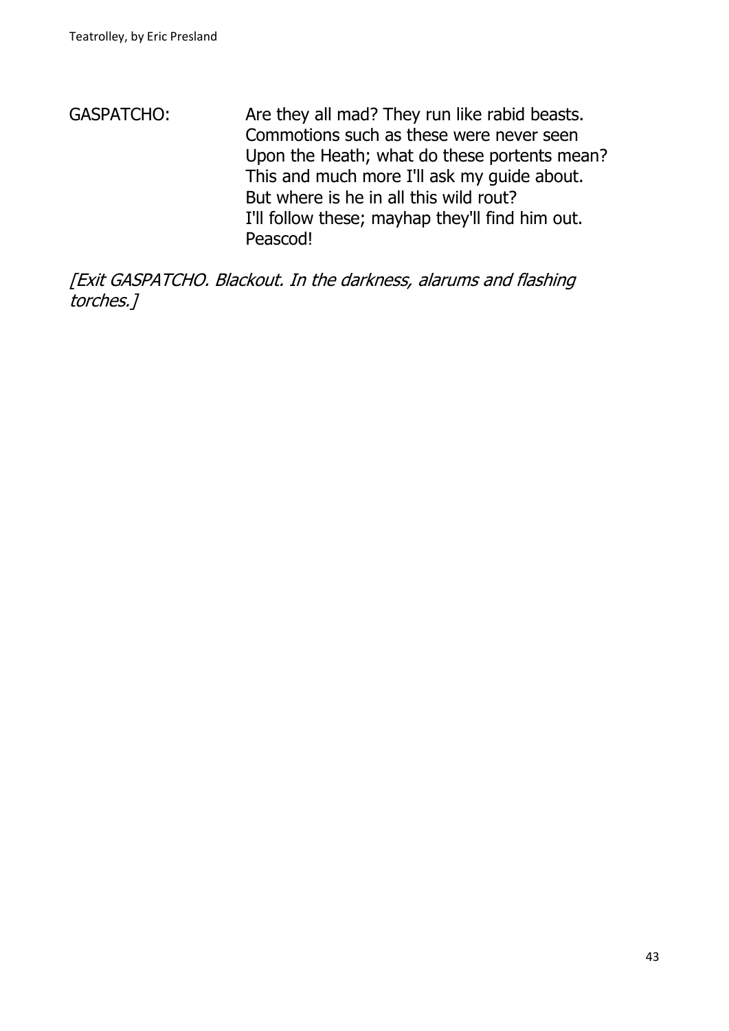GASPATCHO: Are they all mad? They run like rabid beasts.
Commotions such as these were never seen
Upon the Heath; what do these portents mean?
This and much more I'll ask my guide about.
But where is he in all this wild rout?
I'll follow these; mayhap they'll find him out.
Peascod!

*[Exit GASPATCHO. Blackout. In the darkness, alarums and flashing torches.]*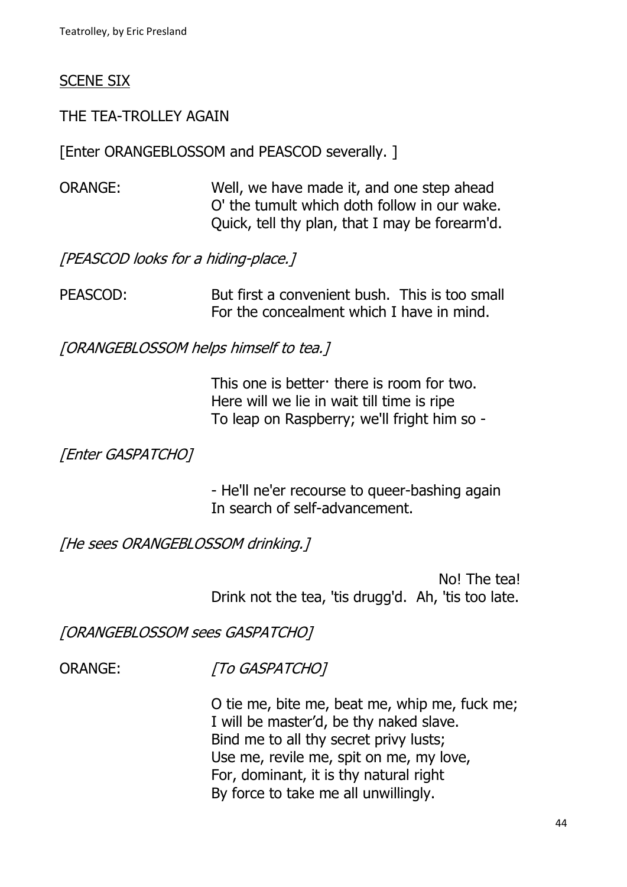SCENE SIX

THE TEA-TROLLEY AGAIN

[Enter ORANGEBLOSSOM and PEASCOD severally. ]

ORANGE: Well, we have made it, and one step ahead
O' the tumult which doth follow in our wake.
Quick, tell thy plan, that I may be forearm'd.

*[PEASCOD looks for a hiding-place.]*

PEASCOD: But first a convenient bush. This is too small
For the concealment which I have in mind.

*[ORANGEBLOSSOM helps himself to tea.]*

This one is better· there is room for two.
Here will we lie in wait till time is ripe
To leap on Raspberry; we'll fright him so -

*[Enter GASPATCHO]*

\- He'll ne'er recourse to queer-bashing again
In search of self-advancement.

*[He sees ORANGEBLOSSOM drinking.]*

No! The tea!
Drink not the tea, 'tis drugg'd. Ah, 'tis too late.

*[ORANGEBLOSSOM sees GASPATCHO]*

ORANGE: *[To GASPATCHO]*

O tie me, bite me, beat me, whip me, fuck me;
I will be master'd, be thy naked slave.
Bind me to all thy secret privy lusts;
Use me, revile me, spit on me, my love,
For, dominant, it is thy natural right
By force to take me all unwillingly.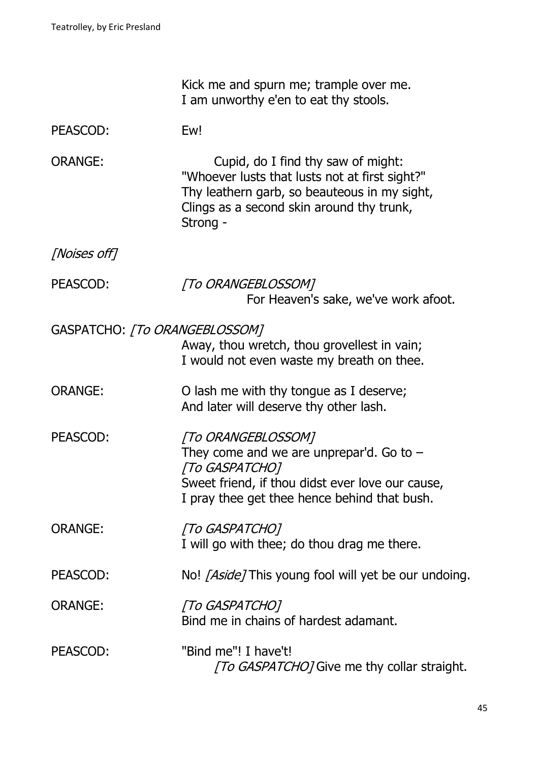Kick me and spurn me; trample over me.
I am unworthy e'en to eat thy stools.

PEASCOD: Ew!

ORANGE: Cupid, do I find thy saw of might:
"Whoever lusts that lusts not at first sight?"
Thy leathern garb, so beauteous in my sight,
Clings as a second skin around thy trunk,
Strong -

*[Noises off]*

PEASCOD: *[To ORANGEBLOSSOM]*
For Heaven's sake, we've work afoot.

GASPATCHO: *[To ORANGEBLOSSOM]*
Away, thou wretch, thou grovellest in vain;
I would not even waste my breath on thee.

ORANGE: O lash me with thy tongue as I deserve;
And later will deserve thy other lash.

PEASCOD: *[To ORANGEBLOSSOM]*
They come and we are unprepar'd. Go to –
*[To GASPATCHO]*
Sweet friend, if thou didst ever love our cause,
I pray thee get thee hence behind that bush.

ORANGE: *[To GASPATCHO]*
I will go with thee; do thou drag me there.

PEASCOD: No! *[Aside]* This young fool will yet be our undoing.

ORANGE: *[To GASPATCHO]*
Bind me in chains of hardest adamant.

PEASCOD: "Bind me"! I have't!
*[To GASPATCHO]* Give me thy collar straight.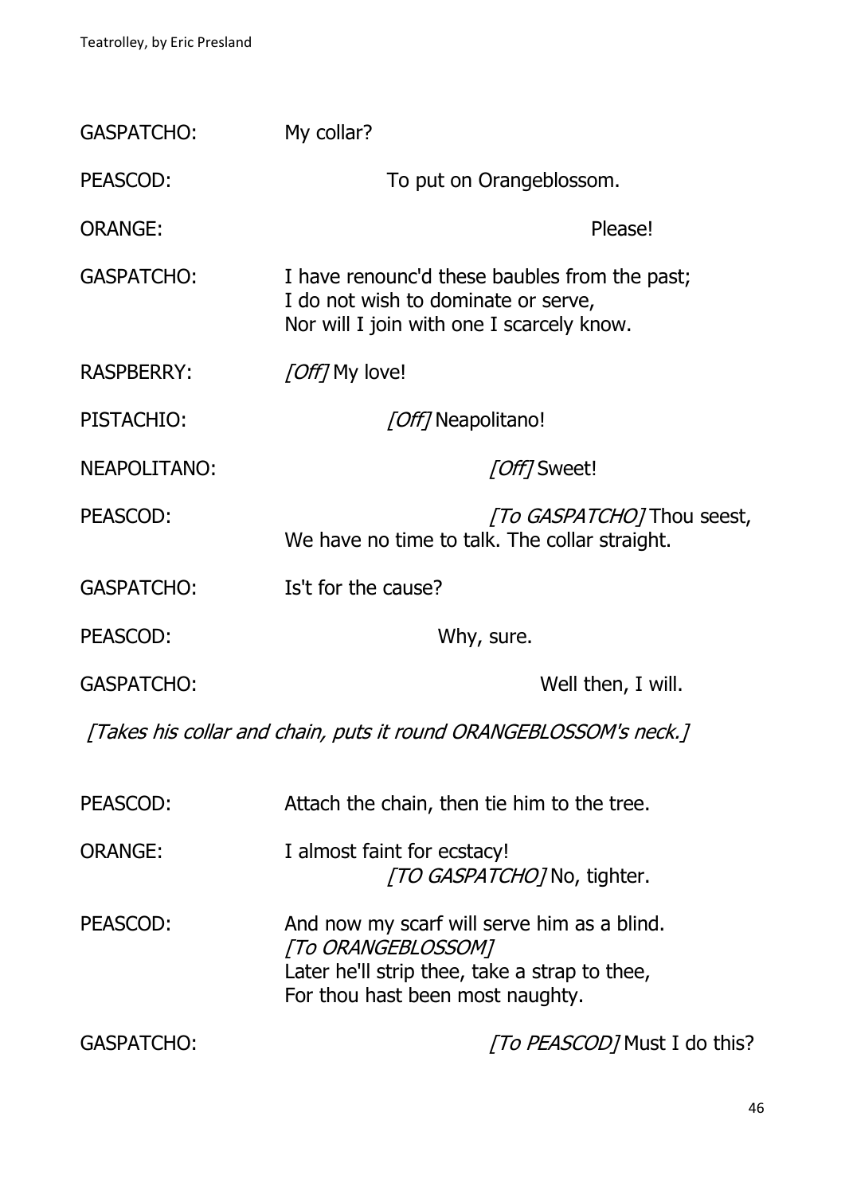GASPATCHO: My collar?

PEASCOD: To put on Orangeblossom.

ORANGE: Please!

GASPATCHO: I have renounc'd these baubles from the past;
I do not wish to dominate or serve,
Nor will I join with one I scarcely know.

RASPBERRY: *[Off]* My love!

PISTACHIO: *[Off]* Neapolitano!

NEAPOLITANO: *[Off]* Sweet!

PEASCOD: *[To GASPATCHO]* Thou seest,
We have no time to talk. The collar straight.

GASPATCHO: Is't for the cause?

PEASCOD: Why, sure.

GASPATCHO: Well then, I will.

*[Takes his collar and chain, puts it round ORANGEBLOSSOM's neck.]*

PEASCOD: Attach the chain, then tie him to the tree.

ORANGE: I almost faint for ecstacy!
*[TO GASPATCHO]* No, tighter.

PEASCOD: And now my scarf will serve him as a blind.
*[To ORANGEBLOSSOM]*
Later he'll strip thee, take a strap to thee,
For thou hast been most naughty.

GASPATCHO: *[To PEASCOD]* Must I do this?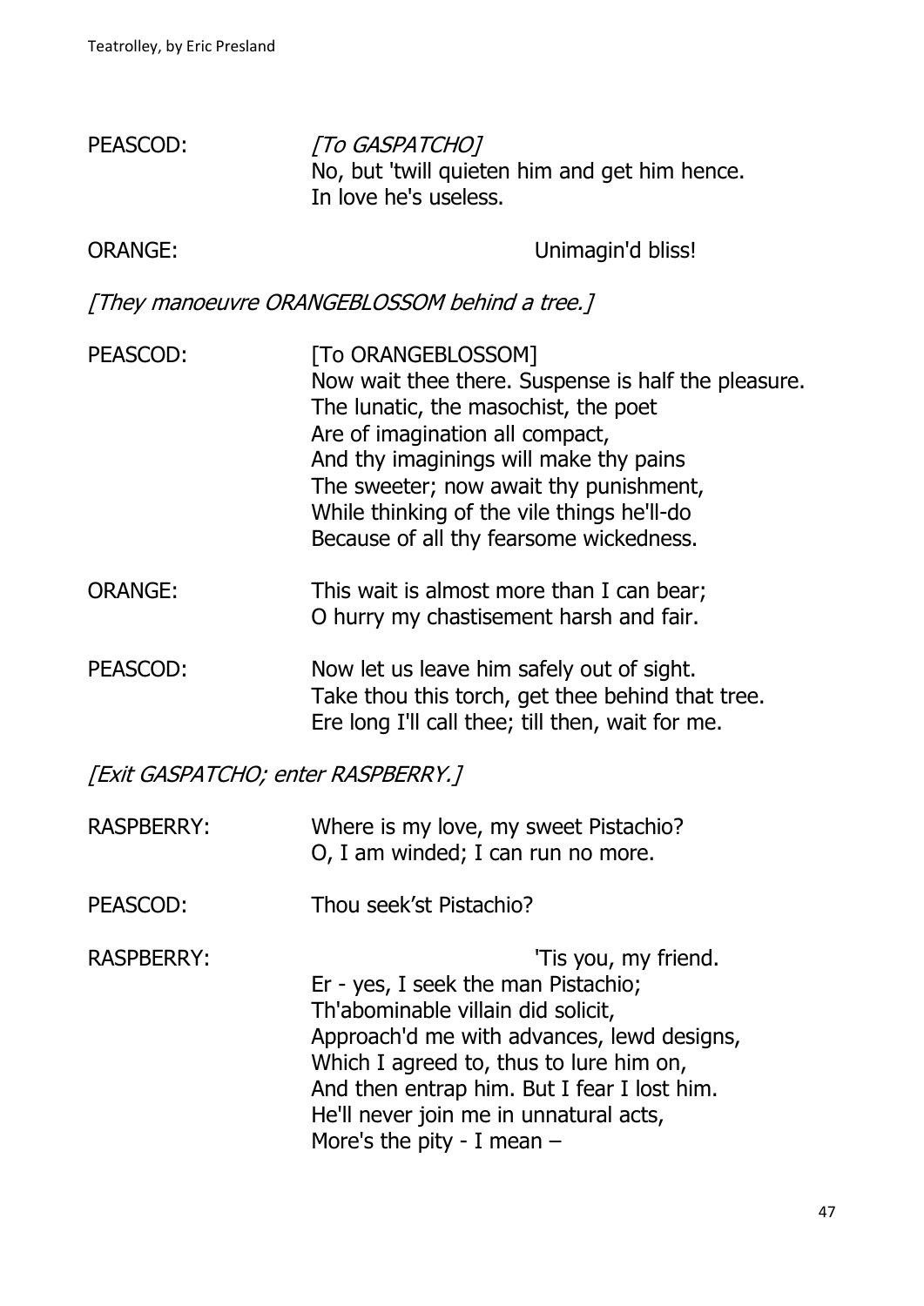PEASCOD: *[To GASPATCHO]*
No, but 'twill quieten him and get him hence.
In love he's useless.

ORANGE: Unimagin'd bliss!

*[They manoeuvre ORANGEBLOSSOM behind a tree.]*

PEASCOD: [To ORANGEBLOSSOM]
Now wait thee there. Suspense is half the pleasure.
The lunatic, the masochist, the poet
Are of imagination all compact,
And thy imaginings will make thy pains
The sweeter; now await thy punishment,
While thinking of the vile things he'll-do
Because of all thy fearsome wickedness.

ORANGE: This wait is almost more than I can bear;
O hurry my chastisement harsh and fair.

PEASCOD: Now let us leave him safely out of sight.
Take thou this torch, get thee behind that tree.
Ere long I'll call thee; till then, wait for me.

*[Exit GASPATCHO; enter RASPBERRY.]*

RASPBERRY: Where is my love, my sweet Pistachio?
O, I am winded; I can run no more.

PEASCOD: Thou seek'st Pistachio?

RASPBERRY: 'Tis you, my friend.
Er - yes, I seek the man Pistachio;
Th'abominable villain did solicit,
Approach'd me with advances, lewd designs,
Which I agreed to, thus to lure him on,
And then entrap him. But I fear I lost him.
He'll never join me in unnatural acts,
More's the pity - I mean –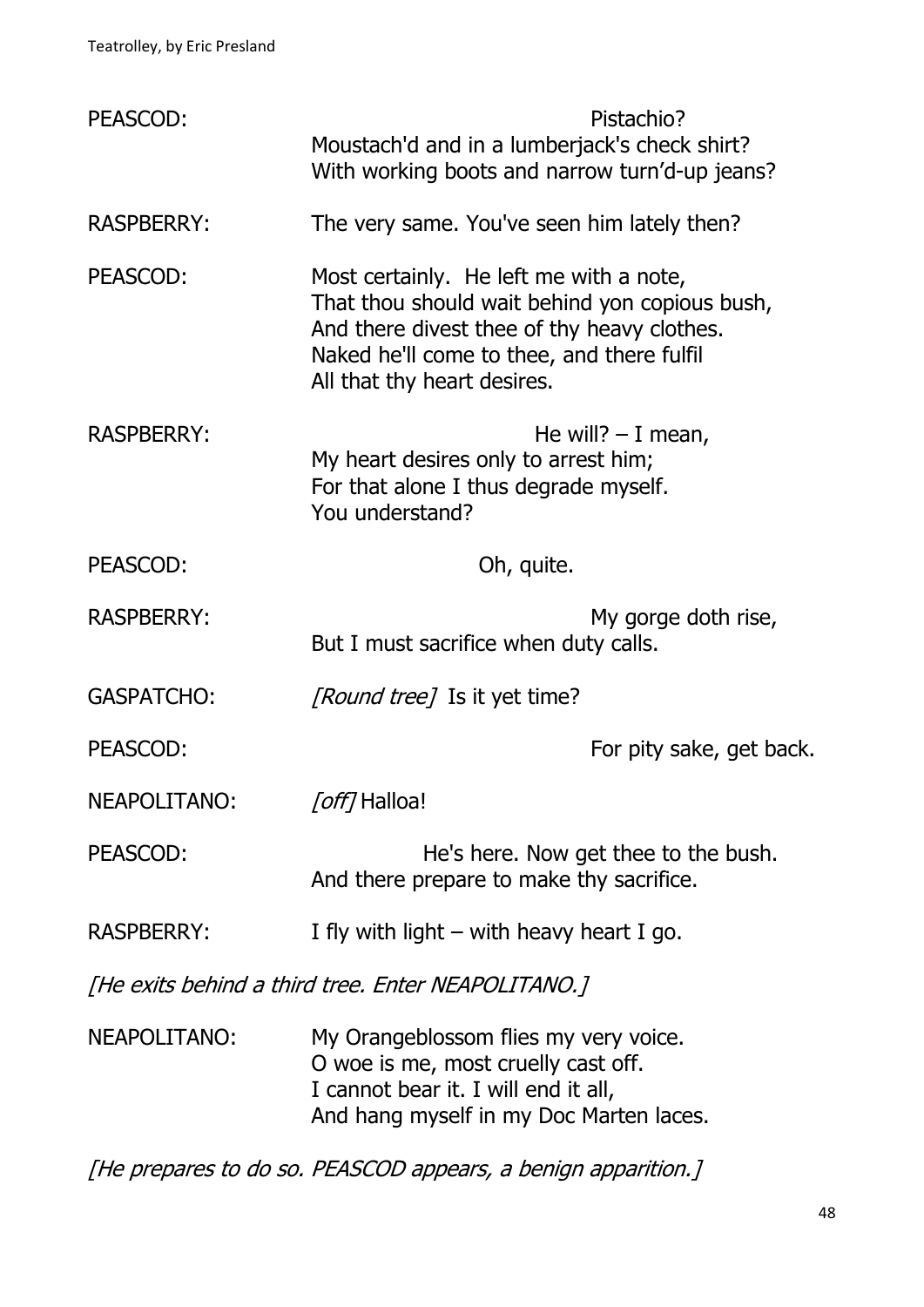PEASCOD: Pistachio?
Moustach'd and in a lumberjack's check shirt?
With working boots and narrow turn'd-up jeans?

RASPBERRY: The very same. You've seen him lately then?

PEASCOD: Most certainly. He left me with a note,
That thou should wait behind yon copious bush,
And there divest thee of thy heavy clothes.
Naked he'll come to thee, and there fulfil
All that thy heart desires.

RASPBERRY: He will? – I mean,
My heart desires only to arrest him;
For that alone I thus degrade myself.
You understand?

PEASCOD: Oh, quite.

RASPBERRY: My gorge doth rise,
But I must sacrifice when duty calls.

GASPATCHO: *[Round tree]* Is it yet time?

PEASCOD: For pity sake, get back.

NEAPOLITANO: *[off]* Halloa!

PEASCOD: He's here. Now get thee to the bush.
And there prepare to make thy sacrifice.

RASPBERRY: I fly with light – with heavy heart I go.

*[He exits behind a third tree. Enter NEAPOLITANO.]*

NEAPOLITANO: My Orangeblossom flies my very voice.
O woe is me, most cruelly cast off.
I cannot bear it. I will end it all,
And hang myself in my Doc Marten laces.

*[He prepares to do so. PEASCOD appears, a benign apparition.]*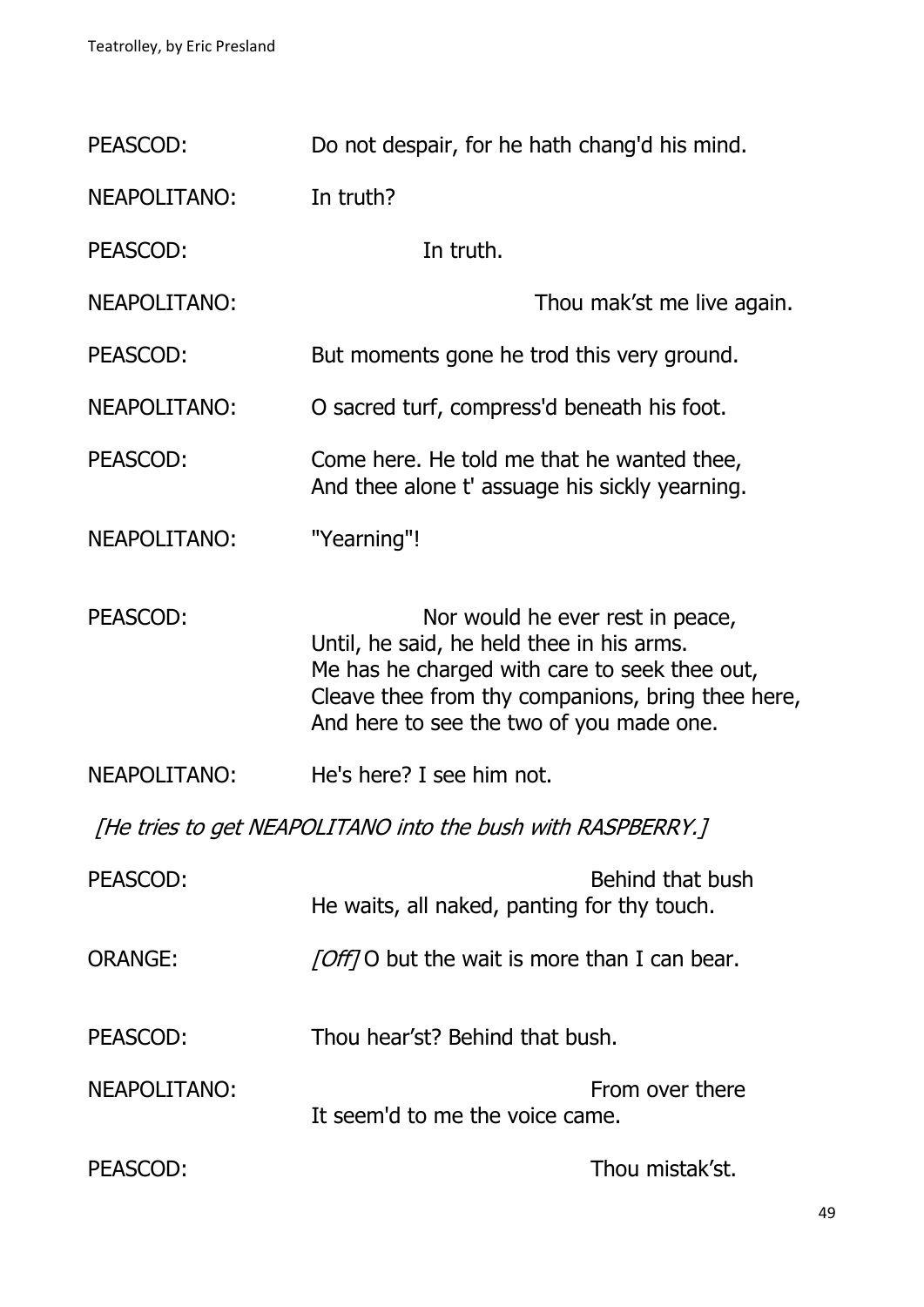PEASCOD: Do not despair, for he hath chang'd his mind.

NEAPOLITANO: In truth?

PEASCOD: In truth.

NEAPOLITANO: Thou mak'st me live again.

PEASCOD: But moments gone he trod this very ground.

NEAPOLITANO: O sacred turf, compress'd beneath his foot.

PEASCOD: Come here. He told me that he wanted thee,
And thee alone t' assuage his sickly yearning.

NEAPOLITANO: "Yearning"!

PEASCOD: Nor would he ever rest in peace,
Until, he said, he held thee in his arms.
Me has he charged with care to seek thee out,
Cleave thee from thy companions, bring thee here,
And here to see the two of you made one.

NEAPOLITANO: He's here? I see him not.

*[He tries to get NEAPOLITANO into the bush with RASPBERRY.]*

PEASCOD: Behind that bush
He waits, all naked, panting for thy touch.

ORANGE: *[Off]* O but the wait is more than I can bear.

PEASCOD: Thou hear'st? Behind that bush.

NEAPOLITANO: From over there
It seem'd to me the voice came.

PEASCOD: Thou mistak'st.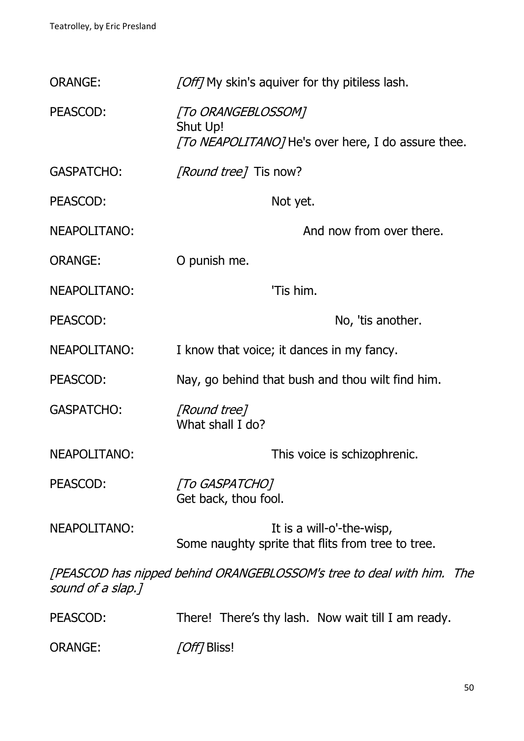ORANGE: *[Off]* My skin's aquiver for thy pitiless lash.

PEASCOD: *[To ORANGEBLOSSOM]*
Shut Up!
*[To NEAPOLITANO]* He's over here, I do assure thee.

GASPATCHO: *[Round tree]* Tis now?

PEASCOD: Not yet.

NEAPOLITANO: And now from over there.

ORANGE: O punish me.

NEAPOLITANO: 'Tis him.

PEASCOD: No, 'tis another.

NEAPOLITANO: I know that voice; it dances in my fancy.

PEASCOD: Nay, go behind that bush and thou wilt find him.

GASPATCHO: *[Round tree]*
What shall I do?

NEAPOLITANO: This voice is schizophrenic.

PEASCOD: *[To GASPATCHO]*
Get back, thou fool.

NEAPOLITANO: It is a will-o'-the-wisp,
Some naughty sprite that flits from tree to tree.

*[PEASCOD has nipped behind ORANGEBLOSSOM's tree to deal with him. The sound of a slap.]*

PEASCOD: There! There's thy lash. Now wait till I am ready.

ORANGE: *[Off]* Bliss!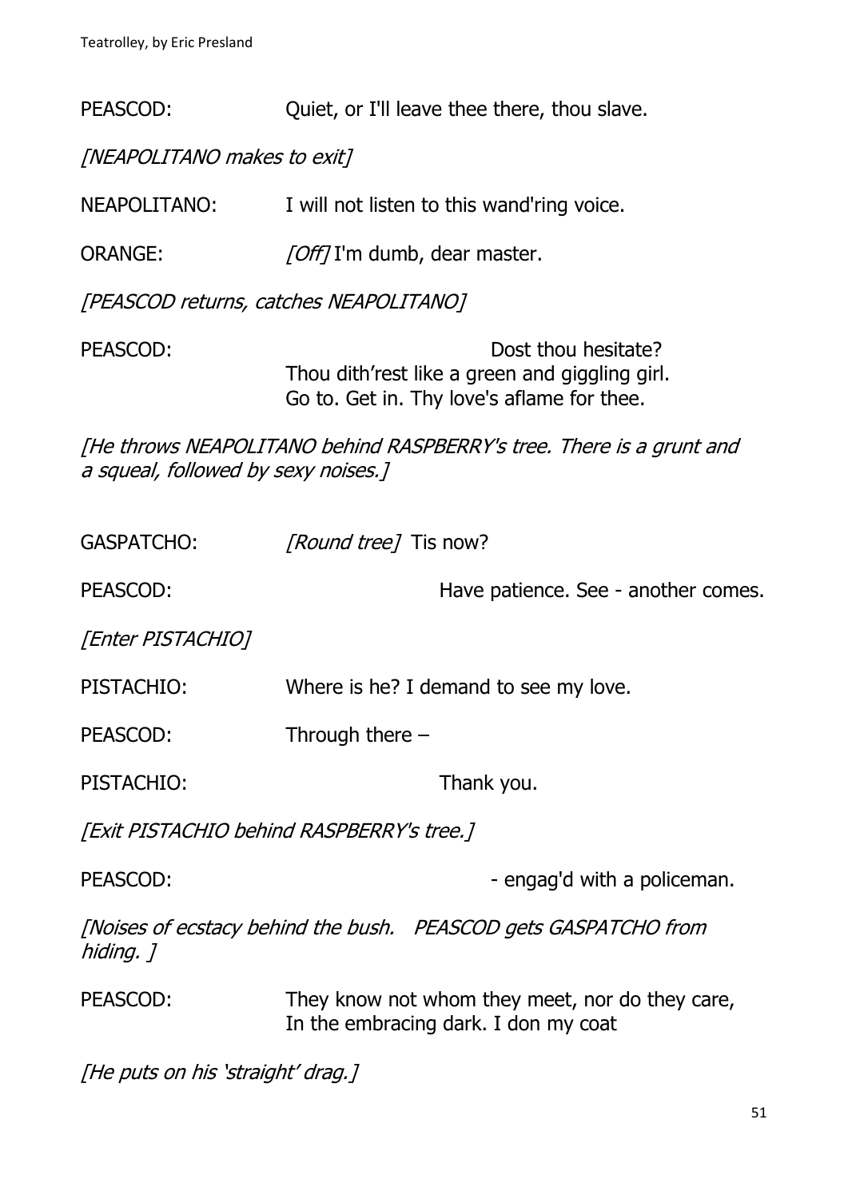PEASCOD: Quiet, or I'll leave thee there, thou slave.

*[NEAPOLITANO makes to exit]*

NEAPOLITANO: I will not listen to this wand'ring voice.

ORANGE: *[Off]* I'm dumb, dear master.

*[PEASCOD returns, catches NEAPOLITANO]*

PEASCOD: Dost thou hesitate?
Thou dith'rest like a green and giggling girl.
Go to. Get in. Thy love's aflame for thee.

*[He throws NEAPOLITANO behind RASPBERRY's tree. There is a grunt and a squeal, followed by sexy noises.]*

GASPATCHO: *[Round tree]* Tis now?

PEASCOD: Have patience. See - another comes.

*[Enter PISTACHIO]*

PISTACHIO: Where is he? I demand to see my love.

PEASCOD: Through there –

PISTACHIO: Thank you.

*[Exit PISTACHIO behind RASPBERRY's tree.]*

PEASCOD: - engag'd with a policeman.

*[Noises of ecstacy behind the bush. PEASCOD gets GASPATCHO from hiding. ]*

PEASCOD: They know not whom they meet, nor do they care,
In the embracing dark. I don my coat

*[He puts on his 'straight' drag.]*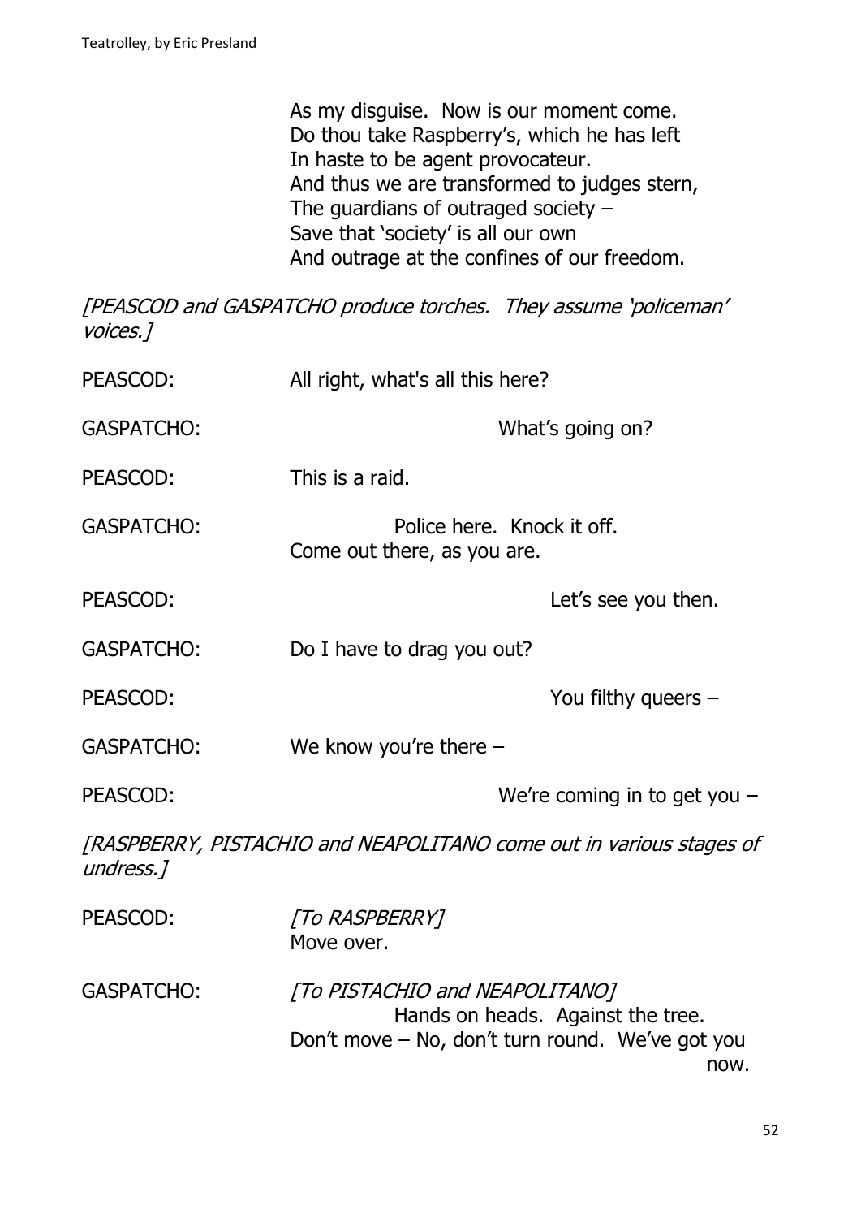As my disguise. Now is our moment come.
Do thou take Raspberry's, which he has left
In haste to be agent provocateur.
And thus we are transformed to judges stern,
The guardians of outraged society –
Save that 'society' is all our own
And outrage at the confines of our freedom.

*[PEASCOD and GASPATCHO produce torches. They assume 'policeman' voices.]*

PEASCOD: All right, what's all this here?

GASPATCHO: What's going on?

PEASCOD: This is a raid.

GASPATCHO: Police here. Knock it off.
Come out there, as you are.

PEASCOD: Let's see you then.

GASPATCHO: Do I have to drag you out?

PEASCOD: You filthy queers –

GASPATCHO: We know you're there –

PEASCOD: We're coming in to get you –

*[RASPBERRY, PISTACHIO and NEAPOLITANO come out in various stages of undress.]*

PEASCOD: *[To RASPBERRY]*
Move over.

GASPATCHO: *[To PISTACHIO and NEAPOLITANO]*
Hands on heads. Against the tree.
Don't move – No, don't turn round. We've got you now.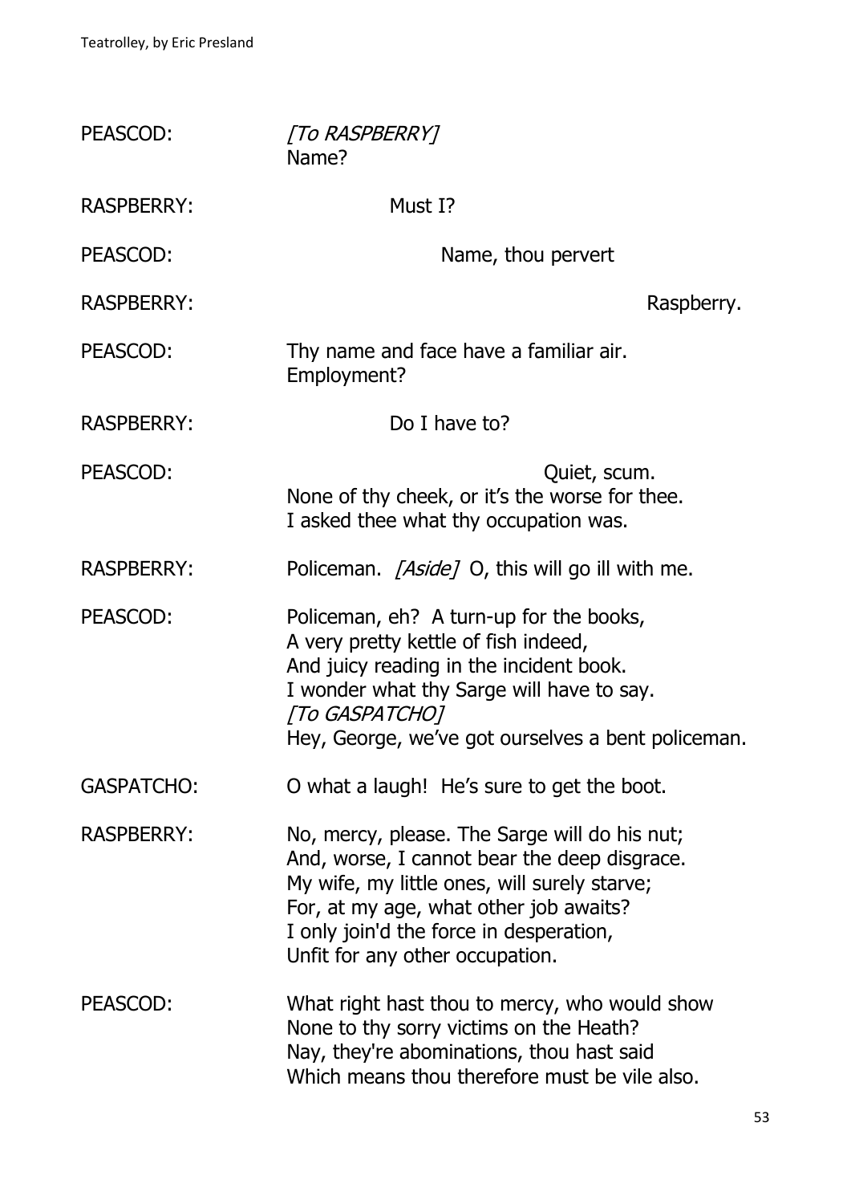PEASCOD: *[To RASPBERRY]*
Name?

RASPBERRY: Must I?

PEASCOD: Name, thou pervert

RASPBERRY: Raspberry.

PEASCOD: Thy name and face have a familiar air.
Employment?

RASPBERRY: Do I have to?

PEASCOD: Quiet, scum.
None of thy cheek, or it's the worse for thee.
I asked thee what thy occupation was.

RASPBERRY: Policeman. *[Aside]* O, this will go ill with me.

PEASCOD: Policeman, eh? A turn-up for the books,
A very pretty kettle of fish indeed,
And juicy reading in the incident book.
I wonder what thy Sarge will have to say.
*[To GASPATCHO]*
Hey, George, we've got ourselves a bent policeman.

GASPATCHO: O what a laugh! He's sure to get the boot.

RASPBERRY: No, mercy, please. The Sarge will do his nut;
And, worse, I cannot bear the deep disgrace.
My wife, my little ones, will surely starve;
For, at my age, what other job awaits?
I only join'd the force in desperation,
Unfit for any other occupation.

PEASCOD: What right hast thou to mercy, who would show
None to thy sorry victims on the Heath?
Nay, they're abominations, thou hast said
Which means thou therefore must be vile also.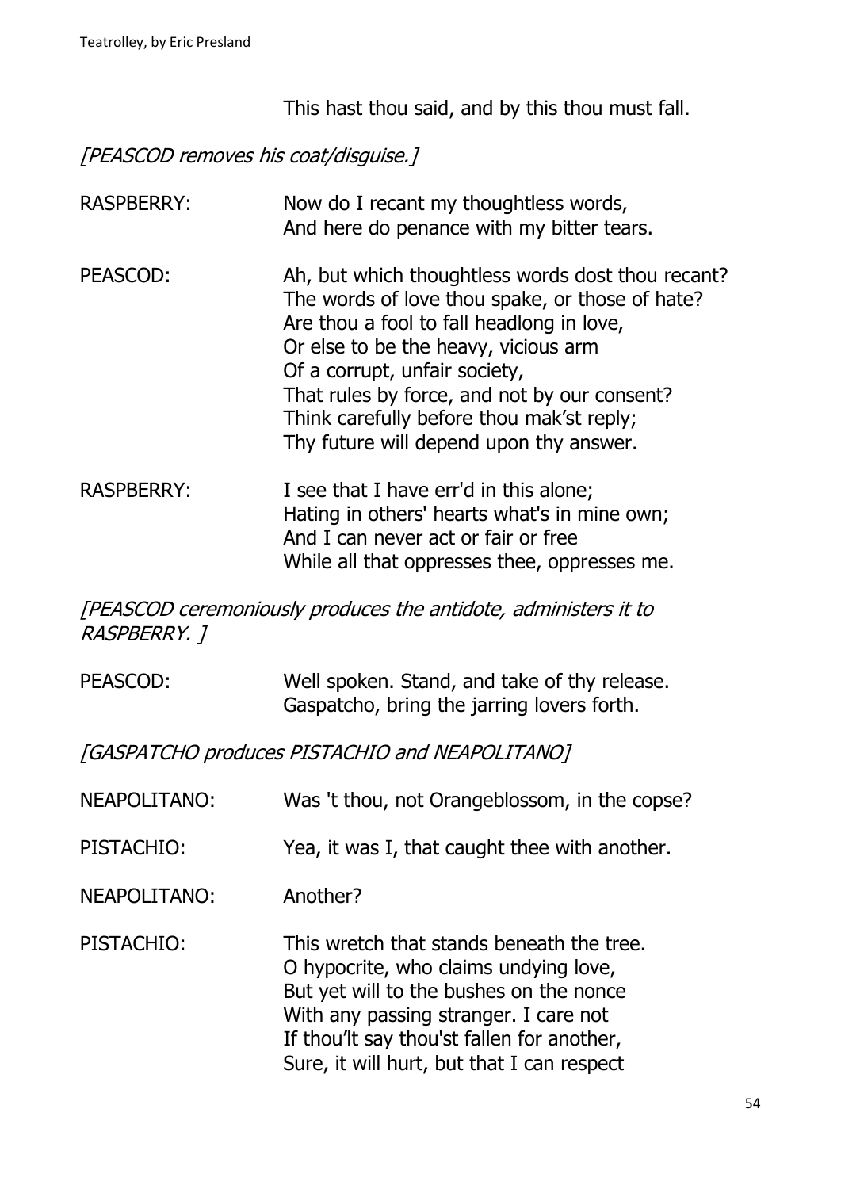This hast thou said, and by this thou must fall.

*[PEASCOD removes his coat/disguise.]*

RASPBERRY: Now do I recant my thoughtless words,
And here do penance with my bitter tears.

PEASCOD: Ah, but which thoughtless words dost thou recant?
The words of love thou spake, or those of hate?
Are thou a fool to fall headlong in love,
Or else to be the heavy, vicious arm
Of a corrupt, unfair society,
That rules by force, and not by our consent?
Think carefully before thou mak'st reply;
Thy future will depend upon thy answer.

RASPBERRY: I see that I have err'd in this alone;
Hating in others' hearts what's in mine own;
And I can never act or fair or free
While all that oppresses thee, oppresses me.

*[PEASCOD ceremoniously produces the antidote, administers it to RASPBERRY. ]*

PEASCOD: Well spoken. Stand, and take of thy release.
Gaspatcho, bring the jarring lovers forth.

*[GASPATCHO produces PISTACHIO and NEAPOLITANO]*

NEAPOLITANO: Was 't thou, not Orangeblossom, in the copse?

PISTACHIO: Yea, it was I, that caught thee with another.

NEAPOLITANO: Another?

PISTACHIO: This wretch that stands beneath the tree.
O hypocrite, who claims undying love,
But yet will to the bushes on the nonce
With any passing stranger. I care not
If thou'lt say thou'st fallen for another,
Sure, it will hurt, but that I can respect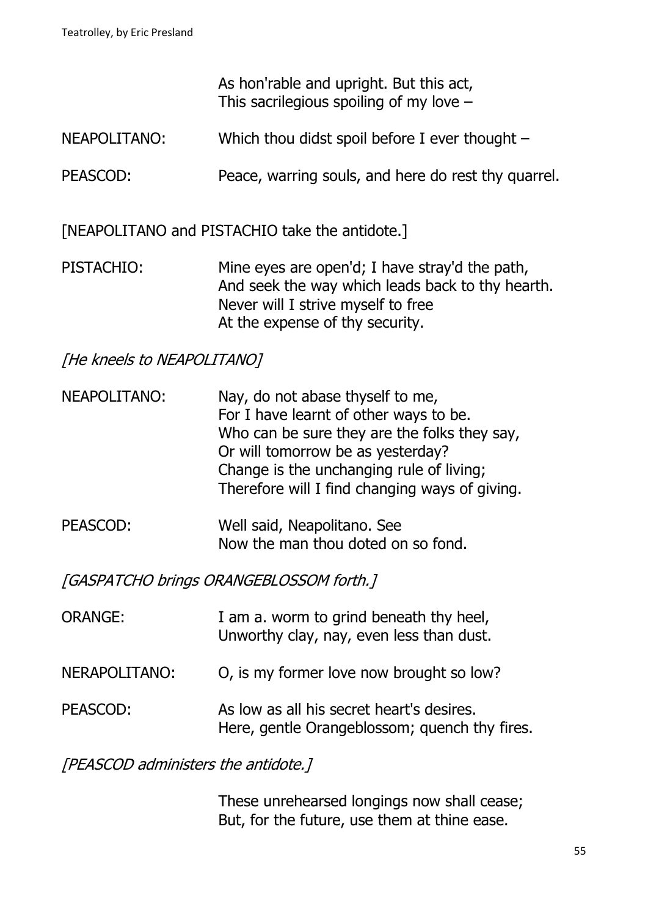As hon'rable and upright. But this act,
This sacrilegious spoiling of my love –

NEAPOLITANO: Which thou didst spoil before I ever thought –

PEASCOD: Peace, warring souls, and here do rest thy quarrel.

[NEAPOLITANO and PISTACHIO take the antidote.]

PISTACHIO: Mine eyes are open'd; I have stray'd the path,
And seek the way which leads back to thy hearth.
Never will I strive myself to free
At the expense of thy security.

*[He kneels to NEAPOLITANO]*

NEAPOLITANO: Nay, do not abase thyself to me,
For I have learnt of other ways to be.
Who can be sure they are the folks they say,
Or will tomorrow be as yesterday?
Change is the unchanging rule of living;
Therefore will I find changing ways of giving.

PEASCOD: Well said, Neapolitano. See
Now the man thou doted on so fond.

*[GASPATCHO brings ORANGEBLOSSOM forth.]*

ORANGE: I am a. worm to grind beneath thy heel,
Unworthy clay, nay, even less than dust.

NERAPOLITANO: O, is my former love now brought so low?

PEASCOD: As low as all his secret heart's desires.
Here, gentle Orangeblossom; quench thy fires.

*[PEASCOD administers the antidote.]*

These unrehearsed longings now shall cease;
But, for the future, use them at thine ease.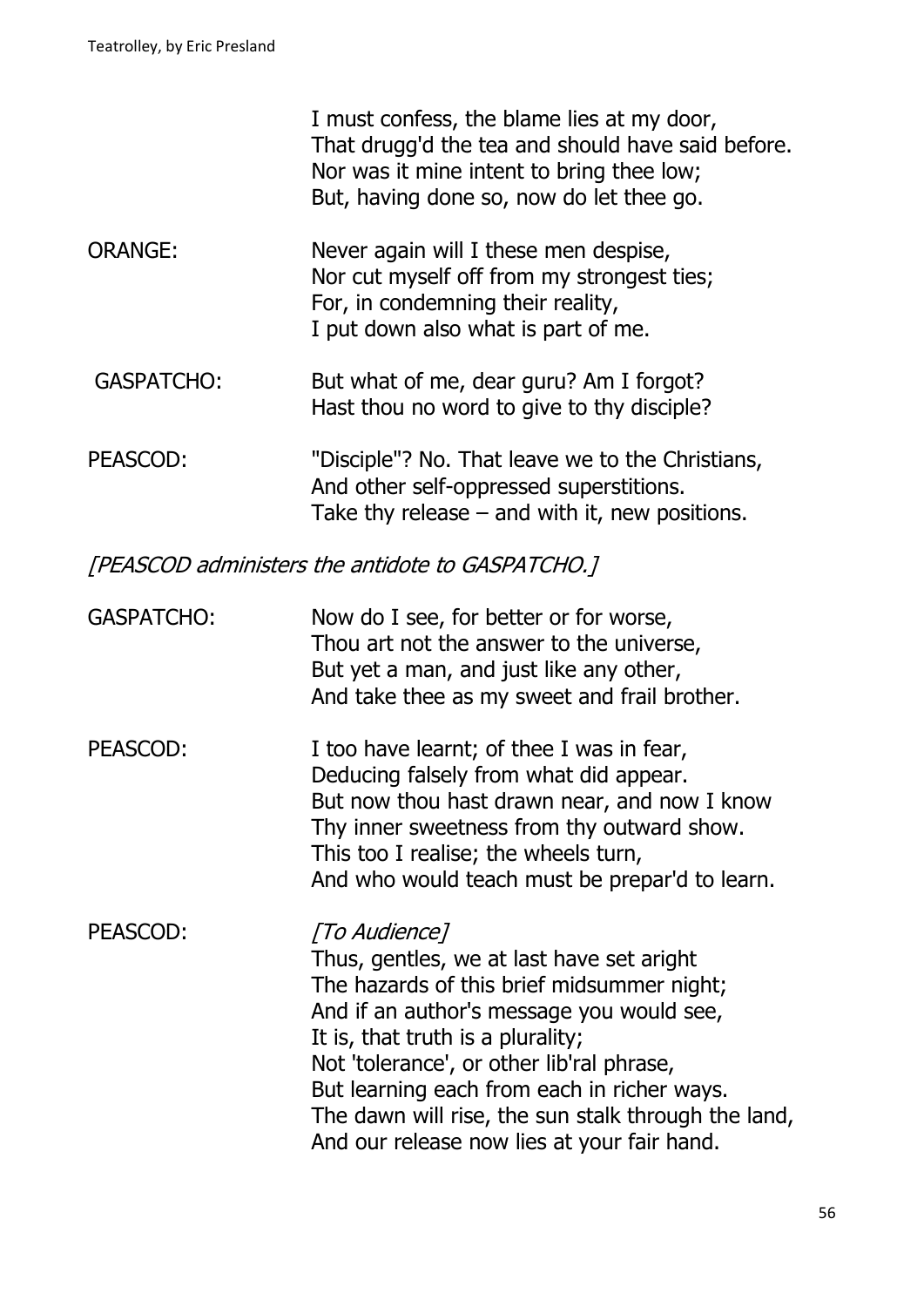I must confess, the blame lies at my door,
That drugg'd the tea and should have said before.
Nor was it mine intent to bring thee low;
But, having done so, now do let thee go.

ORANGE: Never again will I these men despise,
Nor cut myself off from my strongest ties;
For, in condemning their reality,
I put down also what is part of me.

GASPATCHO: But what of me, dear guru? Am I forgot?
Hast thou no word to give to thy disciple?

PEASCOD: "Disciple"? No. That leave we to the Christians,
And other self-oppressed superstitions.
Take thy release – and with it, new positions.

*[PEASCOD administers the antidote to GASPATCHO.]*

GASPATCHO: Now do I see, for better or for worse,
Thou art not the answer to the universe,
But yet a man, and just like any other,
And take thee as my sweet and frail brother.

PEASCOD: I too have learnt; of thee I was in fear,
Deducing falsely from what did appear.
But now thou hast drawn near, and now I know
Thy inner sweetness from thy outward show.
This too I realise; the wheels turn,
And who would teach must be prepar'd to learn.

PEASCOD: *[To Audience]*
Thus, gentles, we at last have set aright
The hazards of this brief midsummer night;
And if an author's message you would see,
It is, that truth is a plurality;
Not 'tolerance', or other lib'ral phrase,
But learning each from each in richer ways.
The dawn will rise, the sun stalk through the land,
And our release now lies at your fair hand.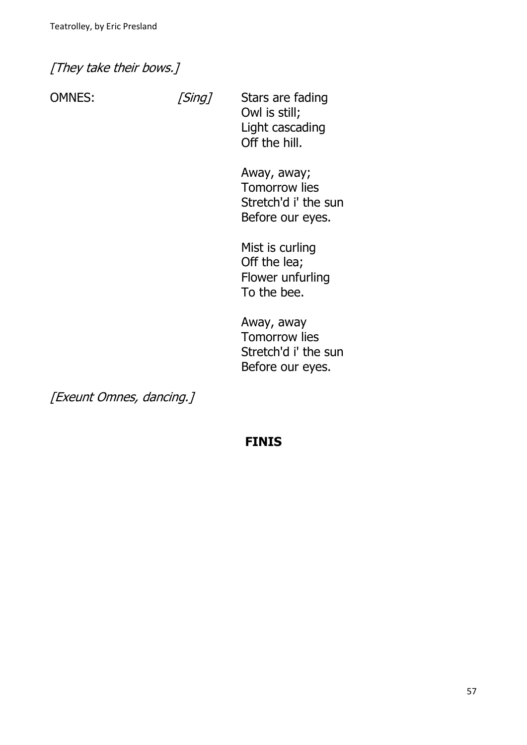*[They take their bows.]*

OMNES: *[Sing]*

Stars are fading
Owl is still;
Light cascading
Off the hill.

Away, away;
Tomorrow lies
Stretch'd i' the sun
Before our eyes.

Mist is curling
Off the lea;
Flower unfurling
To the bee.

Away, away
Tomorrow lies
Stretch'd i' the sun
Before our eyes.

*[Exeunt Omnes, dancing.]*

**FINIS**